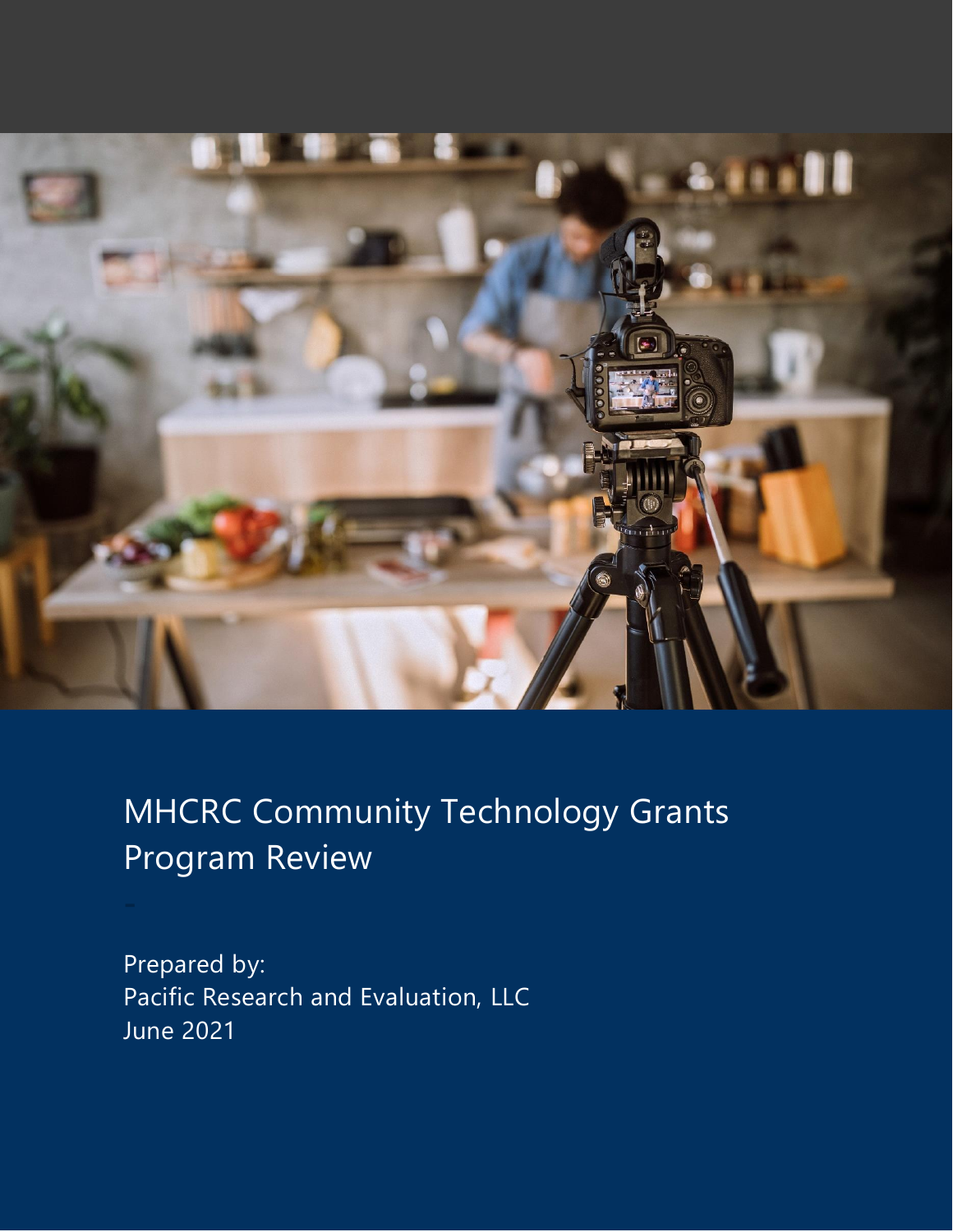# MHCRC Community Technology Grants Program Review

Prepared by:
Pacific Research and Evaluation, LLC
June 2021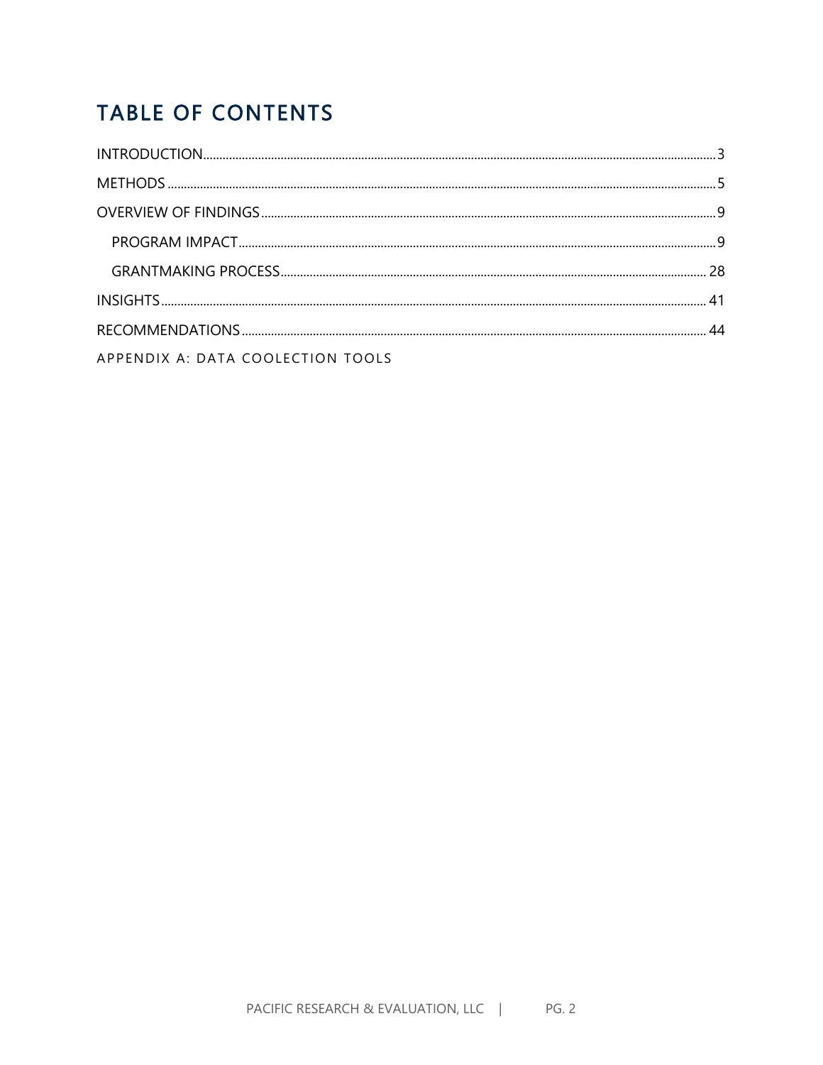# TABLE OF CONTENTS

INTRODUCTION .......... 3

METHODS .......... 5

OVERVIEW OF FINDINGS .......... 9

- PROGRAM IMPACT .......... 9
- GRANTMAKING PROCESS .......... 28

INSIGHTS .......... 41

RECOMMENDATIONS .......... 44

APPENDIX A: DATA COOLECTION TOOLS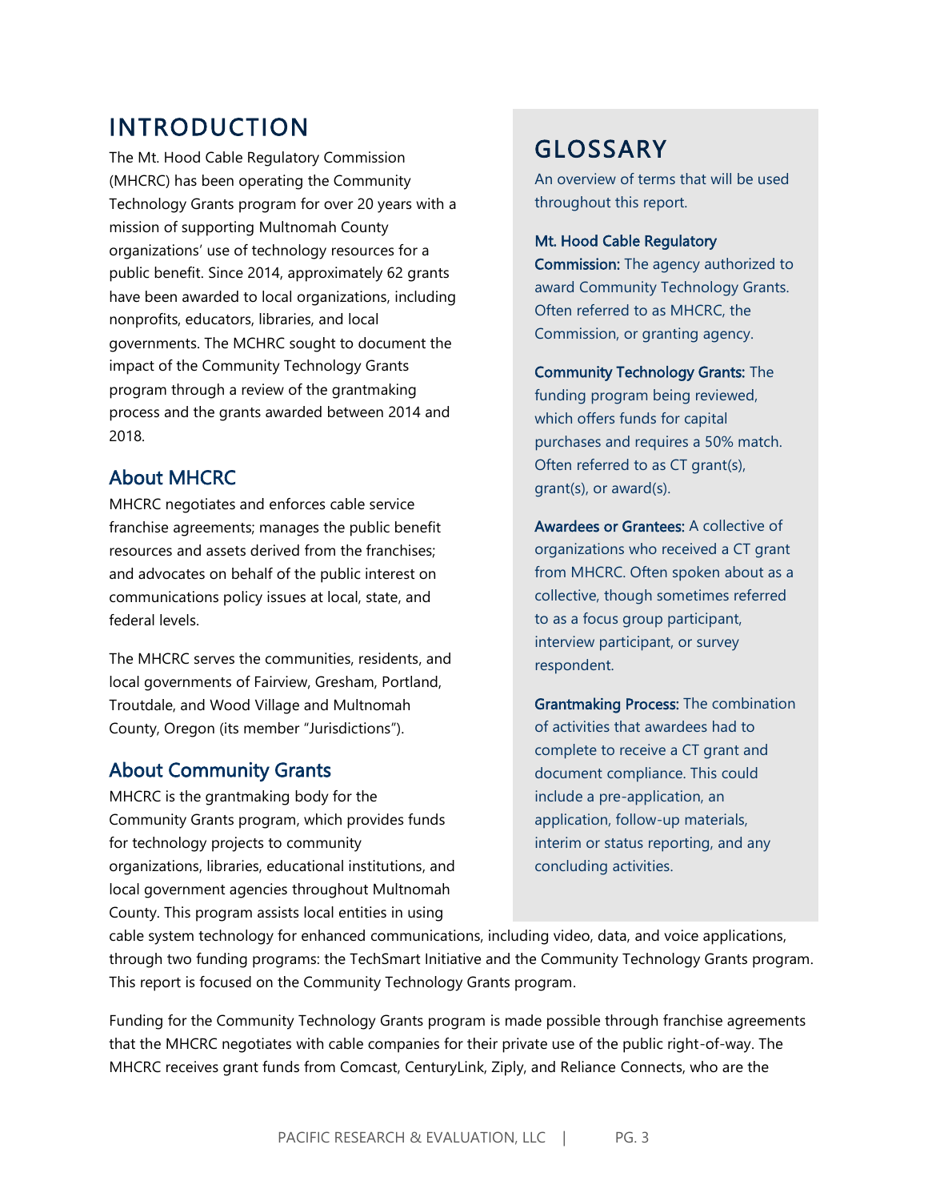# INTRODUCTION

The Mt. Hood Cable Regulatory Commission (MHCRC) has been operating the Community Technology Grants program for over 20 years with a mission of supporting Multnomah County organizations' use of technology resources for a public benefit. Since 2014, approximately 62 grants have been awarded to local organizations, including nonprofits, educators, libraries, and local governments. The MCHRC sought to document the impact of the Community Technology Grants program through a review of the grantmaking process and the grants awarded between 2014 and 2018.

## About MHCRC

MHCRC negotiates and enforces cable service franchise agreements; manages the public benefit resources and assets derived from the franchises; and advocates on behalf of the public interest on communications policy issues at local, state, and federal levels.

The MHCRC serves the communities, residents, and local governments of Fairview, Gresham, Portland, Troutdale, and Wood Village and Multnomah County, Oregon (its member "Jurisdictions").

## About Community Grants

MHCRC is the grantmaking body for the Community Grants program, which provides funds for technology projects to community organizations, libraries, educational institutions, and local government agencies throughout Multnomah County. This program assists local entities in using cable system technology for enhanced communications, including video, data, and voice applications, through two funding programs: the TechSmart Initiative and the Community Technology Grants program. This report is focused on the Community Technology Grants program.

Funding for the Community Technology Grants program is made possible through franchise agreements that the MHCRC negotiates with cable companies for their private use of the public right-of-way. The MHCRC receives grant funds from Comcast, CenturyLink, Ziply, and Reliance Connects, who are the

# GLOSSARY

An overview of terms that will be used throughout this report.

**Mt. Hood Cable Regulatory Commission:** The agency authorized to award Community Technology Grants. Often referred to as MHCRC, the Commission, or granting agency.

**Community Technology Grants:** The funding program being reviewed, which offers funds for capital purchases and requires a 50% match. Often referred to as CT grant(s), grant(s), or award(s).

**Awardees or Grantees:** A collective of organizations who received a CT grant from MHCRC. Often spoken about as a collective, though sometimes referred to as a focus group participant, interview participant, or survey respondent.

**Grantmaking Process:** The combination of activities that awardees had to complete to receive a CT grant and document compliance. This could include a pre-application, an application, follow-up materials, interim or status reporting, and any concluding activities.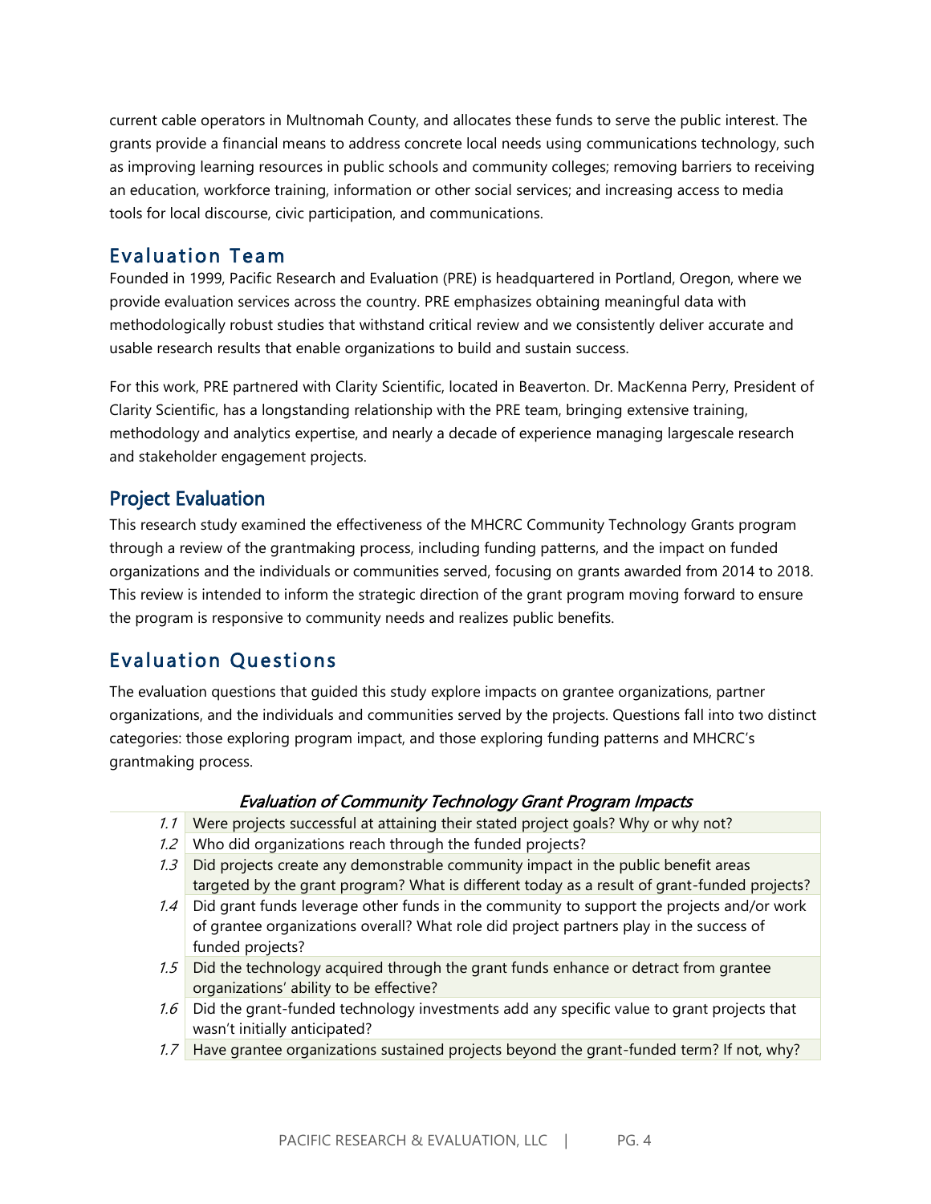current cable operators in Multnomah County, and allocates these funds to serve the public interest. The grants provide a financial means to address concrete local needs using communications technology, such as improving learning resources in public schools and community colleges; removing barriers to receiving an education, workforce training, information or other social services; and increasing access to media tools for local discourse, civic participation, and communications.

## Evaluation Team

Founded in 1999, Pacific Research and Evaluation (PRE) is headquartered in Portland, Oregon, where we provide evaluation services across the country. PRE emphasizes obtaining meaningful data with methodologically robust studies that withstand critical review and we consistently deliver accurate and usable research results that enable organizations to build and sustain success.

For this work, PRE partnered with Clarity Scientific, located in Beaverton. Dr. MacKenna Perry, President of Clarity Scientific, has a longstanding relationship with the PRE team, bringing extensive training, methodology and analytics expertise, and nearly a decade of experience managing largescale research and stakeholder engagement projects.

## Project Evaluation

This research study examined the effectiveness of the MHCRC Community Technology Grants program through a review of the grantmaking process, including funding patterns, and the impact on funded organizations and the individuals or communities served, focusing on grants awarded from 2014 to 2018. This review is intended to inform the strategic direction of the grant program moving forward to ensure the program is responsive to community needs and realizes public benefits.

## Evaluation Questions

The evaluation questions that guided this study explore impacts on grantee organizations, partner organizations, and the individuals and communities served by the projects. Questions fall into two distinct categories: those exploring program impact, and those exploring funding patterns and MHCRC's grantmaking process.

*Evaluation of Community Technology Grant Program Impacts*

| | |
|---|---|
| *1.1* | Were projects successful at attaining their stated project goals? Why or why not? |
| *1.2* | Who did organizations reach through the funded projects? |
| *1.3* | Did projects create any demonstrable community impact in the public benefit areas targeted by the grant program? What is different today as a result of grant-funded projects? |
| *1.4* | Did grant funds leverage other funds in the community to support the projects and/or work of grantee organizations overall? What role did project partners play in the success of funded projects? |
| *1.5* | Did the technology acquired through the grant funds enhance or detract from grantee organizations' ability to be effective? |
| *1.6* | Did the grant-funded technology investments add any specific value to grant projects that wasn't initially anticipated? |
| *1.7* | Have grantee organizations sustained projects beyond the grant-funded term? If not, why? |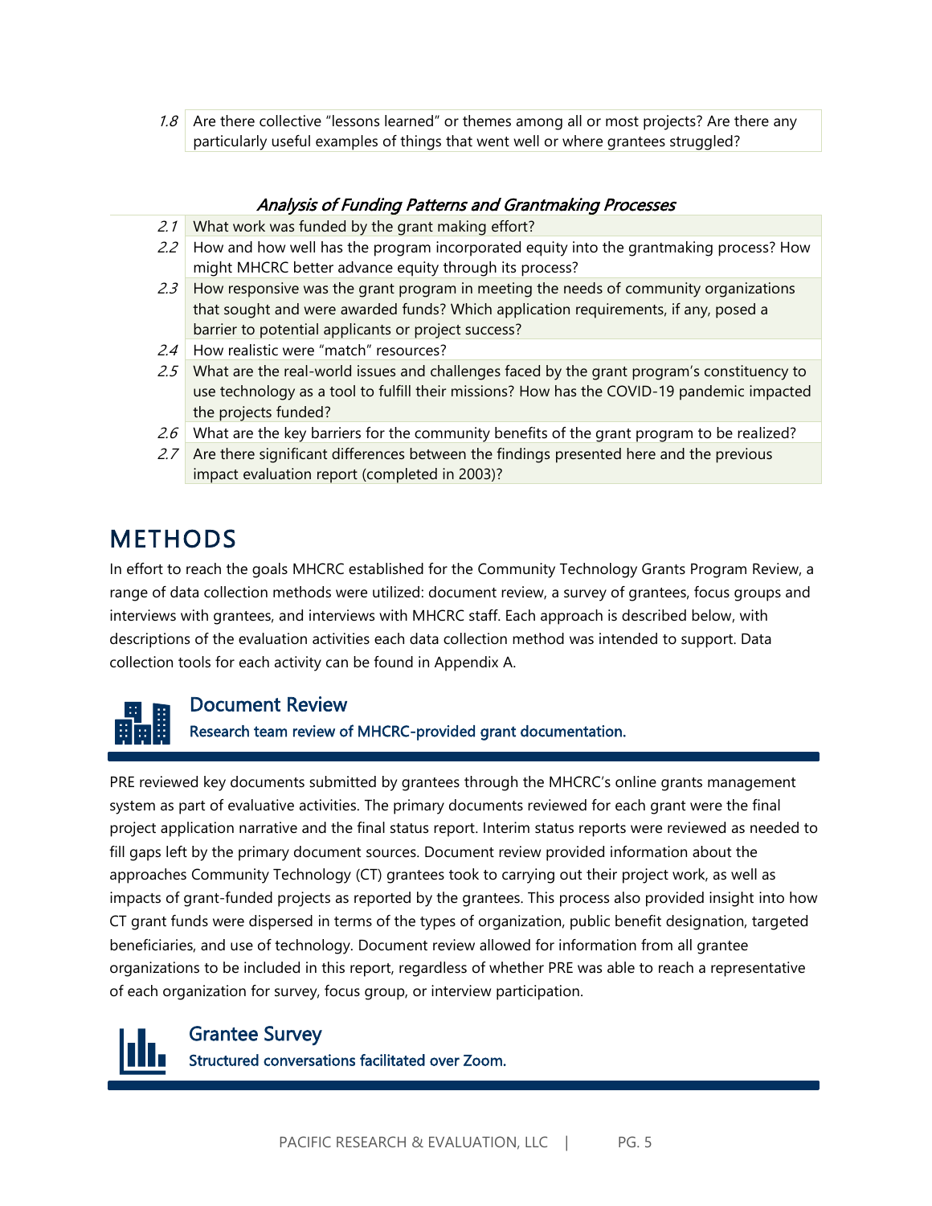| | |
|---|---|
| *1.8* | Are there collective "lessons learned" or themes among all or most projects? Are there any particularly useful examples of things that went well or where grantees struggled? |

***Analysis of Funding Patterns and Grantmaking Processes***

| | |
|---|---|
| *2.1* | What work was funded by the grant making effort? |
| *2.2* | How and how well has the program incorporated equity into the grantmaking process? How might MHCRC better advance equity through its process? |
| *2.3* | How responsive was the grant program in meeting the needs of community organizations that sought and were awarded funds? Which application requirements, if any, posed a barrier to potential applicants or project success? |
| *2.4* | How realistic were "match" resources? |
| *2.5* | What are the real-world issues and challenges faced by the grant program's constituency to use technology as a tool to fulfill their missions? How has the COVID-19 pandemic impacted the projects funded? |
| *2.6* | What are the key barriers for the community benefits of the grant program to be realized? |
| *2.7* | Are there significant differences between the findings presented here and the previous impact evaluation report (completed in 2003)? |

# METHODS

In effort to reach the goals MHCRC established for the Community Technology Grants Program Review, a range of data collection methods were utilized: document review, a survey of grantees, focus groups and interviews with grantees, and interviews with MHCRC staff. Each approach is described below, with descriptions of the evaluation activities each data collection method was intended to support. Data collection tools for each activity can be found in Appendix A.

## Document Review

**Research team review of MHCRC-provided grant documentation.**

PRE reviewed key documents submitted by grantees through the MHCRC's online grants management system as part of evaluative activities. The primary documents reviewed for each grant were the final project application narrative and the final status report. Interim status reports were reviewed as needed to fill gaps left by the primary document sources. Document review provided information about the approaches Community Technology (CT) grantees took to carrying out their project work, as well as impacts of grant-funded projects as reported by the grantees. This process also provided insight into how CT grant funds were dispersed in terms of the types of organization, public benefit designation, targeted beneficiaries, and use of technology. Document review allowed for information from all grantee organizations to be included in this report, regardless of whether PRE was able to reach a representative of each organization for survey, focus group, or interview participation.

## Grantee Survey

**Structured conversations facilitated over Zoom.**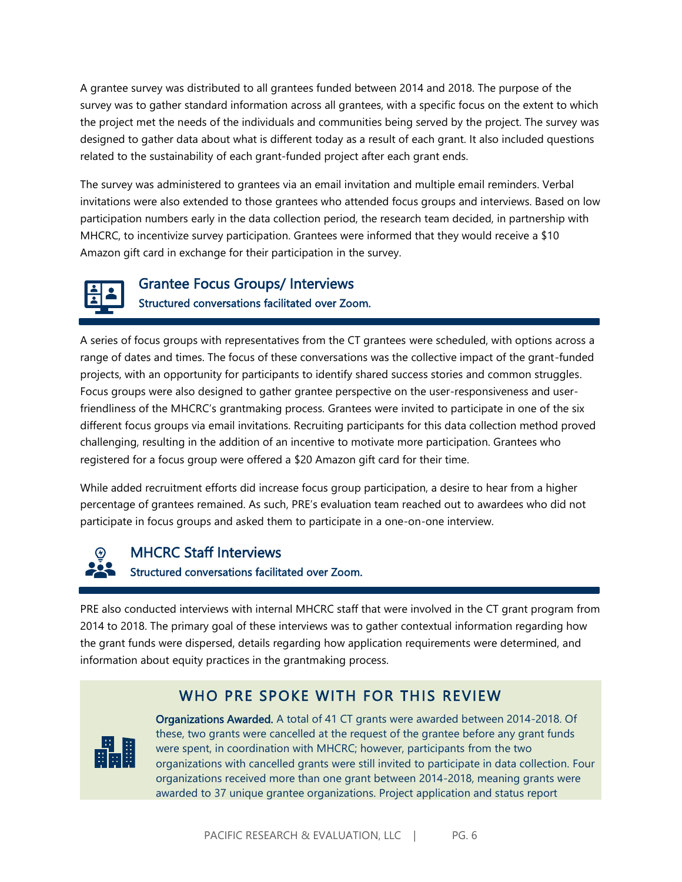A grantee survey was distributed to all grantees funded between 2014 and 2018. The purpose of the survey was to gather standard information across all grantees, with a specific focus on the extent to which the project met the needs of the individuals and communities being served by the project. The survey was designed to gather data about what is different today as a result of each grant. It also included questions related to the sustainability of each grant-funded project after each grant ends.

The survey was administered to grantees via an email invitation and multiple email reminders. Verbal invitations were also extended to those grantees who attended focus groups and interviews. Based on low participation numbers early in the data collection period, the research team decided, in partnership with MHCRC, to incentivize survey participation. Grantees were informed that they would receive a $10 Amazon gift card in exchange for their participation in the survey.

## Grantee Focus Groups/ Interviews

**Structured conversations facilitated over Zoom.**

A series of focus groups with representatives from the CT grantees were scheduled, with options across a range of dates and times. The focus of these conversations was the collective impact of the grant-funded projects, with an opportunity for participants to identify shared success stories and common struggles. Focus groups were also designed to gather grantee perspective on the user-responsiveness and user-friendliness of the MHCRC's grantmaking process. Grantees were invited to participate in one of the six different focus groups via email invitations. Recruiting participants for this data collection method proved challenging, resulting in the addition of an incentive to motivate more participation. Grantees who registered for a focus group were offered a $20 Amazon gift card for their time.

While added recruitment efforts did increase focus group participation, a desire to hear from a higher percentage of grantees remained. As such, PRE's evaluation team reached out to awardees who did not participate in focus groups and asked them to participate in a one-on-one interview.

## MHCRC Staff Interviews

**Structured conversations facilitated over Zoom.**

PRE also conducted interviews with internal MHCRC staff that were involved in the CT grant program from 2014 to 2018. The primary goal of these interviews was to gather contextual information regarding how the grant funds were dispersed, details regarding how application requirements were determined, and information about equity practices in the grantmaking process.

### WHO PRE SPOKE WITH FOR THIS REVIEW

**Organizations Awarded.** A total of 41 CT grants were awarded between 2014-2018. Of these, two grants were cancelled at the request of the grantee before any grant funds were spent, in coordination with MHCRC; however, participants from the two organizations with cancelled grants were still invited to participate in data collection. Four organizations received more than one grant between 2014-2018, meaning grants were awarded to 37 unique grantee organizations. Project application and status report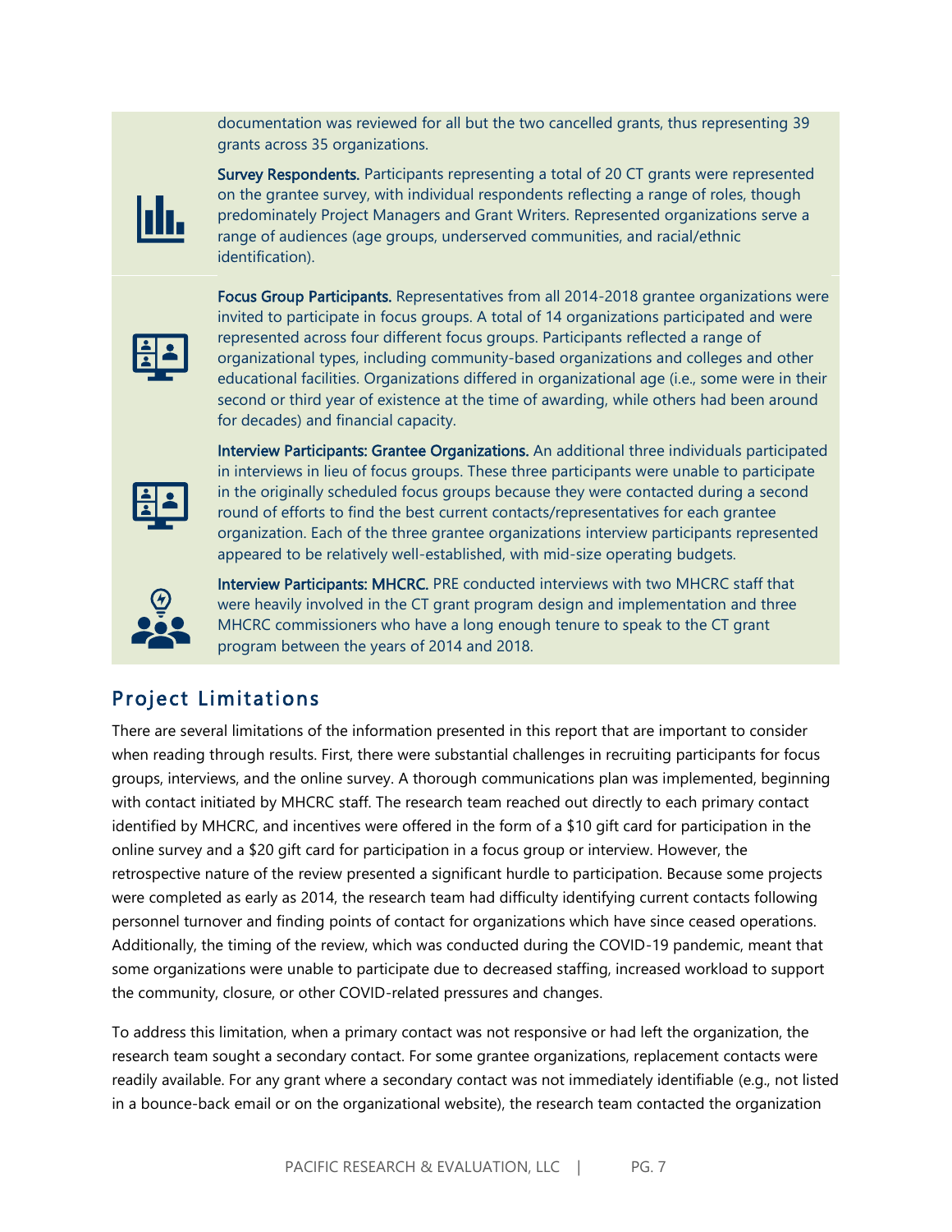documentation was reviewed for all but the two cancelled grants, thus representing 39 grants across 35 organizations.

**Survey Respondents.** Participants representing a total of 20 CT grants were represented on the grantee survey, with individual respondents reflecting a range of roles, though predominately Project Managers and Grant Writers. Represented organizations serve a range of audiences (age groups, underserved communities, and racial/ethnic identification).

**Focus Group Participants.** Representatives from all 2014-2018 grantee organizations were invited to participate in focus groups. A total of 14 organizations participated and were represented across four different focus groups. Participants reflected a range of organizational types, including community-based organizations and colleges and other educational facilities. Organizations differed in organizational age (i.e., some were in their second or third year of existence at the time of awarding, while others had been around for decades) and financial capacity.

**Interview Participants: Grantee Organizations.** An additional three individuals participated in interviews in lieu of focus groups. These three participants were unable to participate in the originally scheduled focus groups because they were contacted during a second round of efforts to find the best current contacts/representatives for each grantee organization. Each of the three grantee organizations interview participants represented appeared to be relatively well-established, with mid-size operating budgets.

**Interview Participants: MHCRC.** PRE conducted interviews with two MHCRC staff that were heavily involved in the CT grant program design and implementation and three MHCRC commissioners who have a long enough tenure to speak to the CT grant program between the years of 2014 and 2018.

## Project Limitations

There are several limitations of the information presented in this report that are important to consider when reading through results. First, there were substantial challenges in recruiting participants for focus groups, interviews, and the online survey. A thorough communications plan was implemented, beginning with contact initiated by MHCRC staff. The research team reached out directly to each primary contact identified by MHCRC, and incentives were offered in the form of a $10 gift card for participation in the online survey and a $20 gift card for participation in a focus group or interview. However, the retrospective nature of the review presented a significant hurdle to participation. Because some projects were completed as early as 2014, the research team had difficulty identifying current contacts following personnel turnover and finding points of contact for organizations which have since ceased operations. Additionally, the timing of the review, which was conducted during the COVID-19 pandemic, meant that some organizations were unable to participate due to decreased staffing, increased workload to support the community, closure, or other COVID-related pressures and changes.

To address this limitation, when a primary contact was not responsive or had left the organization, the research team sought a secondary contact. For some grantee organizations, replacement contacts were readily available. For any grant where a secondary contact was not immediately identifiable (e.g., not listed in a bounce-back email or on the organizational website), the research team contacted the organization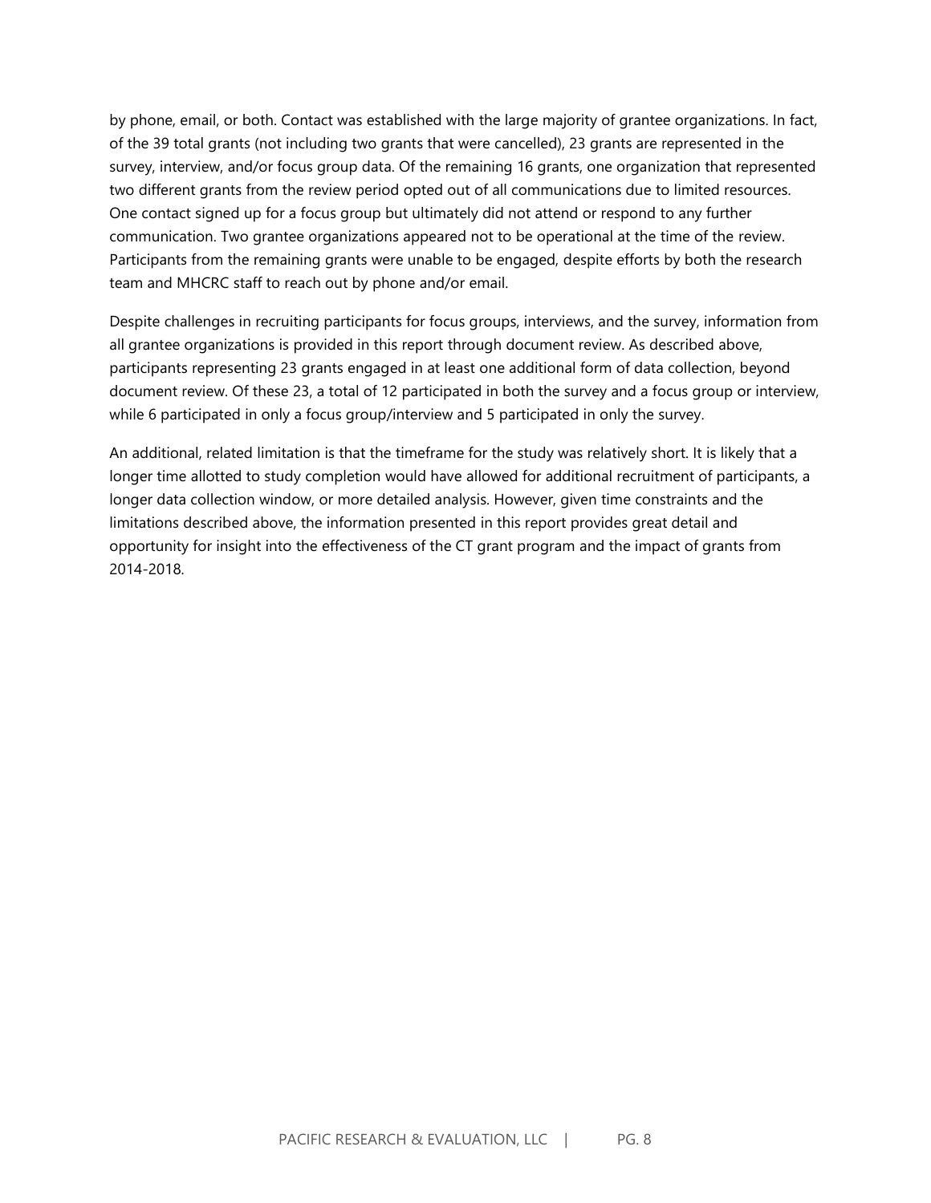by phone, email, or both. Contact was established with the large majority of grantee organizations. In fact, of the 39 total grants (not including two grants that were cancelled), 23 grants are represented in the survey, interview, and/or focus group data. Of the remaining 16 grants, one organization that represented two different grants from the review period opted out of all communications due to limited resources. One contact signed up for a focus group but ultimately did not attend or respond to any further communication. Two grantee organizations appeared not to be operational at the time of the review. Participants from the remaining grants were unable to be engaged, despite efforts by both the research team and MHCRC staff to reach out by phone and/or email.

Despite challenges in recruiting participants for focus groups, interviews, and the survey, information from all grantee organizations is provided in this report through document review. As described above, participants representing 23 grants engaged in at least one additional form of data collection, beyond document review. Of these 23, a total of 12 participated in both the survey and a focus group or interview, while 6 participated in only a focus group/interview and 5 participated in only the survey.

An additional, related limitation is that the timeframe for the study was relatively short. It is likely that a longer time allotted to study completion would have allowed for additional recruitment of participants, a longer data collection window, or more detailed analysis. However, given time constraints and the limitations described above, the information presented in this report provides great detail and opportunity for insight into the effectiveness of the CT grant program and the impact of grants from 2014-2018.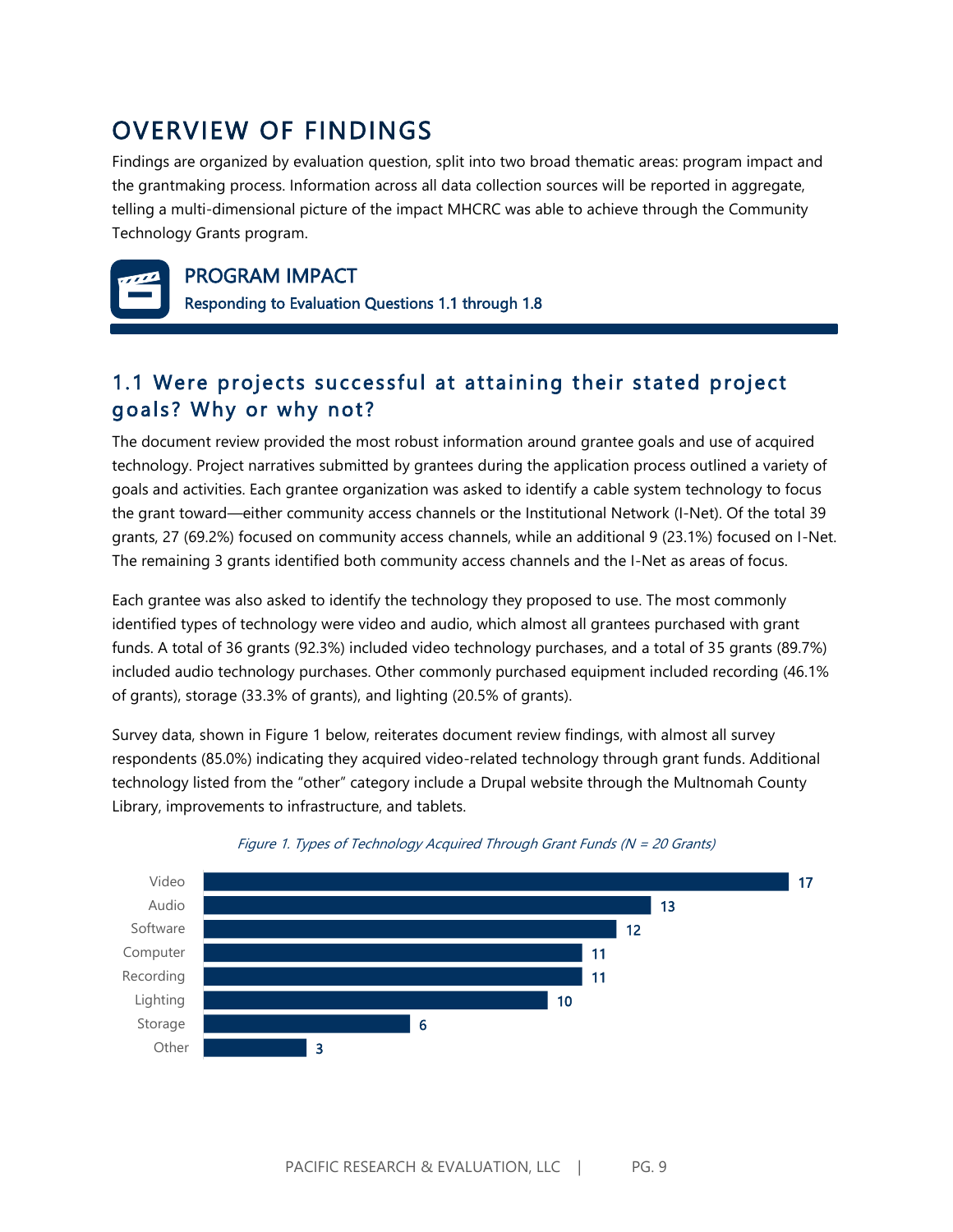# OVERVIEW OF FINDINGS

Findings are organized by evaluation question, split into two broad thematic areas: program impact and the grantmaking process. Information across all data collection sources will be reported in aggregate, telling a multi-dimensional picture of the impact MHCRC was able to achieve through the Community Technology Grants program.

## PROGRAM IMPACT

**Responding to Evaluation Questions 1.1 through 1.8**

### 1.1 Were projects successful at attaining their stated project goals? Why or why not?

The document review provided the most robust information around grantee goals and use of acquired technology. Project narratives submitted by grantees during the application process outlined a variety of goals and activities. Each grantee organization was asked to identify a cable system technology to focus the grant toward—either community access channels or the Institutional Network (I-Net). Of the total 39 grants, 27 (69.2%) focused on community access channels, while an additional 9 (23.1%) focused on I-Net. The remaining 3 grants identified both community access channels and the I-Net as areas of focus.

Each grantee was also asked to identify the technology they proposed to use. The most commonly identified types of technology were video and audio, which almost all grantees purchased with grant funds. A total of 36 grants (92.3%) included video technology purchases, and a total of 35 grants (89.7%) included audio technology purchases. Other commonly purchased equipment included recording (46.1% of grants), storage (33.3% of grants), and lighting (20.5% of grants).

Survey data, shown in Figure 1 below, reiterates document review findings, with almost all survey respondents (85.0%) indicating they acquired video-related technology through grant funds. Additional technology listed from the "other" category include a Drupal website through the Multnomah County Library, improvements to infrastructure, and tablets.

*Figure 1. Types of Technology Acquired Through Grant Funds (N = 20 Grants)*

| Technology | Grants |
|---|---|
| Video | 17 |
| Audio | 13 |
| Software | 12 |
| Computer | 11 |
| Recording | 11 |
| Lighting | 10 |
| Storage | 6 |
| Other | 3 |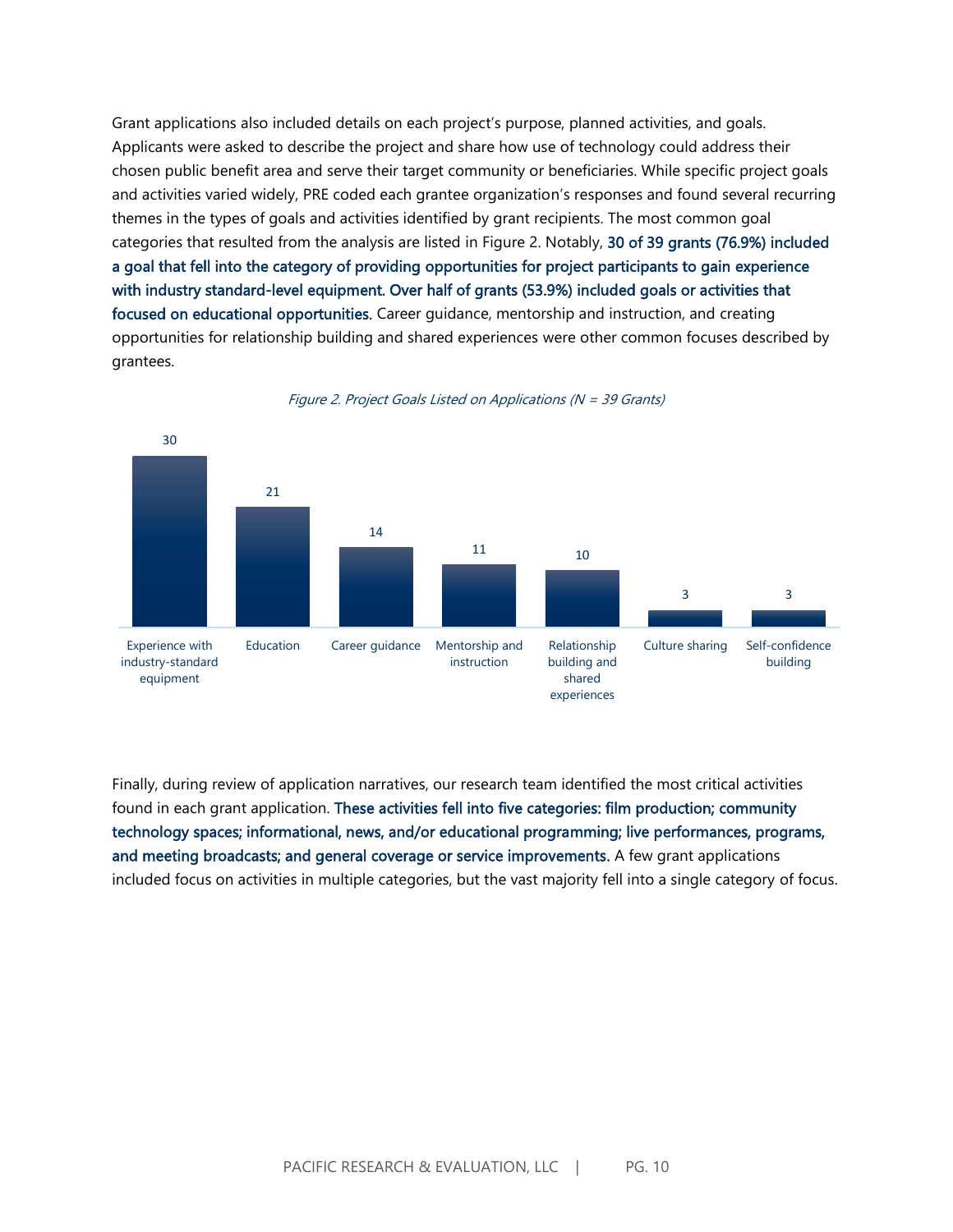Grant applications also included details on each project's purpose, planned activities, and goals. Applicants were asked to describe the project and share how use of technology could address their chosen public benefit area and serve their target community or beneficiaries. While specific project goals and activities varied widely, PRE coded each grantee organization's responses and found several recurring themes in the types of goals and activities identified by grant recipients. The most common goal categories that resulted from the analysis are listed in Figure 2. Notably, **30 of 39 grants (76.9%) included a goal that fell into the category of providing opportunities for project participants to gain experience with industry standard-level equipment. Over half of grants (53.9%) included goals or activities that focused on educational opportunities.** Career guidance, mentorship and instruction, and creating opportunities for relationship building and shared experiences were other common focuses described by grantees.

*Figure 2. Project Goals Listed on Applications (N = 39 Grants)*

| Goal | Number of Grants |
|---|---|
| Experience with industry-standard equipment | 30 |
| Education | 21 |
| Career guidance | 14 |
| Mentorship and instruction | 11 |
| Relationship building and shared experiences | 10 |
| Culture sharing | 3 |
| Self-confidence building | 3 |

Finally, during review of application narratives, our research team identified the most critical activities found in each grant application. **These activities fell into five categories: film production; community technology spaces; informational, news, and/or educational programming; live performances, programs, and meeting broadcasts; and general coverage or service improvements.** A few grant applications included focus on activities in multiple categories, but the vast majority fell into a single category of focus.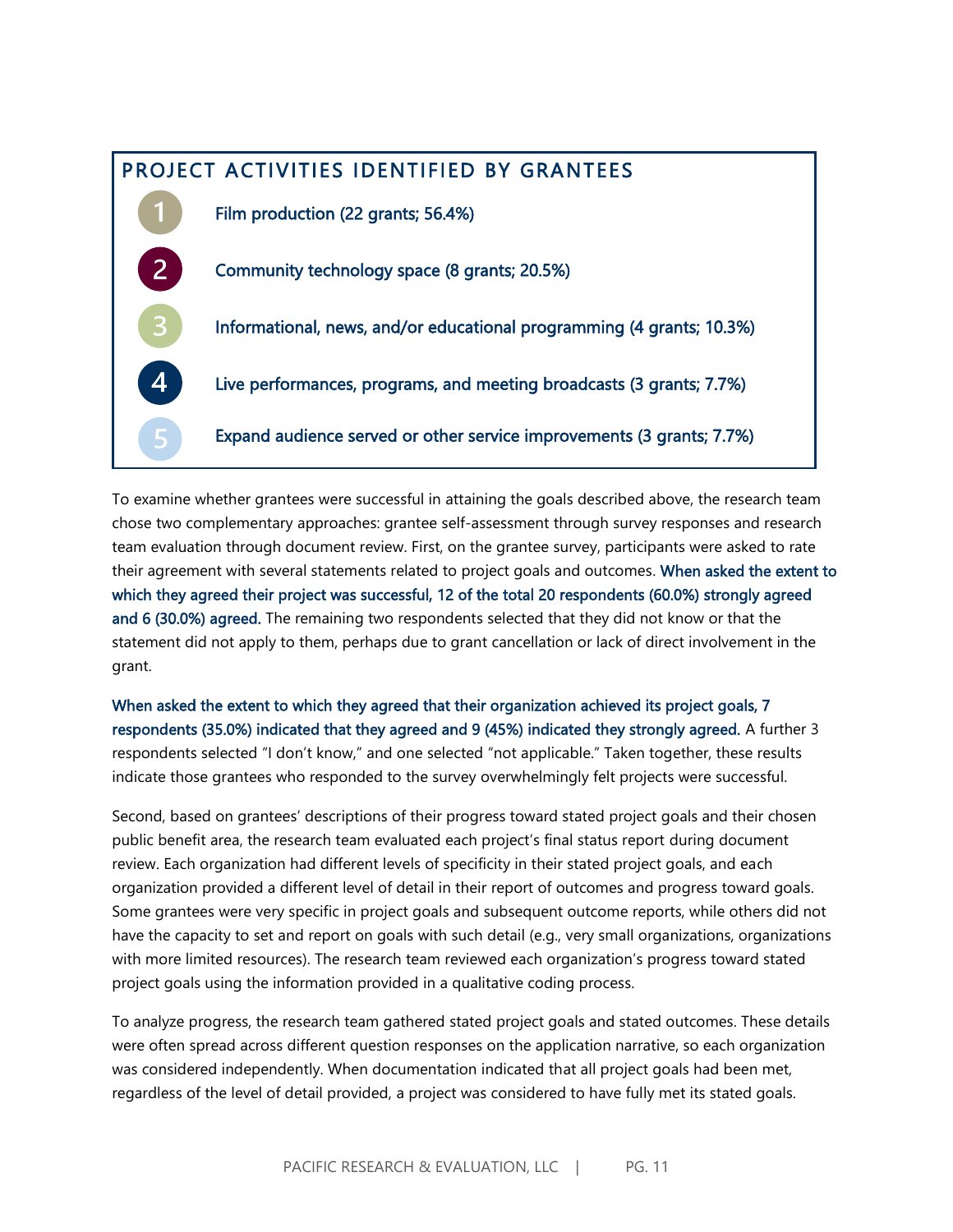## PROJECT ACTIVITIES IDENTIFIED BY GRANTEES

1. Film production (22 grants; 56.4%)
2. Community technology space (8 grants; 20.5%)
3. Informational, news, and/or educational programming (4 grants; 10.3%)
4. Live performances, programs, and meeting broadcasts (3 grants; 7.7%)
5. Expand audience served or other service improvements (3 grants; 7.7%)

To examine whether grantees were successful in attaining the goals described above, the research team chose two complementary approaches: grantee self-assessment through survey responses and research team evaluation through document review. First, on the grantee survey, participants were asked to rate their agreement with several statements related to project goals and outcomes. **When asked the extent to which they agreed their project was successful, 12 of the total 20 respondents (60.0%) strongly agreed and 6 (30.0%) agreed.** The remaining two respondents selected that they did not know or that the statement did not apply to them, perhaps due to grant cancellation or lack of direct involvement in the grant.

**When asked the extent to which they agreed that their organization achieved its project goals, 7 respondents (35.0%) indicated that they agreed and 9 (45%) indicated they strongly agreed.** A further 3 respondents selected "I don't know," and one selected "not applicable." Taken together, these results indicate those grantees who responded to the survey overwhelmingly felt projects were successful.

Second, based on grantees' descriptions of their progress toward stated project goals and their chosen public benefit area, the research team evaluated each project's final status report during document review. Each organization had different levels of specificity in their stated project goals, and each organization provided a different level of detail in their report of outcomes and progress toward goals. Some grantees were very specific in project goals and subsequent outcome reports, while others did not have the capacity to set and report on goals with such detail (e.g., very small organizations, organizations with more limited resources). The research team reviewed each organization's progress toward stated project goals using the information provided in a qualitative coding process.

To analyze progress, the research team gathered stated project goals and stated outcomes. These details were often spread across different question responses on the application narrative, so each organization was considered independently. When documentation indicated that all project goals had been met, regardless of the level of detail provided, a project was considered to have fully met its stated goals.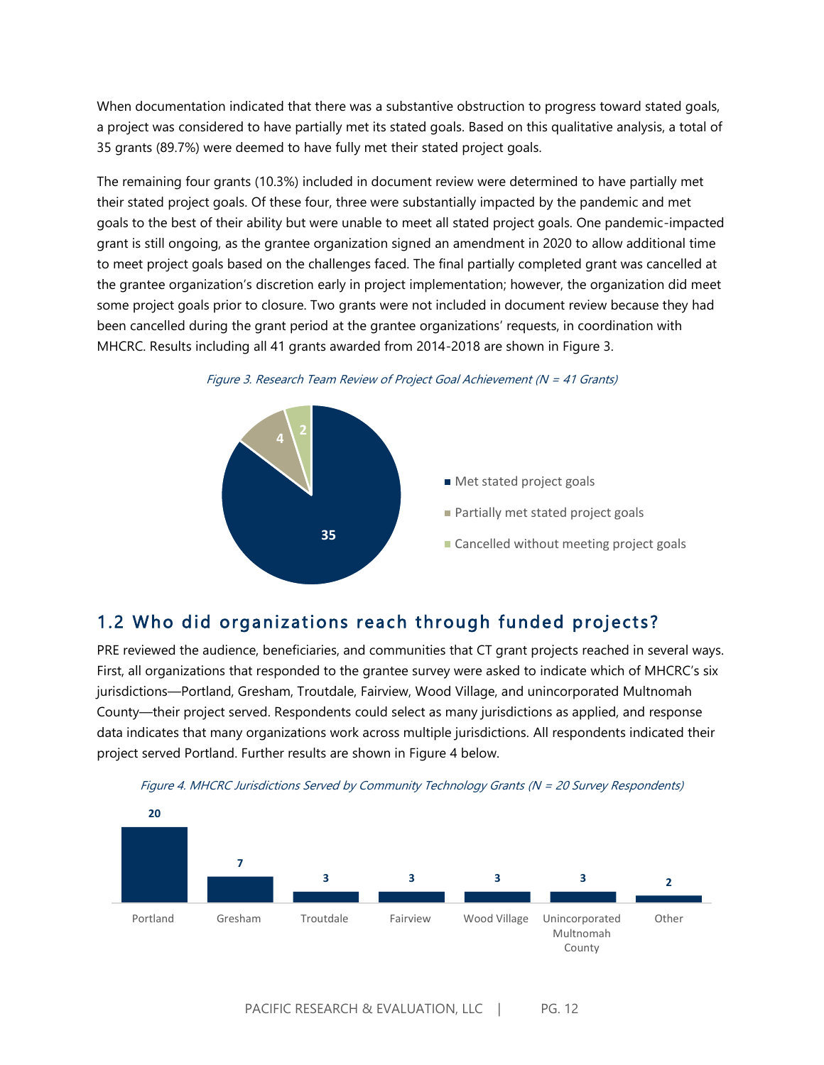When documentation indicated that there was a substantive obstruction to progress toward stated goals, a project was considered to have partially met its stated goals. Based on this qualitative analysis, a total of 35 grants (89.7%) were deemed to have fully met their stated project goals.

The remaining four grants (10.3%) included in document review were determined to have partially met their stated project goals. Of these four, three were substantially impacted by the pandemic and met goals to the best of their ability but were unable to meet all stated project goals. One pandemic-impacted grant is still ongoing, as the grantee organization signed an amendment in 2020 to allow additional time to meet project goals based on the challenges faced. The final partially completed grant was cancelled at the grantee organization's discretion early in project implementation; however, the organization did meet some project goals prior to closure. Two grants were not included in document review because they had been cancelled during the grant period at the grantee organizations' requests, in coordination with MHCRC. Results including all 41 grants awarded from 2014-2018 are shown in Figure 3.

*Figure 3. Research Team Review of Project Goal Achievement (N = 41 Grants)*

| Category | Grants |
|---|---|
| Met stated project goals | 35 |
| Partially met stated project goals | 4 |
| Cancelled without meeting project goals | 2 |

## 1.2 Who did organizations reach through funded projects?

PRE reviewed the audience, beneficiaries, and communities that CT grant projects reached in several ways. First, all organizations that responded to the grantee survey were asked to indicate which of MHCRC's six jurisdictions—Portland, Gresham, Troutdale, Fairview, Wood Village, and unincorporated Multnomah County—their project served. Respondents could select as many jurisdictions as applied, and response data indicates that many organizations work across multiple jurisdictions. All respondents indicated their project served Portland. Further results are shown in Figure 4 below.

*Figure 4. MHCRC Jurisdictions Served by Community Technology Grants (N = 20 Survey Respondents)*

| Jurisdiction | Respondents |
|---|---|
| Portland | 20 |
| Gresham | 7 |
| Troutdale | 3 |
| Fairview | 3 |
| Wood Village | 3 |
| Unincorporated Multnomah County | 3 |
| Other | 2 |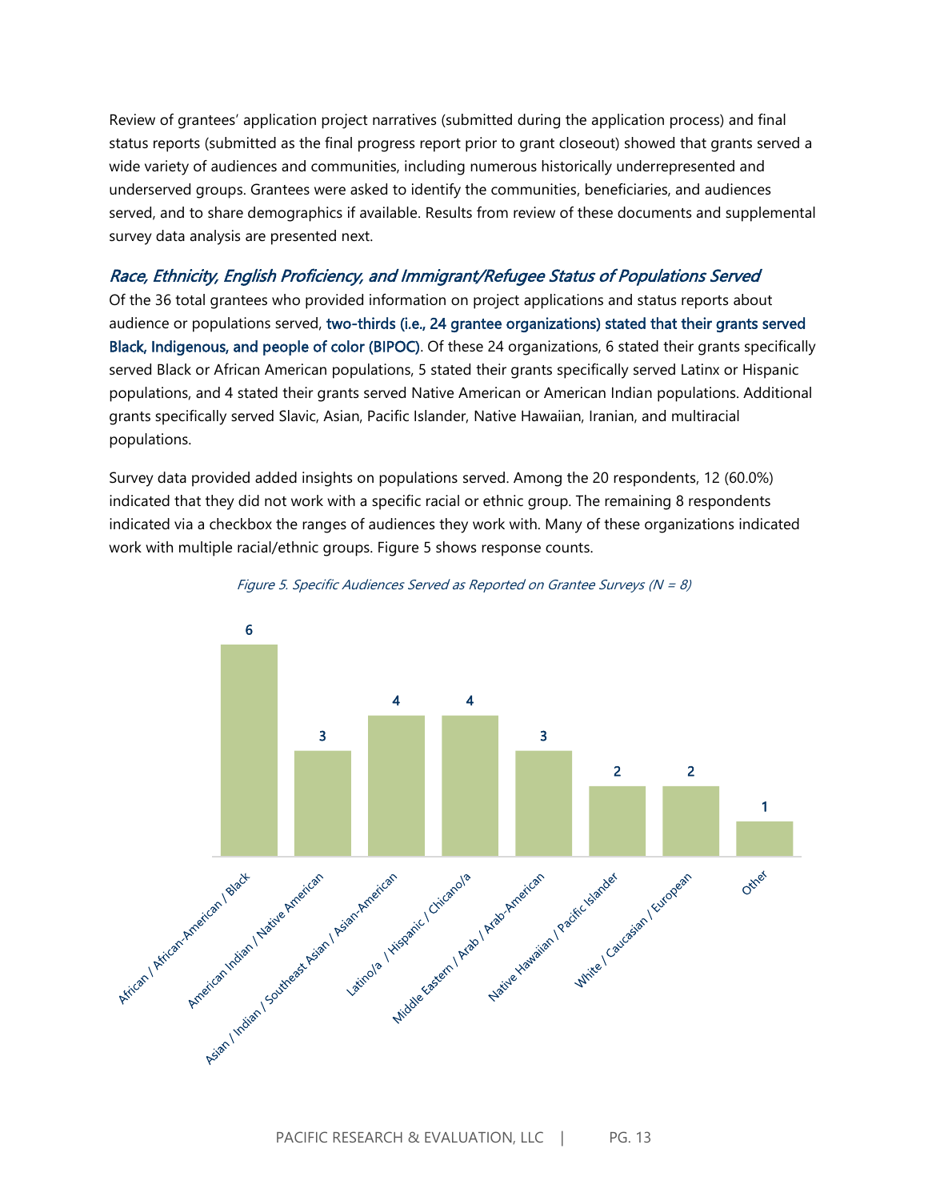Review of grantees' application project narratives (submitted during the application process) and final status reports (submitted as the final progress report prior to grant closeout) showed that grants served a wide variety of audiences and communities, including numerous historically underrepresented and underserved groups. Grantees were asked to identify the communities, beneficiaries, and audiences served, and to share demographics if available. Results from review of these documents and supplemental survey data analysis are presented next.

### *Race, Ethnicity, English Proficiency, and Immigrant/Refugee Status of Populations Served*

Of the 36 total grantees who provided information on project applications and status reports about audience or populations served, **two-thirds (i.e., 24 grantee organizations) stated that their grants served Black, Indigenous, and people of color (BIPOC)**. Of these 24 organizations, 6 stated their grants specifically served Black or African American populations, 5 stated their grants specifically served Latinx or Hispanic populations, and 4 stated their grants served Native American or American Indian populations. Additional grants specifically served Slavic, Asian, Pacific Islander, Native Hawaiian, Iranian, and multiracial populations.

Survey data provided added insights on populations served. Among the 20 respondents, 12 (60.0%) indicated that they did not work with a specific racial or ethnic group. The remaining 8 respondents indicated via a checkbox the ranges of audiences they work with. Many of these organizations indicated work with multiple racial/ethnic groups. Figure 5 shows response counts.

*Figure 5. Specific Audiences Served as Reported on Grantee Surveys (N = 8)*

| Audience | Count |
|---|---|
| African / African-American / Black | 6 |
| American Indian / Native American | 3 |
| Asian / Indian / Southeast Asian / Asian-American | 4 |
| Latino/a / Hispanic / Chicano/a | 4 |
| Middle Eastern / Arab / Arab-American | 3 |
| Native Hawaiian / Pacific Islander | 2 |
| White / Caucasian / European | 2 |
| Other | 1 |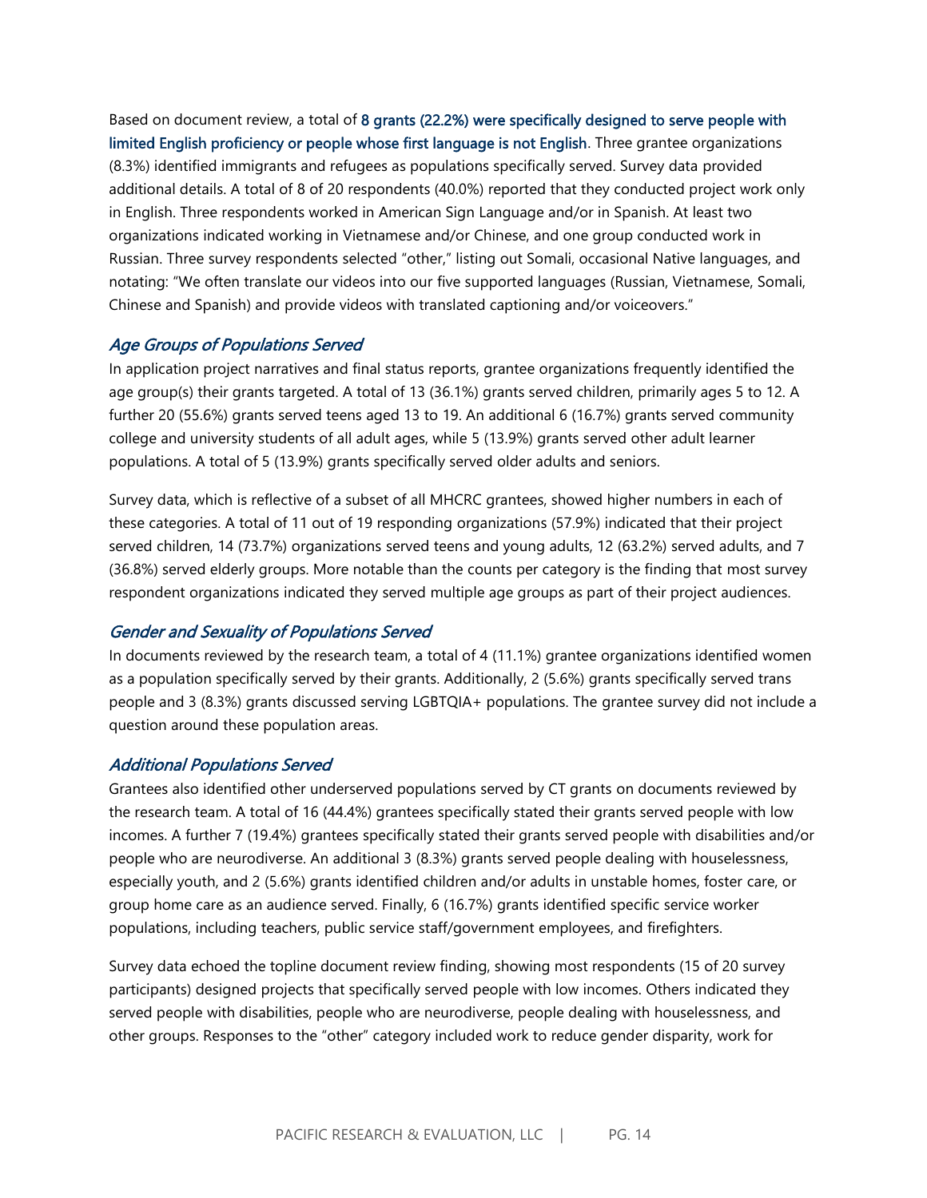Based on document review, a total of **8 grants (22.2%) were specifically designed to serve people with limited English proficiency or people whose first language is not English**. Three grantee organizations (8.3%) identified immigrants and refugees as populations specifically served. Survey data provided additional details. A total of 8 of 20 respondents (40.0%) reported that they conducted project work only in English. Three respondents worked in American Sign Language and/or in Spanish. At least two organizations indicated working in Vietnamese and/or Chinese, and one group conducted work in Russian. Three survey respondents selected "other," listing out Somali, occasional Native languages, and notating: "We often translate our videos into our five supported languages (Russian, Vietnamese, Somali, Chinese and Spanish) and provide videos with translated captioning and/or voiceovers."

### *Age Groups of Populations Served*

In application project narratives and final status reports, grantee organizations frequently identified the age group(s) their grants targeted. A total of 13 (36.1%) grants served children, primarily ages 5 to 12. A further 20 (55.6%) grants served teens aged 13 to 19. An additional 6 (16.7%) grants served community college and university students of all adult ages, while 5 (13.9%) grants served other adult learner populations. A total of 5 (13.9%) grants specifically served older adults and seniors.

Survey data, which is reflective of a subset of all MHCRC grantees, showed higher numbers in each of these categories. A total of 11 out of 19 responding organizations (57.9%) indicated that their project served children, 14 (73.7%) organizations served teens and young adults, 12 (63.2%) served adults, and 7 (36.8%) served elderly groups. More notable than the counts per category is the finding that most survey respondent organizations indicated they served multiple age groups as part of their project audiences.

### *Gender and Sexuality of Populations Served*

In documents reviewed by the research team, a total of 4 (11.1%) grantee organizations identified women as a population specifically served by their grants. Additionally, 2 (5.6%) grants specifically served trans people and 3 (8.3%) grants discussed serving LGBTQIA+ populations. The grantee survey did not include a question around these population areas.

### *Additional Populations Served*

Grantees also identified other underserved populations served by CT grants on documents reviewed by the research team. A total of 16 (44.4%) grantees specifically stated their grants served people with low incomes. A further 7 (19.4%) grantees specifically stated their grants served people with disabilities and/or people who are neurodiverse. An additional 3 (8.3%) grants served people dealing with houselessness, especially youth, and 2 (5.6%) grants identified children and/or adults in unstable homes, foster care, or group home care as an audience served. Finally, 6 (16.7%) grants identified specific service worker populations, including teachers, public service staff/government employees, and firefighters.

Survey data echoed the topline document review finding, showing most respondents (15 of 20 survey participants) designed projects that specifically served people with low incomes. Others indicated they served people with disabilities, people who are neurodiverse, people dealing with houselessness, and other groups. Responses to the "other" category included work to reduce gender disparity, work for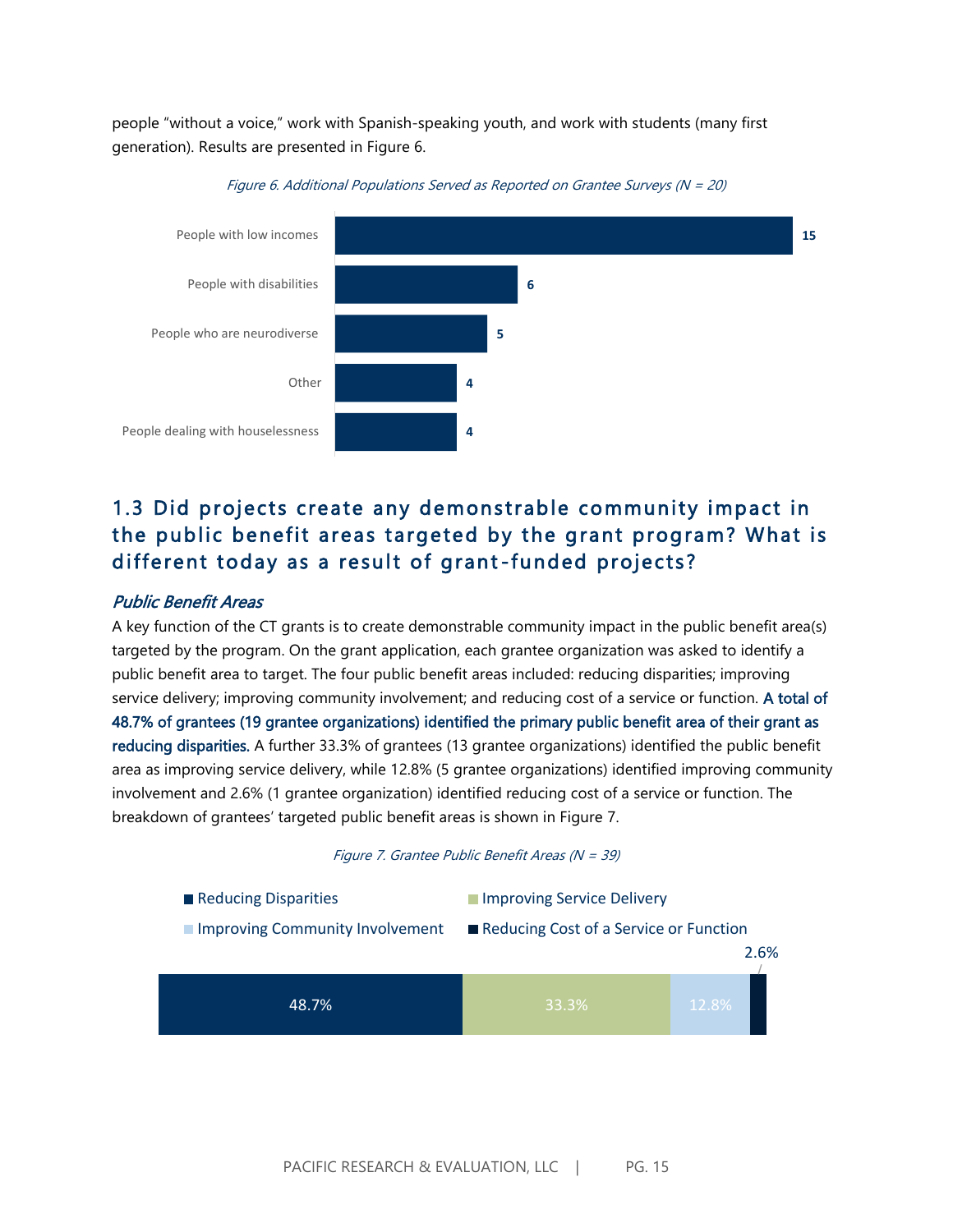people "without a voice," work with Spanish-speaking youth, and work with students (many first generation). Results are presented in Figure 6.

*Figure 6. Additional Populations Served as Reported on Grantee Surveys (N = 20)*

| Population | Count |
|---|---|
| People with low incomes | 15 |
| People with disabilities | 6 |
| People who are neurodiverse | 5 |
| Other | 4 |
| People dealing with houselessness | 4 |

## 1.3 Did projects create any demonstrable community impact in the public benefit areas targeted by the grant program? What is different today as a result of grant-funded projects?

### *Public Benefit Areas*

A key function of the CT grants is to create demonstrable community impact in the public benefit area(s) targeted by the program. On the grant application, each grantee organization was asked to identify a public benefit area to target. The four public benefit areas included: reducing disparities; improving service delivery; improving community involvement; and reducing cost of a service or function. **A total of 48.7% of grantees (19 grantee organizations) identified the primary public benefit area of their grant as reducing disparities.** A further 33.3% of grantees (13 grantee organizations) identified the public benefit area as improving service delivery, while 12.8% (5 grantee organizations) identified improving community involvement and 2.6% (1 grantee organization) identified reducing cost of a service or function. The breakdown of grantees' targeted public benefit areas is shown in Figure 7.

*Figure 7. Grantee Public Benefit Areas (N = 39)*

| Public Benefit Area | Percent |
|---|---|
| Reducing Disparities | 48.7% |
| Improving Service Delivery | 33.3% |
| Improving Community Involvement | 12.8% |
| Reducing Cost of a Service or Function | 2.6% |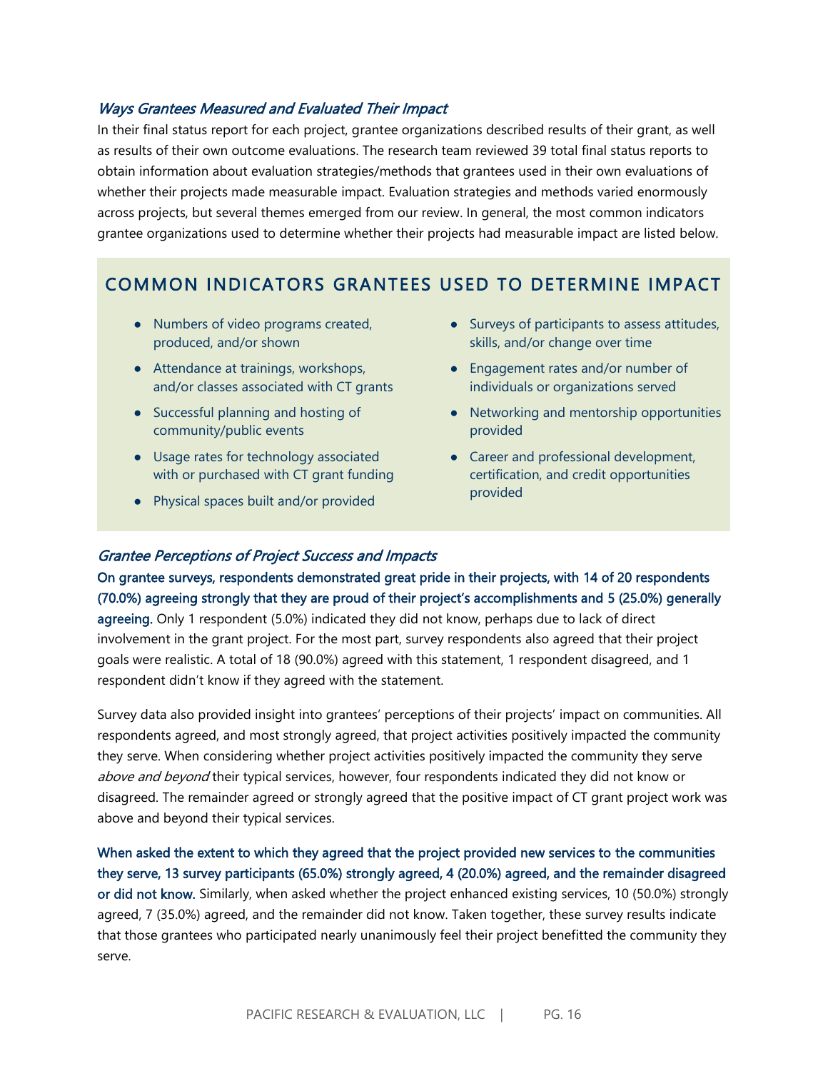### *Ways Grantees Measured and Evaluated Their Impact*

In their final status report for each project, grantee organizations described results of their grant, as well as results of their own outcome evaluations. The research team reviewed 39 total final status reports to obtain information about evaluation strategies/methods that grantees used in their own evaluations of whether their projects made measurable impact. Evaluation strategies and methods varied enormously across projects, but several themes emerged from our review. In general, the most common indicators grantee organizations used to determine whether their projects had measurable impact are listed below.

## COMMON INDICATORS GRANTEES USED TO DETERMINE IMPACT

- Numbers of video programs created, produced, and/or shown
- Attendance at trainings, workshops, and/or classes associated with CT grants
- Successful planning and hosting of community/public events
- Usage rates for technology associated with or purchased with CT grant funding
- Physical spaces built and/or provided
- Surveys of participants to assess attitudes, skills, and/or change over time
- Engagement rates and/or number of individuals or organizations served
- Networking and mentorship opportunities provided
- Career and professional development, certification, and credit opportunities provided

### *Grantee Perceptions of Project Success and Impacts*

**On grantee surveys, respondents demonstrated great pride in their projects, with 14 of 20 respondents (70.0%) agreeing strongly that they are proud of their project's accomplishments and 5 (25.0%) generally agreeing.** Only 1 respondent (5.0%) indicated they did not know, perhaps due to lack of direct involvement in the grant project. For the most part, survey respondents also agreed that their project goals were realistic. A total of 18 (90.0%) agreed with this statement, 1 respondent disagreed, and 1 respondent didn't know if they agreed with the statement.

Survey data also provided insight into grantees' perceptions of their projects' impact on communities. All respondents agreed, and most strongly agreed, that project activities positively impacted the community they serve. When considering whether project activities positively impacted the community they serve *above and beyond* their typical services, however, four respondents indicated they did not know or disagreed. The remainder agreed or strongly agreed that the positive impact of CT grant project work was above and beyond their typical services.

**When asked the extent to which they agreed that the project provided new services to the communities they serve, 13 survey participants (65.0%) strongly agreed, 4 (20.0%) agreed, and the remainder disagreed or did not know.** Similarly, when asked whether the project enhanced existing services, 10 (50.0%) strongly agreed, 7 (35.0%) agreed, and the remainder did not know. Taken together, these survey results indicate that those grantees who participated nearly unanimously feel their project benefitted the community they serve.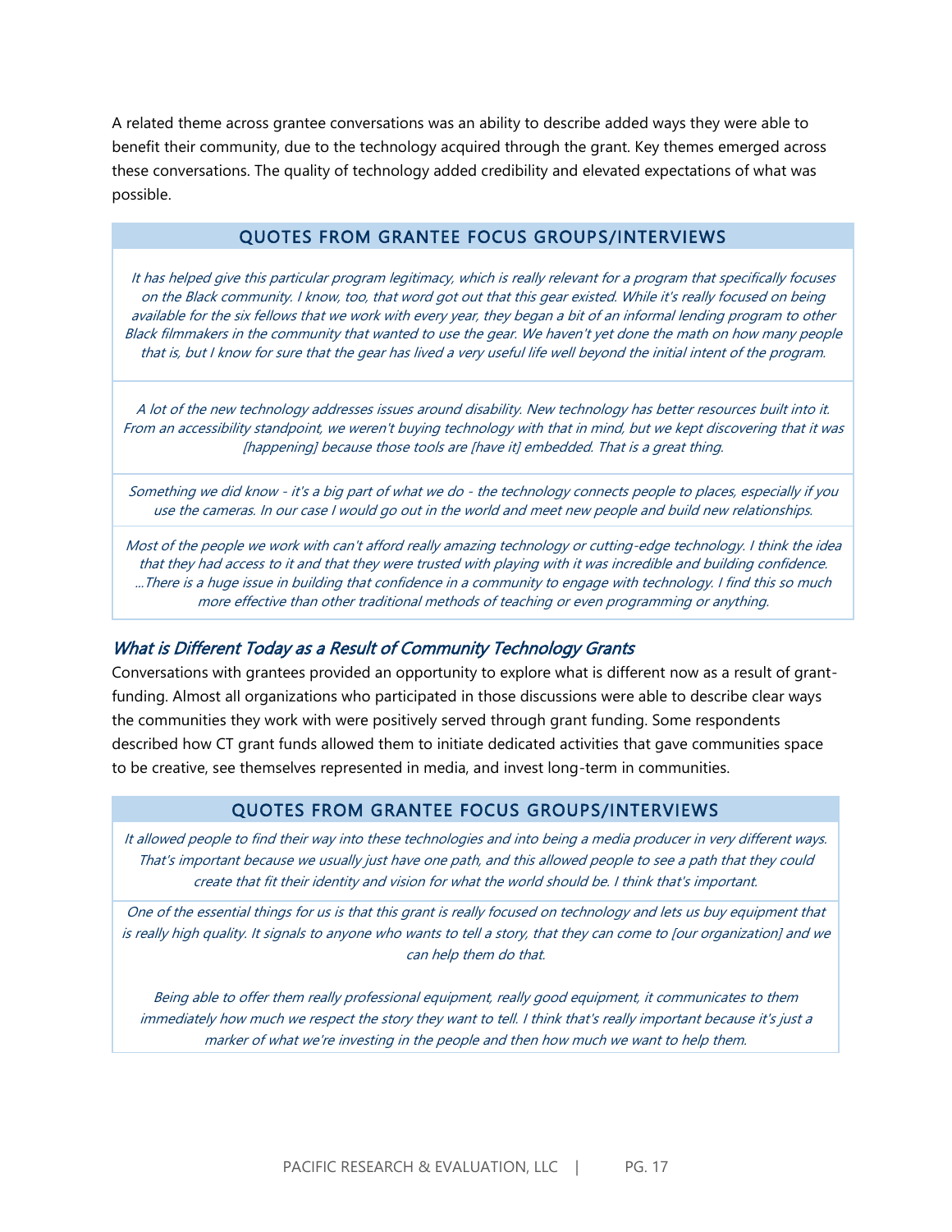A related theme across grantee conversations was an ability to describe added ways they were able to benefit their community, due to the technology acquired through the grant. Key themes emerged across these conversations. The quality of technology added credibility and elevated expectations of what was possible.

| QUOTES FROM GRANTEE FOCUS GROUPS/INTERVIEWS |
| --- |
| *It has helped give this particular program legitimacy, which is really relevant for a program that specifically focuses on the Black community. I know, too, that word got out that this gear existed. While it's really focused on being available for the six fellows that we work with every year, they began a bit of an informal lending program to other Black filmmakers in the community that wanted to use the gear. We haven't yet done the math on how many people that is, but I know for sure that the gear has lived a very useful life well beyond the initial intent of the program.* |
| *A lot of the new technology addresses issues around disability. New technology has better resources built into it. From an accessibility standpoint, we weren't buying technology with that in mind, but we kept discovering that it was [happening] because those tools are [have it] embedded. That is a great thing.* |
| *Something we did know - it's a big part of what we do - the technology connects people to places, especially if you use the cameras. In our case I would go out in the world and meet new people and build new relationships.* |
| *Most of the people we work with can't afford really amazing technology or cutting-edge technology. I think the idea that they had access to it and that they were trusted with playing with it was incredible and building confidence. ...There is a huge issue in building that confidence in a community to engage with technology. I find this so much more effective than other traditional methods of teaching or even programming or anything.* |

### *What is Different Today as a Result of Community Technology Grants*

Conversations with grantees provided an opportunity to explore what is different now as a result of grant-funding. Almost all organizations who participated in those discussions were able to describe clear ways the communities they work with were positively served through grant funding. Some respondents described how CT grant funds allowed them to initiate dedicated activities that gave communities space to be creative, see themselves represented in media, and invest long-term in communities.

| QUOTES FROM GRANTEE FOCUS GROUPS/INTERVIEWS |
| --- |
| *It allowed people to find their way into these technologies and into being a media producer in very different ways. That's important because we usually just have one path, and this allowed people to see a path that they could create that fit their identity and vision for what the world should be. I think that's important.* |
| *One of the essential things for us is that this grant is really focused on technology and lets us buy equipment that is really high quality. It signals to anyone who wants to tell a story, that they can come to [our organization] and we can help them do that.*<br><br>*Being able to offer them really professional equipment, really good equipment, it communicates to them immediately how much we respect the story they want to tell. I think that's really important because it's just a marker of what we're investing in the people and then how much we want to help them.* |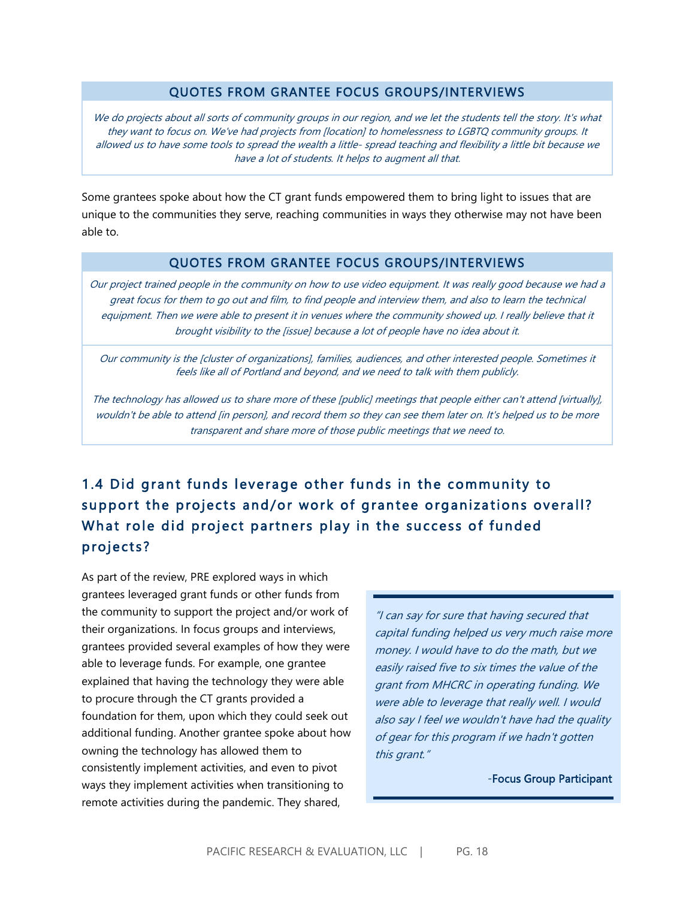| QUOTES FROM GRANTEE FOCUS GROUPS/INTERVIEWS |
| --- |
| *We do projects about all sorts of community groups in our region, and we let the students tell the story. It's what they want to focus on. We've had projects from [location] to homelessness to LGBTQ community groups. It allowed us to have some tools to spread the wealth a little- spread teaching and flexibility a little bit because we have a lot of students. It helps to augment all that.* |

Some grantees spoke about how the CT grant funds empowered them to bring light to issues that are unique to the communities they serve, reaching communities in ways they otherwise may not have been able to.

| QUOTES FROM GRANTEE FOCUS GROUPS/INTERVIEWS |
| --- |
| *Our project trained people in the community on how to use video equipment. It was really good because we had a great focus for them to go out and film, to find people and interview them, and also to learn the technical equipment. Then we were able to present it in venues where the community showed up. I really believe that it brought visibility to the [issue] because a lot of people have no idea about it.* |
| *Our community is the [cluster of organizations], families, audiences, and other interested people. Sometimes it feels like all of Portland and beyond, and we need to talk with them publicly.* <br><br> *The technology has allowed us to share more of these [public] meetings that people either can't attend [virtually], wouldn't be able to attend [in person], and record them so they can see them later on. It's helped us to be more transparent and share more of those public meetings that we need to.* |

## 1.4 Did grant funds leverage other funds in the community to support the projects and/or work of grantee organizations overall? What role did project partners play in the success of funded projects?

As part of the review, PRE explored ways in which grantees leveraged grant funds or other funds from the community to support the project and/or work of their organizations. In focus groups and interviews, grantees provided several examples of how they were able to leverage funds. For example, one grantee explained that having the technology they were able to procure through the CT grants provided a foundation for them, upon which they could seek out additional funding. Another grantee spoke about how owning the technology has allowed them to consistently implement activities, and even to pivot ways they implement activities when transitioning to remote activities during the pandemic. They shared,

> *"I can say for sure that having secured that capital funding helped us very much raise more money. I would have to do the math, but we easily raised five to six times the value of the grant from MHCRC in operating funding. We were able to leverage that really well. I would also say I feel we wouldn't have had the quality of gear for this program if we hadn't gotten this grant."*
>
> **-Focus Group Participant**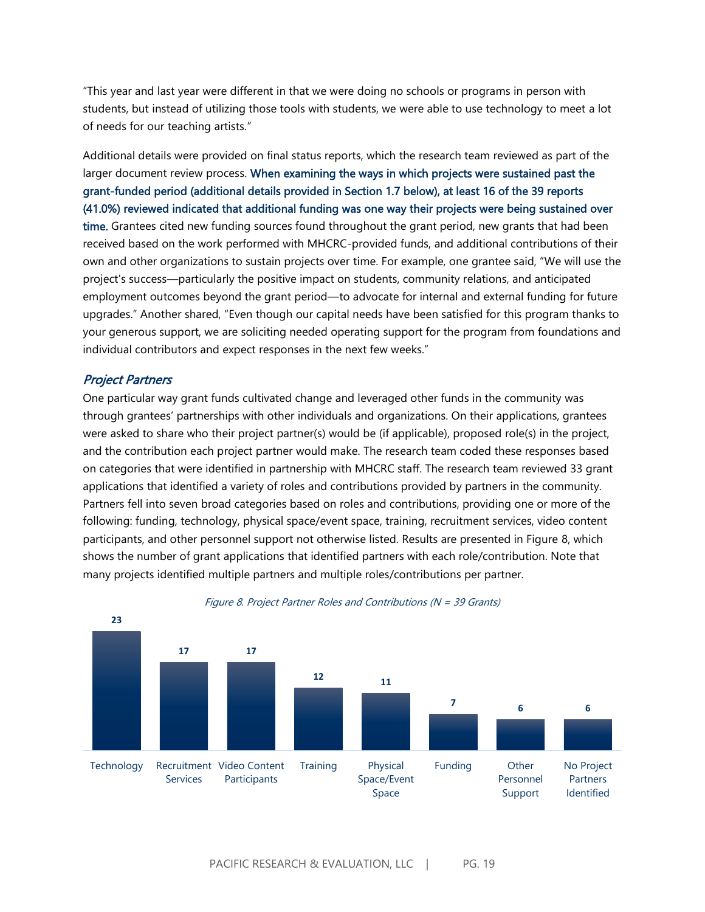"This year and last year were different in that we were doing no schools or programs in person with students, but instead of utilizing those tools with students, we were able to use technology to meet a lot of needs for our teaching artists."

Additional details were provided on final status reports, which the research team reviewed as part of the larger document review process. **When examining the ways in which projects were sustained past the grant-funded period (additional details provided in Section 1.7 below), at least 16 of the 39 reports (41.0%) reviewed indicated that additional funding was one way their projects were being sustained over time.** Grantees cited new funding sources found throughout the grant period, new grants that had been received based on the work performed with MHCRC-provided funds, and additional contributions of their own and other organizations to sustain projects over time. For example, one grantee said, "We will use the project's success—particularly the positive impact on students, community relations, and anticipated employment outcomes beyond the grant period—to advocate for internal and external funding for future upgrades." Another shared, "Even though our capital needs have been satisfied for this program thanks to your generous support, we are soliciting needed operating support for the program from foundations and individual contributors and expect responses in the next few weeks."

### *Project Partners*

One particular way grant funds cultivated change and leveraged other funds in the community was through grantees' partnerships with other individuals and organizations. On their applications, grantees were asked to share who their project partner(s) would be (if applicable), proposed role(s) in the project, and the contribution each project partner would make. The research team coded these responses based on categories that were identified in partnership with MHCRC staff. The research team reviewed 33 grant applications that identified a variety of roles and contributions provided by partners in the community. Partners fell into seven broad categories based on roles and contributions, providing one or more of the following: funding, technology, physical space/event space, training, recruitment services, video content participants, and other personnel support not otherwise listed. Results are presented in Figure 8, which shows the number of grant applications that identified partners with each role/contribution. Note that many projects identified multiple partners and multiple roles/contributions per partner.

*Figure 8. Project Partner Roles and Contributions (N = 39 Grants)*

| Role/Contribution | Number of Grants |
| --- | --- |
| Technology | 23 |
| Recruitment Services | 17 |
| Video Content Participants | 17 |
| Training | 12 |
| Physical Space/Event Space | 11 |
| Funding | 7 |
| Other Personnel Support | 6 |
| No Project Partners Identified | 6 |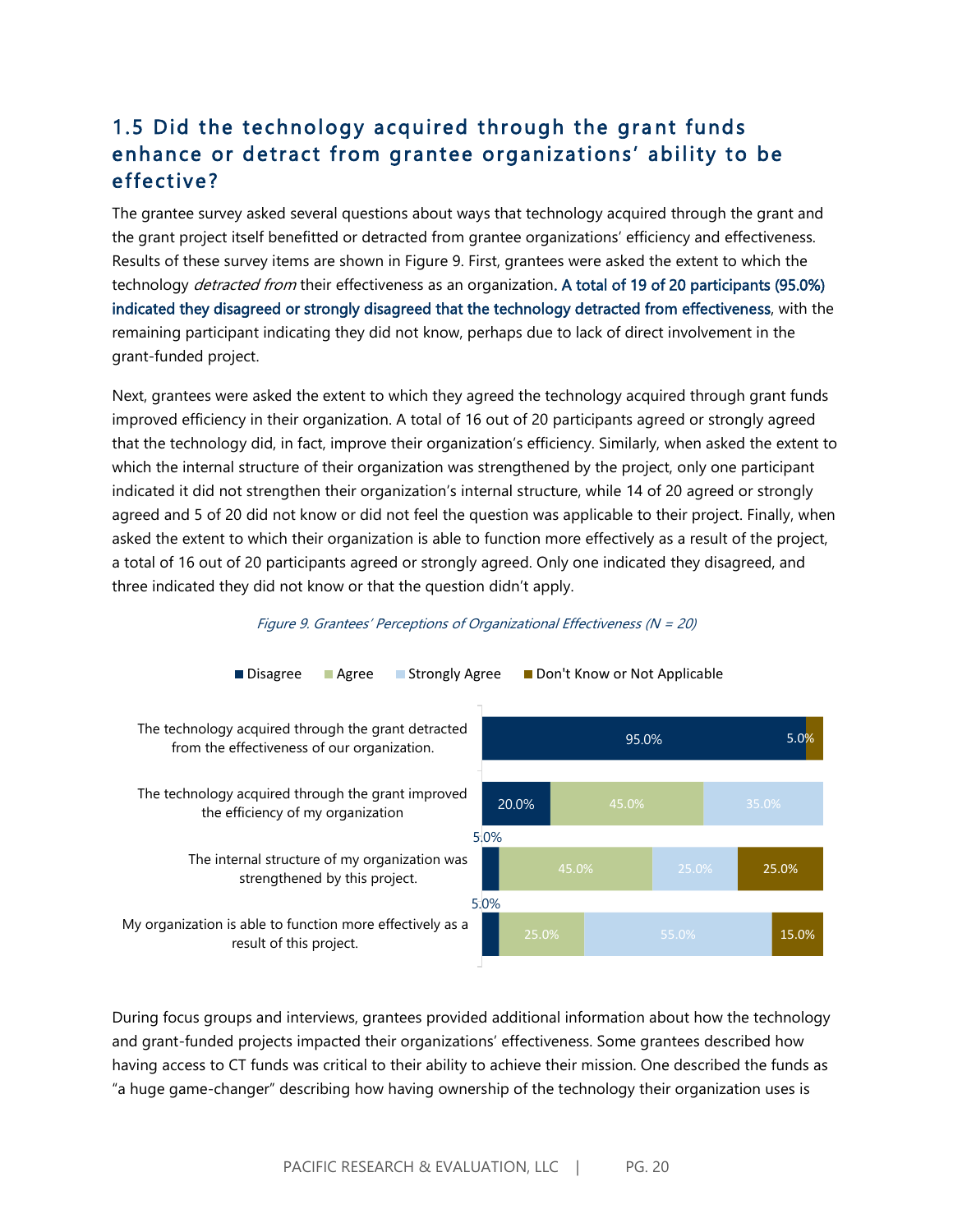## 1.5 Did the technology acquired through the grant funds enhance or detract from grantee organizations' ability to be effective?

The grantee survey asked several questions about ways that technology acquired through the grant and the grant project itself benefitted or detracted from grantee organizations' efficiency and effectiveness. Results of these survey items are shown in Figure 9. First, grantees were asked the extent to which the technology *detracted from* their effectiveness as an organization. **A total of 19 of 20 participants (95.0%) indicated they disagreed or strongly disagreed that the technology detracted from effectiveness**, with the remaining participant indicating they did not know, perhaps due to lack of direct involvement in the grant-funded project.

Next, grantees were asked the extent to which they agreed the technology acquired through grant funds improved efficiency in their organization. A total of 16 out of 20 participants agreed or strongly agreed that the technology did, in fact, improve their organization's efficiency. Similarly, when asked the extent to which the internal structure of their organization was strengthened by the project, only one participant indicated it did not strengthen their organization's internal structure, while 14 of 20 agreed or strongly agreed and 5 of 20 did not know or did not feel the question was applicable to their project. Finally, when asked the extent to which their organization is able to function more effectively as a result of the project, a total of 16 out of 20 participants agreed or strongly agreed. Only one indicated they disagreed, and three indicated they did not know or that the question didn't apply.

*Figure 9. Grantees' Perceptions of Organizational Effectiveness (N = 20)*

| | Disagree | Agree | Strongly Agree | Don't Know or Not Applicable |
|---|---|---|---|---|
| The technology acquired through the grant detracted from the effectiveness of our organization. | 95.0% | | | 5.0% |
| The technology acquired through the grant improved the efficiency of my organization | 20.0% | 45.0% | 35.0% | |
| The internal structure of my organization was strengthened by this project. | 5.0% | 45.0% | 25.0% | 25.0% |
| My organization is able to function more effectively as a result of this project. | 5.0% | 25.0% | 55.0% | 15.0% |

During focus groups and interviews, grantees provided additional information about how the technology and grant-funded projects impacted their organizations' effectiveness. Some grantees described how having access to CT funds was critical to their ability to achieve their mission. One described the funds as "a huge game-changer" describing how having ownership of the technology their organization uses is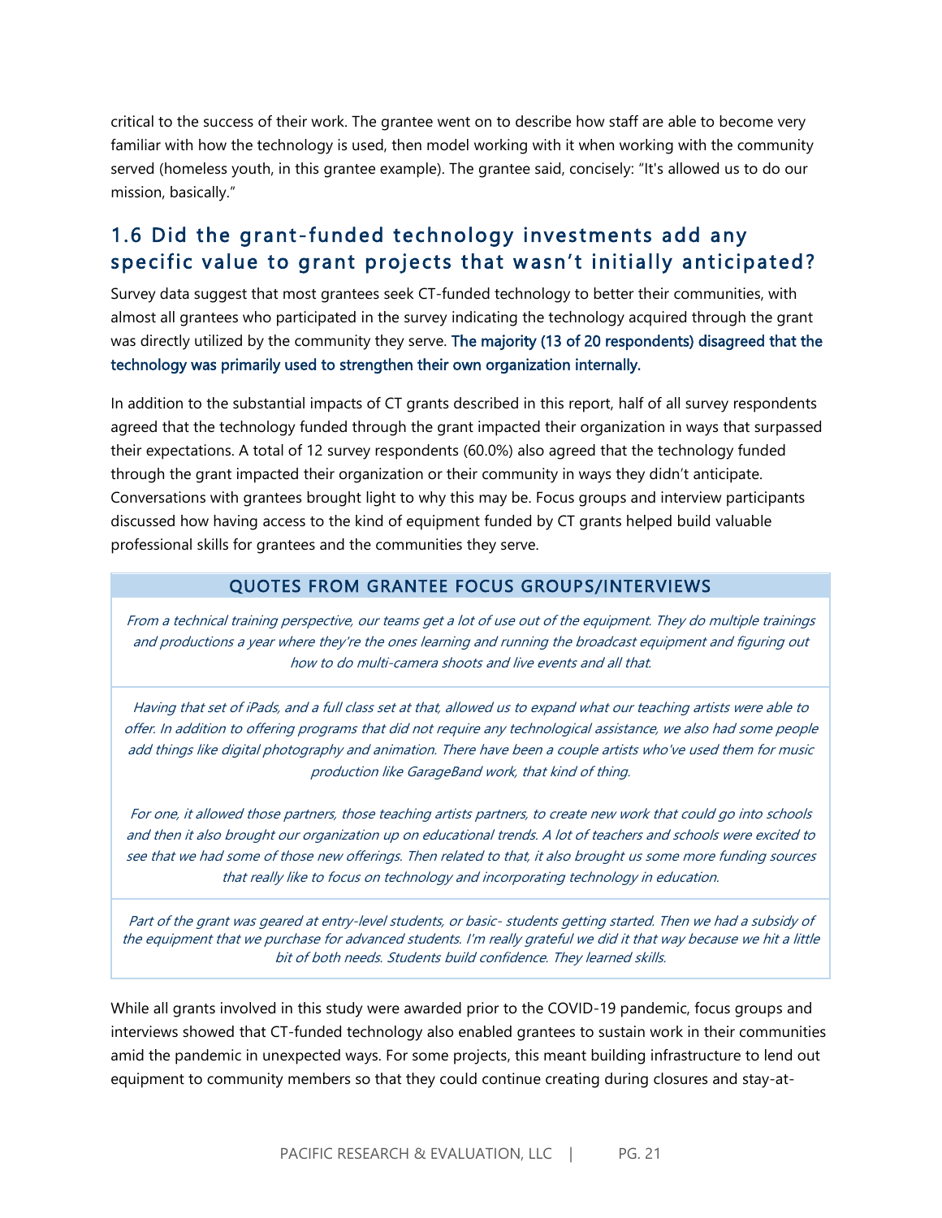critical to the success of their work. The grantee went on to describe how staff are able to become very familiar with how the technology is used, then model working with it when working with the community served (homeless youth, in this grantee example). The grantee said, concisely: "It's allowed us to do our mission, basically."

## 1.6 Did the grant-funded technology investments add any specific value to grant projects that wasn't initially anticipated?

Survey data suggest that most grantees seek CT-funded technology to better their communities, with almost all grantees who participated in the survey indicating the technology acquired through the grant was directly utilized by the community they serve. **The majority (13 of 20 respondents) disagreed that the technology was primarily used to strengthen their own organization internally.**

In addition to the substantial impacts of CT grants described in this report, half of all survey respondents agreed that the technology funded through the grant impacted their organization in ways that surpassed their expectations. A total of 12 survey respondents (60.0%) also agreed that the technology funded through the grant impacted their organization or their community in ways they didn't anticipate. Conversations with grantees brought light to why this may be. Focus groups and interview participants discussed how having access to the kind of equipment funded by CT grants helped build valuable professional skills for grantees and the communities they serve.

| QUOTES FROM GRANTEE FOCUS GROUPS/INTERVIEWS |
|---|
| *From a technical training perspective, our teams get a lot of use out of the equipment. They do multiple trainings and productions a year where they're the ones learning and running the broadcast equipment and figuring out how to do multi-camera shoots and live events and all that.* |
| *Having that set of iPads, and a full class set at that, allowed us to expand what our teaching artists were able to offer. In addition to offering programs that did not require any technological assistance, we also had some people add things like digital photography and animation. There have been a couple artists who've used them for music production like GarageBand work, that kind of thing.*<br><br>*For one, it allowed those partners, those teaching artists partners, to create new work that could go into schools and then it also brought our organization up on educational trends. A lot of teachers and schools were excited to see that we had some of those new offerings. Then related to that, it also brought us some more funding sources that really like to focus on technology and incorporating technology in education.* |
| *Part of the grant was geared at entry-level students, or basic- students getting started. Then we had a subsidy of the equipment that we purchase for advanced students. I'm really grateful we did it that way because we hit a little bit of both needs. Students build confidence. They learned skills.* |

While all grants involved in this study were awarded prior to the COVID-19 pandemic, focus groups and interviews showed that CT-funded technology also enabled grantees to sustain work in their communities amid the pandemic in unexpected ways. For some projects, this meant building infrastructure to lend out equipment to community members so that they could continue creating during closures and stay-at-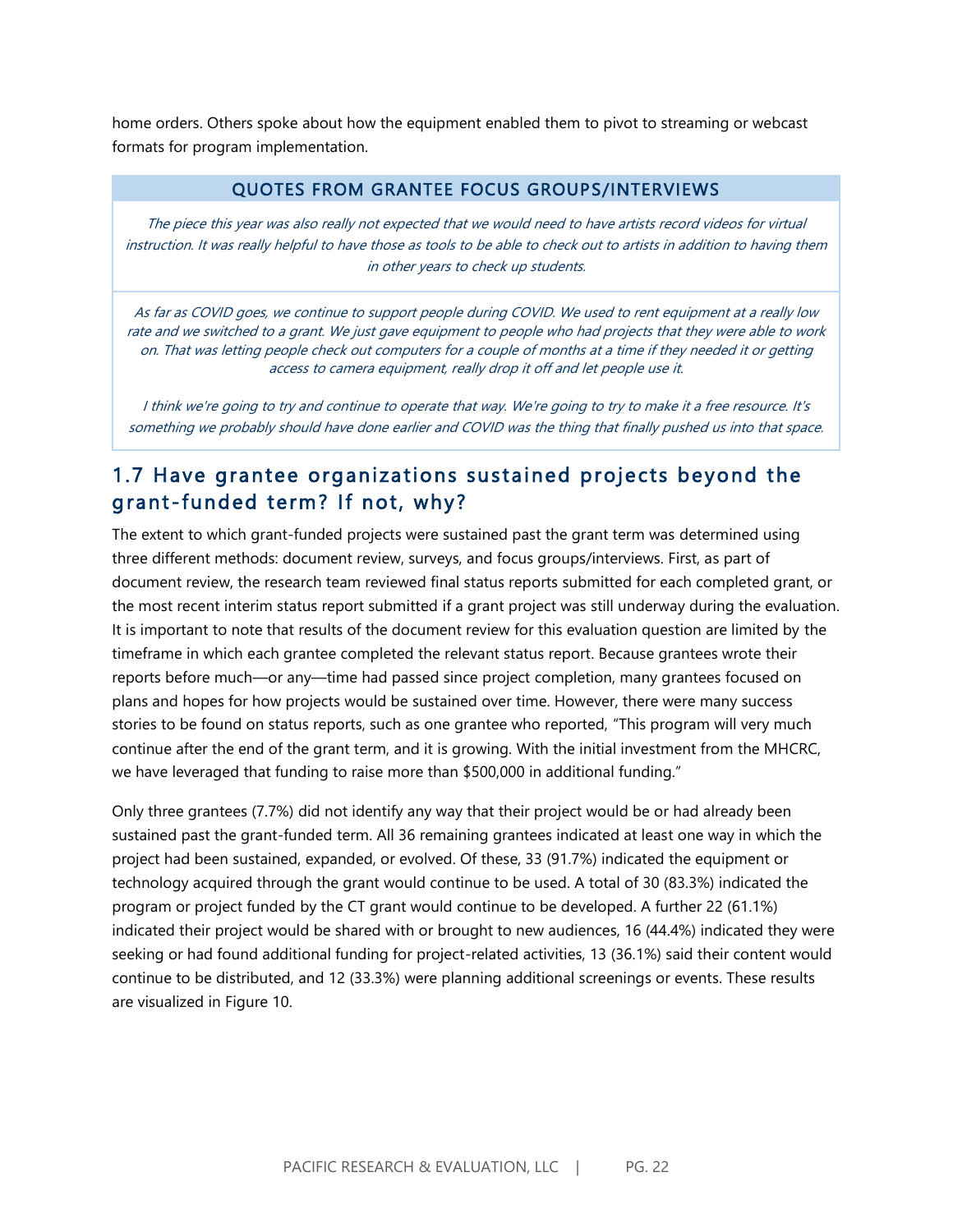home orders. Others spoke about how the equipment enabled them to pivot to streaming or webcast formats for program implementation.

**QUOTES FROM GRANTEE FOCUS GROUPS/INTERVIEWS**

*The piece this year was also really not expected that we would need to have artists record videos for virtual instruction. It was really helpful to have those as tools to be able to check out to artists in addition to having them in other years to check up students.*

*As far as COVID goes, we continue to support people during COVID. We used to rent equipment at a really low rate and we switched to a grant. We just gave equipment to people who had projects that they were able to work on. That was letting people check out computers for a couple of months at a time if they needed it or getting access to camera equipment, really drop it off and let people use it.*

*I think we're going to try and continue to operate that way. We're going to try to make it a free resource. It's something we probably should have done earlier and COVID was the thing that finally pushed us into that space.*

## 1.7 Have grantee organizations sustained projects beyond the grant-funded term? If not, why?

The extent to which grant-funded projects were sustained past the grant term was determined using three different methods: document review, surveys, and focus groups/interviews. First, as part of document review, the research team reviewed final status reports submitted for each completed grant, or the most recent interim status report submitted if a grant project was still underway during the evaluation. It is important to note that results of the document review for this evaluation question are limited by the timeframe in which each grantee completed the relevant status report. Because grantees wrote their reports before much—or any—time had passed since project completion, many grantees focused on plans and hopes for how projects would be sustained over time. However, there were many success stories to be found on status reports, such as one grantee who reported, "This program will very much continue after the end of the grant term, and it is growing. With the initial investment from the MHCRC, we have leveraged that funding to raise more than $500,000 in additional funding."

Only three grantees (7.7%) did not identify any way that their project would be or had already been sustained past the grant-funded term. All 36 remaining grantees indicated at least one way in which the project had been sustained, expanded, or evolved. Of these, 33 (91.7%) indicated the equipment or technology acquired through the grant would continue to be used. A total of 30 (83.3%) indicated the program or project funded by the CT grant would continue to be developed. A further 22 (61.1%) indicated their project would be shared with or brought to new audiences, 16 (44.4%) indicated they were seeking or had found additional funding for project-related activities, 13 (36.1%) said their content would continue to be distributed, and 12 (33.3%) were planning additional screenings or events. These results are visualized in Figure 10.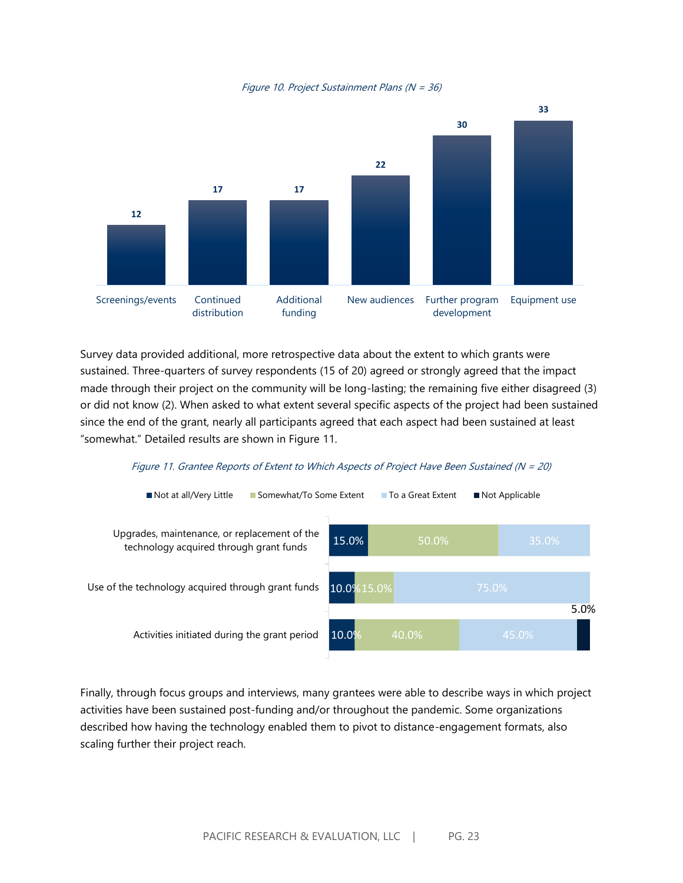*Figure 10. Project Sustainment Plans (N = 36)*

| Screenings/events | Continued distribution | Additional funding | New audiences | Further program development | Equipment use |
|---|---|---|---|---|---|
| 12 | 17 | 17 | 22 | 30 | 33 |

Survey data provided additional, more retrospective data about the extent to which grants were sustained. Three-quarters of survey respondents (15 of 20) agreed or strongly agreed that the impact made through their project on the community will be long-lasting; the remaining five either disagreed (3) or did not know (2). When asked to what extent several specific aspects of the project had been sustained since the end of the grant, nearly all participants agreed that each aspect had been sustained at least "somewhat." Detailed results are shown in Figure 11.

*Figure 11. Grantee Reports of Extent to Which Aspects of Project Have Been Sustained (N = 20)*

| | Not at all/Very Little | Somewhat/To Some Extent | To a Great Extent | Not Applicable |
|---|---|---|---|---|
| Upgrades, maintenance, or replacement of the technology acquired through grant funds | 15.0% | 50.0% | 35.0% | |
| Use of the technology acquired through grant funds | 10.0% | 15.0% | 75.0% | |
| Activities initiated during the grant period | 10.0% | 40.0% | 45.0% | 5.0% |

Finally, through focus groups and interviews, many grantees were able to describe ways in which project activities have been sustained post-funding and/or throughout the pandemic. Some organizations described how having the technology enabled them to pivot to distance-engagement formats, also scaling further their project reach.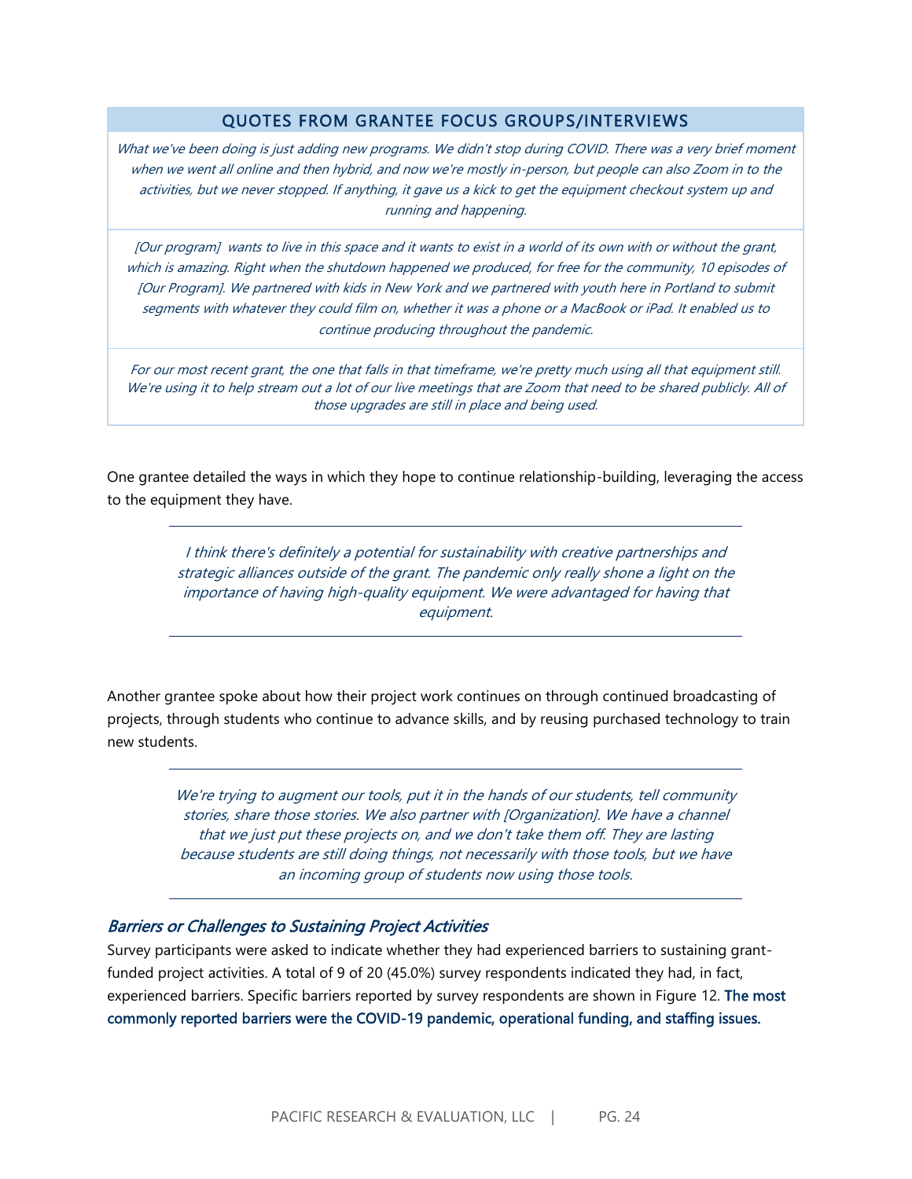| QUOTES FROM GRANTEE FOCUS GROUPS/INTERVIEWS |
| --- |
| *What we've been doing is just adding new programs. We didn't stop during COVID. There was a very brief moment when we went all online and then hybrid, and now we're mostly in-person, but people can also Zoom in to the activities, but we never stopped. If anything, it gave us a kick to get the equipment checkout system up and running and happening.* |
| *[Our program] wants to live in this space and it wants to exist in a world of its own with or without the grant, which is amazing. Right when the shutdown happened we produced, for free for the community, 10 episodes of [Our Program]. We partnered with kids in New York and we partnered with youth here in Portland to submit segments with whatever they could film on, whether it was a phone or a MacBook or iPad. It enabled us to continue producing throughout the pandemic.* |
| *For our most recent grant, the one that falls in that timeframe, we're pretty much using all that equipment still. We're using it to help stream out a lot of our live meetings that are Zoom that need to be shared publicly. All of those upgrades are still in place and being used.* |

One grantee detailed the ways in which they hope to continue relationship-building, leveraging the access to the equipment they have.

> *I think there's definitely a potential for sustainability with creative partnerships and strategic alliances outside of the grant. The pandemic only really shone a light on the importance of having high-quality equipment. We were advantaged for having that equipment.*

Another grantee spoke about how their project work continues on through continued broadcasting of projects, through students who continue to advance skills, and by reusing purchased technology to train new students.

> *We're trying to augment our tools, put it in the hands of our students, tell community stories, share those stories. We also partner with [Organization]. We have a channel that we just put these projects on, and we don't take them off. They are lasting because students are still doing things, not necessarily with those tools, but we have an incoming group of students now using those tools.*

### *Barriers or Challenges to Sustaining Project Activities*

Survey participants were asked to indicate whether they had experienced barriers to sustaining grant-funded project activities. A total of 9 of 20 (45.0%) survey respondents indicated they had, in fact, experienced barriers. Specific barriers reported by survey respondents are shown in Figure 12. **The most commonly reported barriers were the COVID-19 pandemic, operational funding, and staffing issues.**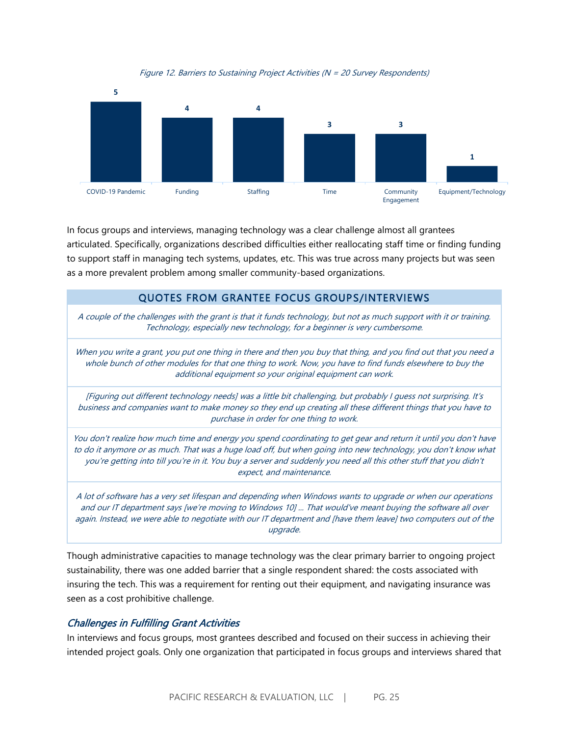*Figure 12. Barriers to Sustaining Project Activities (N = 20 Survey Respondents)*

| Barrier | Count |
| --- | --- |
| COVID-19 Pandemic | 5 |
| Funding | 4 |
| Staffing | 4 |
| Time | 3 |
| Community Engagement | 3 |
| Equipment/Technology | 1 |

In focus groups and interviews, managing technology was a clear challenge almost all grantees articulated. Specifically, organizations described difficulties either reallocating staff time or finding funding to support staff in managing tech systems, updates, etc. This was true across many projects but was seen as a more prevalent problem among smaller community-based organizations.

| QUOTES FROM GRANTEE FOCUS GROUPS/INTERVIEWS |
| --- |
| *A couple of the challenges with the grant is that it funds technology, but not as much support with it or training. Technology, especially new technology, for a beginner is very cumbersome.* |
| *When you write a grant, you put one thing in there and then you buy that thing, and you find out that you need a whole bunch of other modules for that one thing to work. Now, you have to find funds elsewhere to buy the additional equipment so your original equipment can work.* |
| *[Figuring out different technology needs] was a little bit challenging, but probably I guess not surprising. It's business and companies want to make money so they end up creating all these different things that you have to purchase in order for one thing to work.* |
| *You don't realize how much time and energy you spend coordinating to get gear and return it until you don't have to do it anymore or as much. That was a huge load off, but when going into new technology, you don't know what you're getting into till you're in it. You buy a server and suddenly you need all this other stuff that you didn't expect, and maintenance.* |
| *A lot of software has a very set lifespan and depending when Windows wants to upgrade or when our operations and our IT department says [we're moving to Windows 10] ... That would've meant buying the software all over again. Instead, we were able to negotiate with our IT department and [have them leave] two computers out of the upgrade.* |

Though administrative capacities to manage technology was the clear primary barrier to ongoing project sustainability, there was one added barrier that a single respondent shared: the costs associated with insuring the tech. This was a requirement for renting out their equipment, and navigating insurance was seen as a cost prohibitive challenge.

### *Challenges in Fulfilling Grant Activities*

In interviews and focus groups, most grantees described and focused on their success in achieving their intended project goals. Only one organization that participated in focus groups and interviews shared that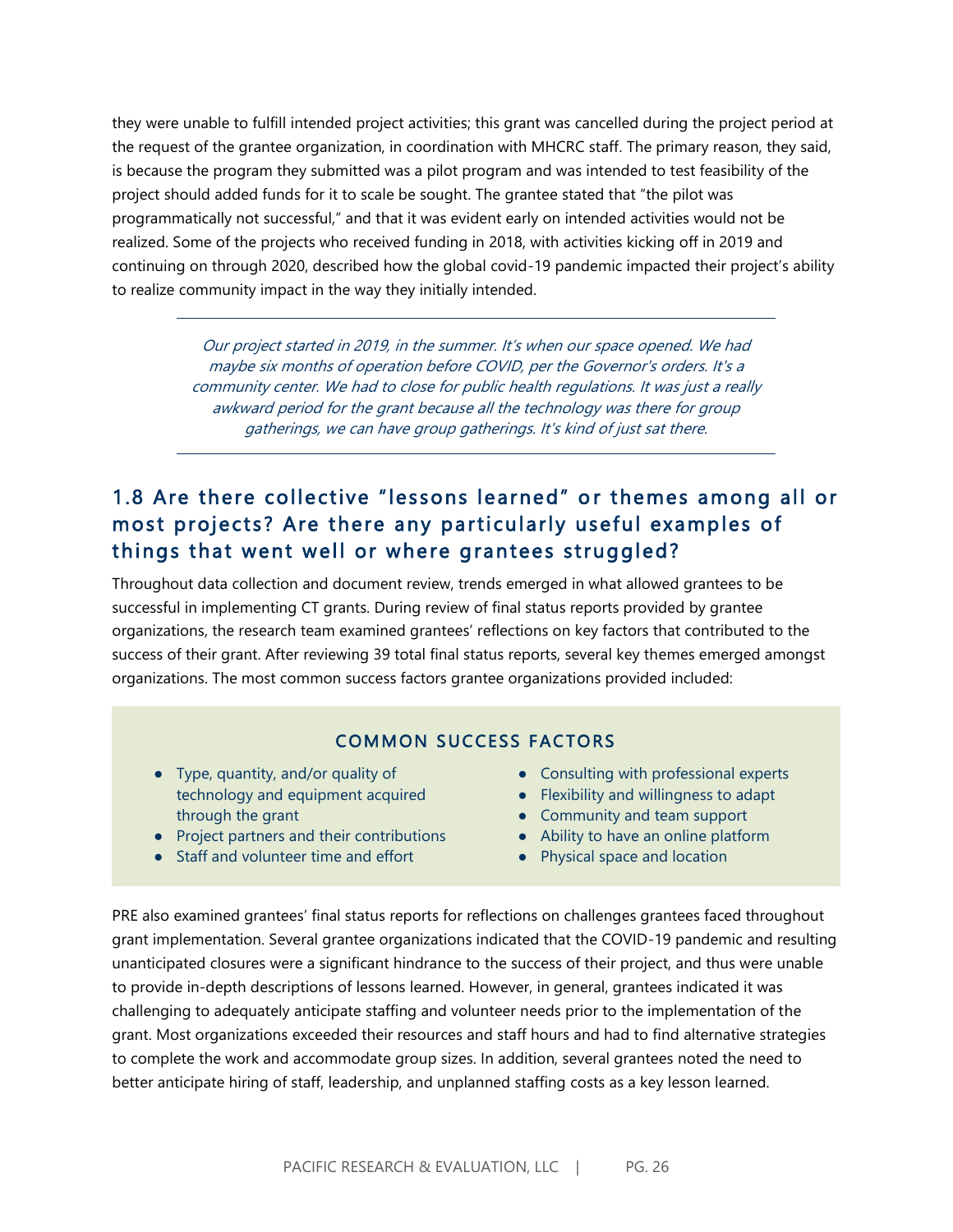they were unable to fulfill intended project activities; this grant was cancelled during the project period at the request of the grantee organization, in coordination with MHCRC staff. The primary reason, they said, is because the program they submitted was a pilot program and was intended to test feasibility of the project should added funds for it to scale be sought. The grantee stated that "the pilot was programmatically not successful," and that it was evident early on intended activities would not be realized. Some of the projects who received funding in 2018, with activities kicking off in 2019 and continuing on through 2020, described how the global covid-19 pandemic impacted their project's ability to realize community impact in the way they initially intended.

> *Our project started in 2019, in the summer. It's when our space opened. We had maybe six months of operation before COVID, per the Governor's orders. It's a community center. We had to close for public health regulations. It was just a really awkward period for the grant because all the technology was there for group gatherings, we can have group gatherings. It's kind of just sat there.*

## 1.8 Are there collective "lessons learned" or themes among all or most projects? Are there any particularly useful examples of things that went well or where grantees struggled?

Throughout data collection and document review, trends emerged in what allowed grantees to be successful in implementing CT grants. During review of final status reports provided by grantee organizations, the research team examined grantees' reflections on key factors that contributed to the success of their grant. After reviewing 39 total final status reports, several key themes emerged amongst organizations. The most common success factors grantee organizations provided included:

### COMMON SUCCESS FACTORS

- Type, quantity, and/or quality of technology and equipment acquired through the grant
- Project partners and their contributions
- Staff and volunteer time and effort
- Consulting with professional experts
- Flexibility and willingness to adapt
- Community and team support
- Ability to have an online platform
- Physical space and location

PRE also examined grantees' final status reports for reflections on challenges grantees faced throughout grant implementation. Several grantee organizations indicated that the COVID-19 pandemic and resulting unanticipated closures were a significant hindrance to the success of their project, and thus were unable to provide in-depth descriptions of lessons learned. However, in general, grantees indicated it was challenging to adequately anticipate staffing and volunteer needs prior to the implementation of the grant. Most organizations exceeded their resources and staff hours and had to find alternative strategies to complete the work and accommodate group sizes. In addition, several grantees noted the need to better anticipate hiring of staff, leadership, and unplanned staffing costs as a key lesson learned.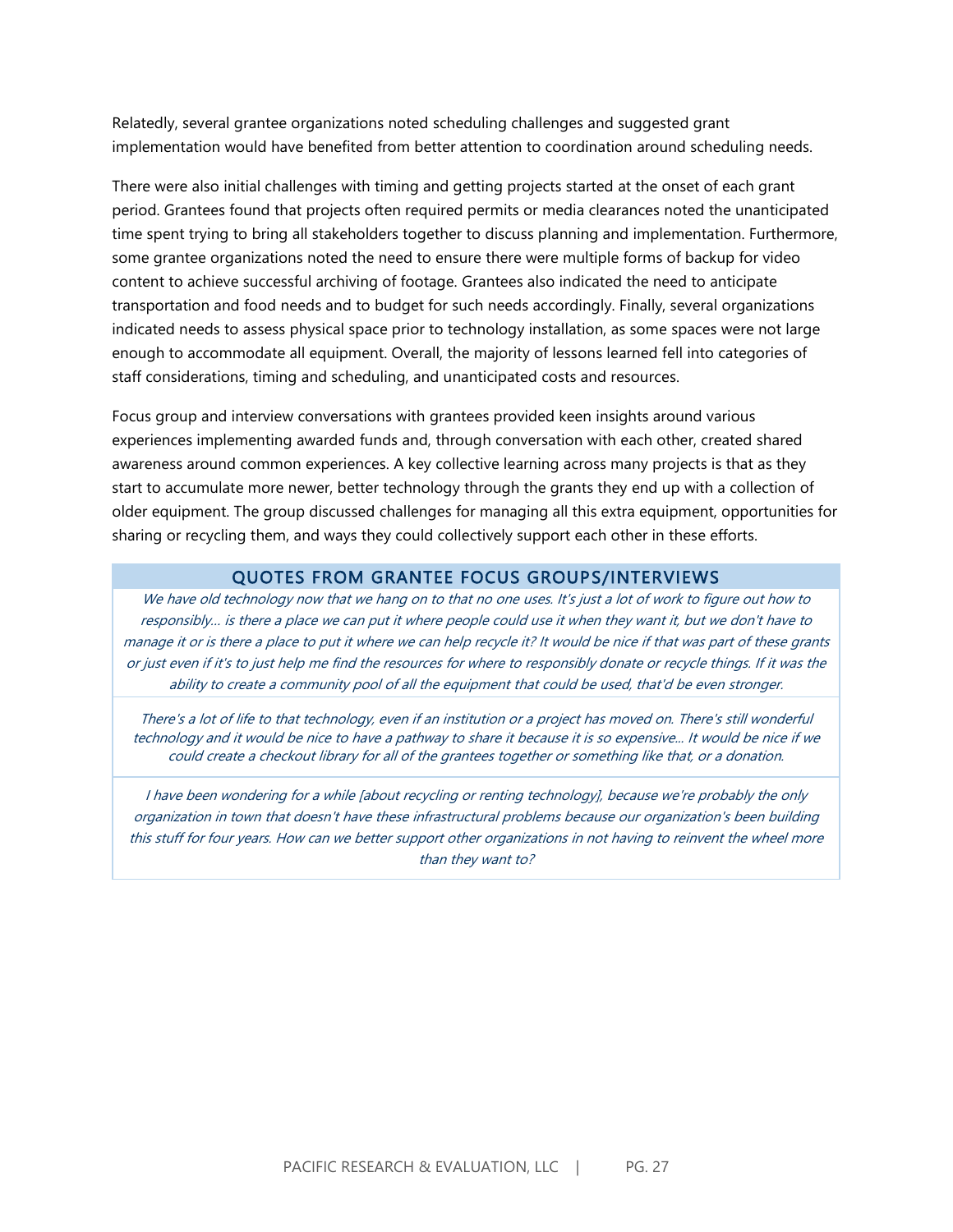Relatedly, several grantee organizations noted scheduling challenges and suggested grant implementation would have benefited from better attention to coordination around scheduling needs.

There were also initial challenges with timing and getting projects started at the onset of each grant period. Grantees found that projects often required permits or media clearances noted the unanticipated time spent trying to bring all stakeholders together to discuss planning and implementation. Furthermore, some grantee organizations noted the need to ensure there were multiple forms of backup for video content to achieve successful archiving of footage. Grantees also indicated the need to anticipate transportation and food needs and to budget for such needs accordingly. Finally, several organizations indicated needs to assess physical space prior to technology installation, as some spaces were not large enough to accommodate all equipment. Overall, the majority of lessons learned fell into categories of staff considerations, timing and scheduling, and unanticipated costs and resources.

Focus group and interview conversations with grantees provided keen insights around various experiences implementing awarded funds and, through conversation with each other, created shared awareness around common experiences. A key collective learning across many projects is that as they start to accumulate more newer, better technology through the grants they end up with a collection of older equipment. The group discussed challenges for managing all this extra equipment, opportunities for sharing or recycling them, and ways they could collectively support each other in these efforts.

### QUOTES FROM GRANTEE FOCUS GROUPS/INTERVIEWS

*We have old technology now that we hang on to that no one uses. It's just a lot of work to figure out how to responsibly... is there a place we can put it where people could use it when they want it, but we don't have to manage it or is there a place to put it where we can help recycle it? It would be nice if that was part of these grants or just even if it's to just help me find the resources for where to responsibly donate or recycle things. If it was the ability to create a community pool of all the equipment that could be used, that'd be even stronger.*

*There's a lot of life to that technology, even if an institution or a project has moved on. There's still wonderful technology and it would be nice to have a pathway to share it because it is so expensive... It would be nice if we could create a checkout library for all of the grantees together or something like that, or a donation.*

*I have been wondering for a while [about recycling or renting technology], because we're probably the only organization in town that doesn't have these infrastructural problems because our organization's been building this stuff for four years. How can we better support other organizations in not having to reinvent the wheel more than they want to?*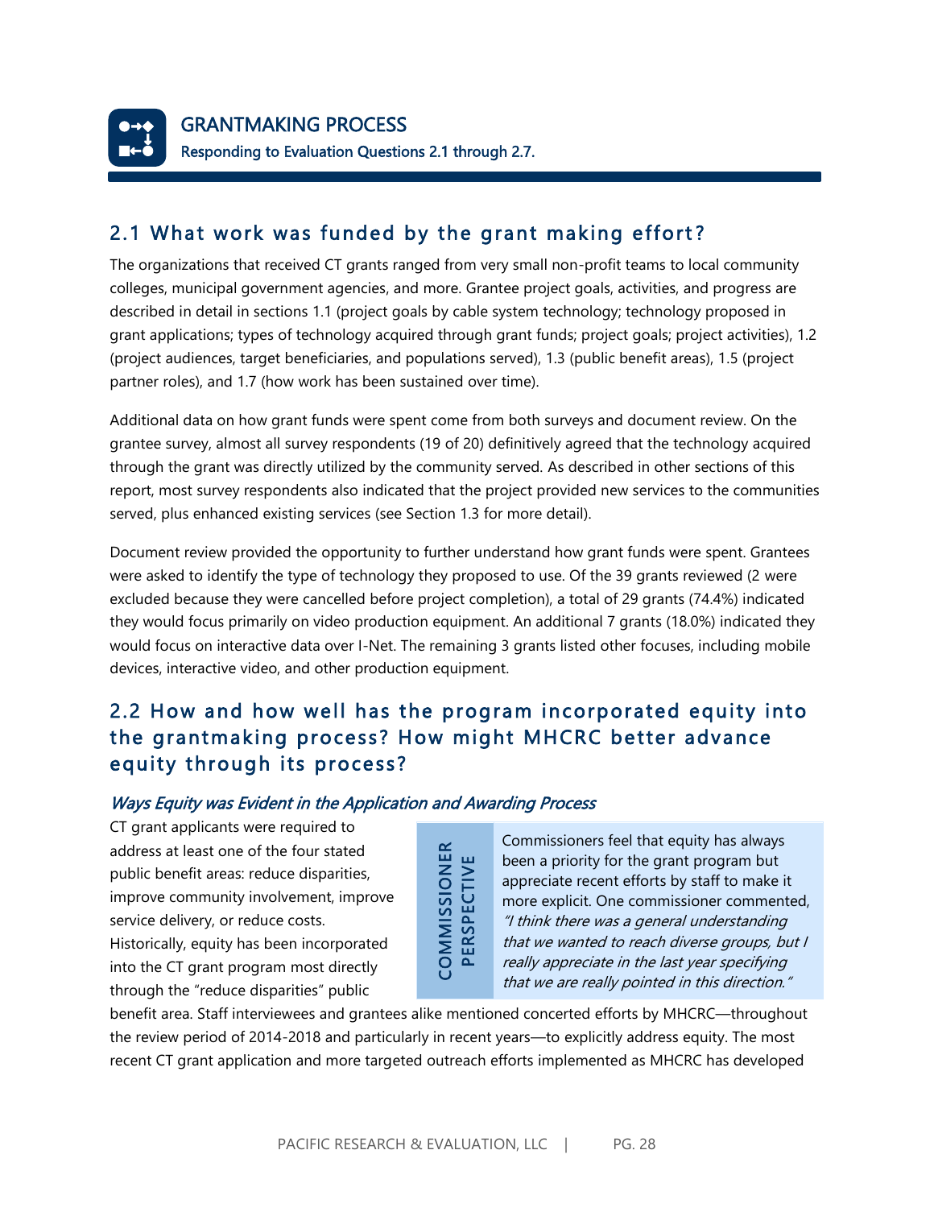# GRANTMAKING PROCESS

**Responding to Evaluation Questions 2.1 through 2.7.**

## 2.1 What work was funded by the grant making effort?

The organizations that received CT grants ranged from very small non-profit teams to local community colleges, municipal government agencies, and more. Grantee project goals, activities, and progress are described in detail in sections 1.1 (project goals by cable system technology; technology proposed in grant applications; types of technology acquired through grant funds; project goals; project activities), 1.2 (project audiences, target beneficiaries, and populations served), 1.3 (public benefit areas), 1.5 (project partner roles), and 1.7 (how work has been sustained over time).

Additional data on how grant funds were spent come from both surveys and document review. On the grantee survey, almost all survey respondents (19 of 20) definitively agreed that the technology acquired through the grant was directly utilized by the community served. As described in other sections of this report, most survey respondents also indicated that the project provided new services to the communities served, plus enhanced existing services (see Section 1.3 for more detail).

Document review provided the opportunity to further understand how grant funds were spent. Grantees were asked to identify the type of technology they proposed to use. Of the 39 grants reviewed (2 were excluded because they were cancelled before project completion), a total of 29 grants (74.4%) indicated they would focus primarily on video production equipment. An additional 7 grants (18.0%) indicated they would focus on interactive data over I-Net. The remaining 3 grants listed other focuses, including mobile devices, interactive video, and other production equipment.

## 2.2 How and how well has the program incorporated equity into the grantmaking process? How might MHCRC better advance equity through its process?

### *Ways Equity was Evident in the Application and Awarding Process*

CT grant applicants were required to address at least one of the four stated public benefit areas: reduce disparities, improve community involvement, improve service delivery, or reduce costs. Historically, equity has been incorporated into the CT grant program most directly through the "reduce disparities" public benefit area. Staff interviewees and grantees alike mentioned concerted efforts by MHCRC—throughout the review period of 2014-2018 and particularly in recent years—to explicitly address equity. The most recent CT grant application and more targeted outreach efforts implemented as MHCRC has developed

> **COMMISSIONER PERSPECTIVE**
>
> Commissioners feel that equity has always been a priority for the grant program but appreciate recent efforts by staff to make it more explicit. One commissioner commented, *"I think there was a general understanding that we wanted to reach diverse groups, but I really appreciate in the last year specifying that we are really pointed in this direction."*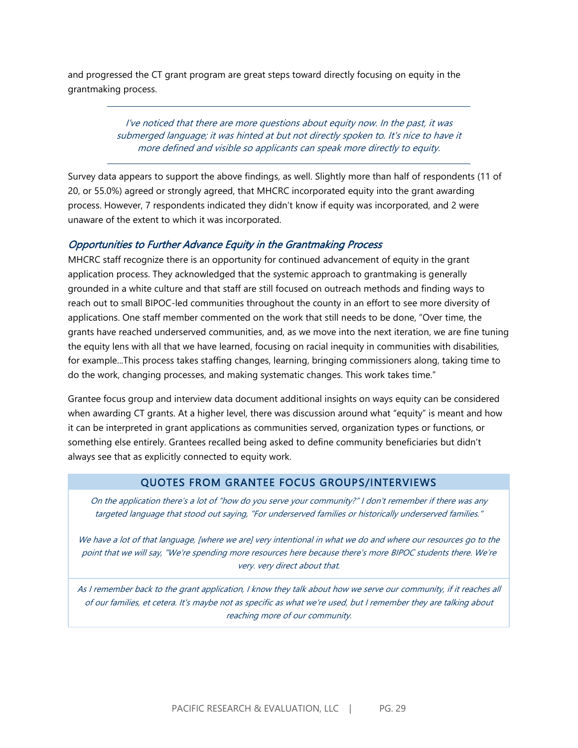and progressed the CT grant program are great steps toward directly focusing on equity in the grantmaking process.

---

*I've noticed that there are more questions about equity now. In the past, it was submerged language; it was hinted at but not directly spoken to. It's nice to have it more defined and visible so applicants can speak more directly to equity.*

---

Survey data appears to support the above findings, as well. Slightly more than half of respondents (11 of 20, or 55.0%) agreed or strongly agreed, that MHCRC incorporated equity into the grant awarding process. However, 7 respondents indicated they didn't know if equity was incorporated, and 2 were unaware of the extent to which it was incorporated.

### *Opportunities to Further Advance Equity in the Grantmaking Process*

MHCRC staff recognize there is an opportunity for continued advancement of equity in the grant application process. They acknowledged that the systemic approach to grantmaking is generally grounded in a white culture and that staff are still focused on outreach methods and finding ways to reach out to small BIPOC-led communities throughout the county in an effort to see more diversity of applications. One staff member commented on the work that still needs to be done, "Over time, the grants have reached underserved communities, and, as we move into the next iteration, we are fine tuning the equity lens with all that we have learned, focusing on racial inequity in communities with disabilities, for example...This process takes staffing changes, learning, bringing commissioners along, taking time to do the work, changing processes, and making systematic changes. This work takes time."

Grantee focus group and interview data document additional insights on ways equity can be considered when awarding CT grants. At a higher level, there was discussion around what "equity" is meant and how it can be interpreted in grant applications as communities served, organization types or functions, or something else entirely. Grantees recalled being asked to define community beneficiaries but didn't always see that as explicitly connected to equity work.

#### QUOTES FROM GRANTEE FOCUS GROUPS/INTERVIEWS

*On the application there's a lot of "how do you serve your community?" I don't remember if there was any targeted language that stood out saying, "For underserved families or historically underserved families."*

*We have a lot of that language, [where we are] very intentional in what we do and where our resources go to the point that we will say, "We're spending more resources here because there's more BIPOC students there. We're very. very direct about that.*

*As I remember back to the grant application, I know they talk about how we serve our community, if it reaches all of our families, et cetera. It's maybe not as specific as what we're used, but I remember they are talking about reaching more of our community.*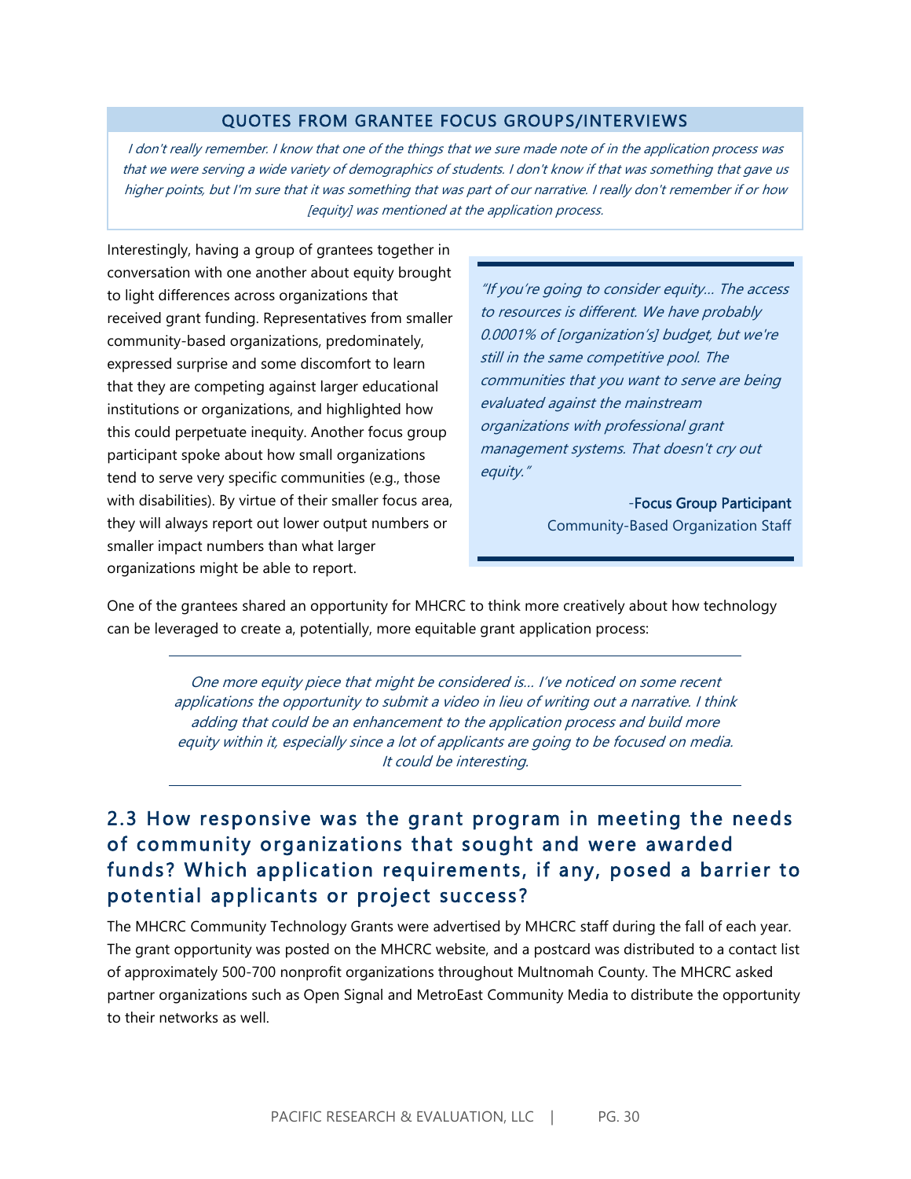**QUOTES FROM GRANTEE FOCUS GROUPS/INTERVIEWS**

*I don't really remember. I know that one of the things that we sure made note of in the application process was that we were serving a wide variety of demographics of students. I don't know if that was something that gave us higher points, but I'm sure that it was something that was part of our narrative. I really don't remember if or how [equity] was mentioned at the application process.*

Interestingly, having a group of grantees together in conversation with one another about equity brought to light differences across organizations that received grant funding. Representatives from smaller community-based organizations, predominately, expressed surprise and some discomfort to learn that they are competing against larger educational institutions or organizations, and highlighted how this could perpetuate inequity. Another focus group participant spoke about how small organizations tend to serve very specific communities (e.g., those with disabilities). By virtue of their smaller focus area, they will always report out lower output numbers or smaller impact numbers than what larger organizations might be able to report.

> *"If you're going to consider equity… The access to resources is different. We have probably 0.0001% of [organization's] budget, but we're still in the same competitive pool. The communities that you want to serve are being evaluated against the mainstream organizations with professional grant management systems. That doesn't cry out equity."*
>
> -**Focus Group Participant**
> Community-Based Organization Staff

One of the grantees shared an opportunity for MHCRC to think more creatively about how technology can be leveraged to create a, potentially, more equitable grant application process:

> *One more equity piece that might be considered is… I've noticed on some recent applications the opportunity to submit a video in lieu of writing out a narrative. I think adding that could be an enhancement to the application process and build more equity within it, especially since a lot of applicants are going to be focused on media. It could be interesting.*

## 2.3 How responsive was the grant program in meeting the needs of community organizations that sought and were awarded funds? Which application requirements, if any, posed a barrier to potential applicants or project success?

The MHCRC Community Technology Grants were advertised by MHCRC staff during the fall of each year. The grant opportunity was posted on the MHCRC website, and a postcard was distributed to a contact list of approximately 500-700 nonprofit organizations throughout Multnomah County. The MHCRC asked partner organizations such as Open Signal and MetroEast Community Media to distribute the opportunity to their networks as well.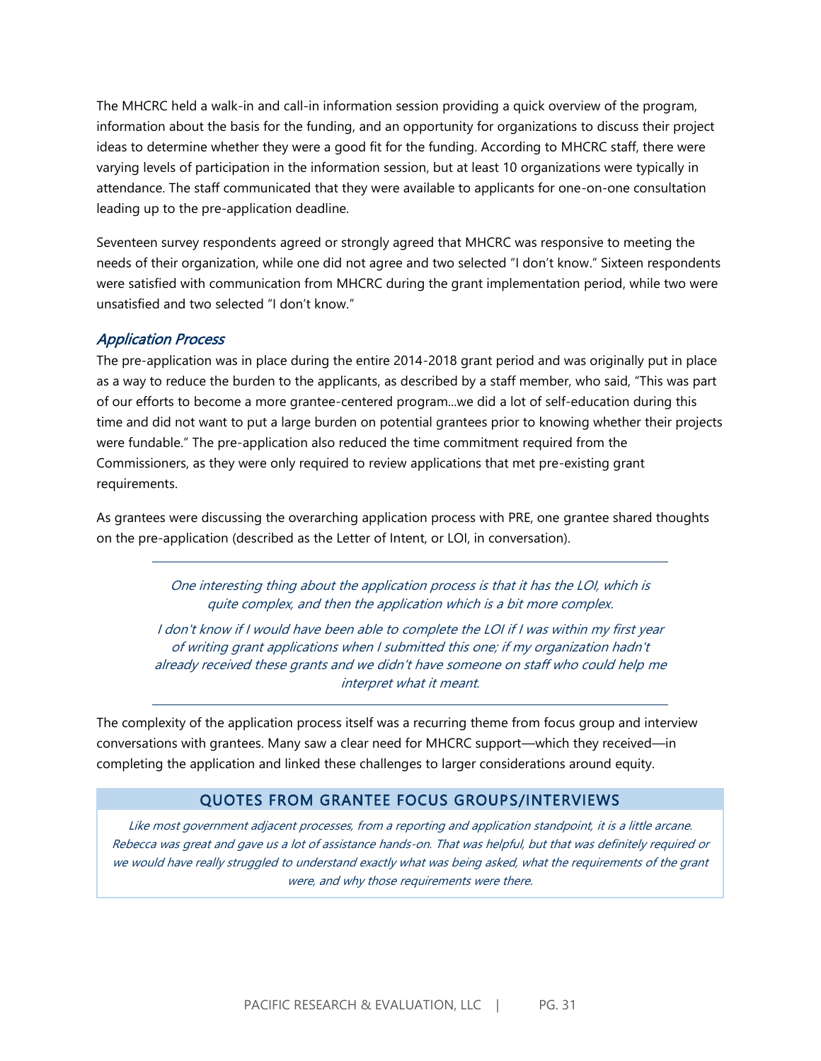The MHCRC held a walk-in and call-in information session providing a quick overview of the program, information about the basis for the funding, and an opportunity for organizations to discuss their project ideas to determine whether they were a good fit for the funding. According to MHCRC staff, there were varying levels of participation in the information session, but at least 10 organizations were typically in attendance. The staff communicated that they were available to applicants for one-on-one consultation leading up to the pre-application deadline.

Seventeen survey respondents agreed or strongly agreed that MHCRC was responsive to meeting the needs of their organization, while one did not agree and two selected "I don't know." Sixteen respondents were satisfied with communication from MHCRC during the grant implementation period, while two were unsatisfied and two selected "I don't know."

### *Application Process*

The pre-application was in place during the entire 2014-2018 grant period and was originally put in place as a way to reduce the burden to the applicants, as described by a staff member, who said, "This was part of our efforts to become a more grantee-centered program...we did a lot of self-education during this time and did not want to put a large burden on potential grantees prior to knowing whether their projects were fundable." The pre-application also reduced the time commitment required from the Commissioners, as they were only required to review applications that met pre-existing grant requirements.

As grantees were discussing the overarching application process with PRE, one grantee shared thoughts on the pre-application (described as the Letter of Intent, or LOI, in conversation).

> *One interesting thing about the application process is that it has the LOI, which is quite complex, and then the application which is a bit more complex.*
>
> *I don't know if I would have been able to complete the LOI if I was within my first year of writing grant applications when I submitted this one; if my organization hadn't already received these grants and we didn't have someone on staff who could help me interpret what it meant.*

The complexity of the application process itself was a recurring theme from focus group and interview conversations with grantees. Many saw a clear need for MHCRC support—which they received—in completing the application and linked these challenges to larger considerations around equity.

**QUOTES FROM GRANTEE FOCUS GROUPS/INTERVIEWS**

*Like most government adjacent processes, from a reporting and application standpoint, it is a little arcane. Rebecca was great and gave us a lot of assistance hands-on. That was helpful, but that was definitely required or we would have really struggled to understand exactly what was being asked, what the requirements of the grant were, and why those requirements were there.*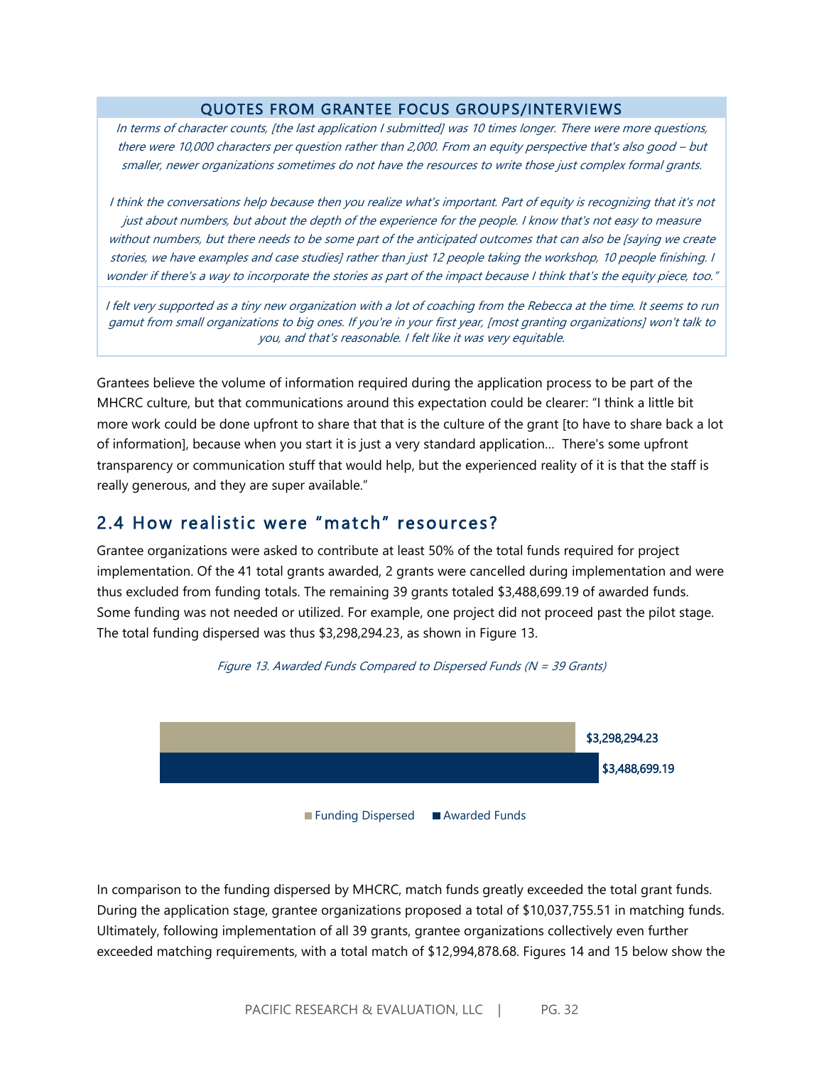**QUOTES FROM GRANTEE FOCUS GROUPS/INTERVIEWS**

*In terms of character counts, [the last application I submitted] was 10 times longer. There were more questions, there were 10,000 characters per question rather than 2,000. From an equity perspective that's also good – but smaller, newer organizations sometimes do not have the resources to write those just complex formal grants.*

*I think the conversations help because then you realize what's important. Part of equity is recognizing that it's not just about numbers, but about the depth of the experience for the people. I know that's not easy to measure without numbers, but there needs to be some part of the anticipated outcomes that can also be [saying we create stories, we have examples and case studies] rather than just 12 people taking the workshop, 10 people finishing. I wonder if there's a way to incorporate the stories as part of the impact because I think that's the equity piece, too."*

*I felt very supported as a tiny new organization with a lot of coaching from the Rebecca at the time. It seems to run gamut from small organizations to big ones. If you're in your first year, [most granting organizations] won't talk to you, and that's reasonable. I felt like it was very equitable.*

Grantees believe the volume of information required during the application process to be part of the MHCRC culture, but that communications around this expectation could be clearer: "I think a little bit more work could be done upfront to share that that is the culture of the grant [to have to share back a lot of information], because when you start it is just a very standard application... There's some upfront transparency or communication stuff that would help, but the experienced reality of it is that the staff is really generous, and they are super available."

## 2.4 How realistic were "match" resources?

Grantee organizations were asked to contribute at least 50% of the total funds required for project implementation. Of the 41 total grants awarded, 2 grants were cancelled during implementation and were thus excluded from funding totals. The remaining 39 grants totaled $3,488,699.19 of awarded funds. Some funding was not needed or utilized. For example, one project did not proceed past the pilot stage. The total funding dispersed was thus $3,298,294.23, as shown in Figure 13.

*Figure 13. Awarded Funds Compared to Dispersed Funds (N = 39 Grants)*

| | Amount |
|---|---|
| Funding Dispersed | $3,298,294.23 |
| Awarded Funds | $3,488,699.19 |

In comparison to the funding dispersed by MHCRC, match funds greatly exceeded the total grant funds. During the application stage, grantee organizations proposed a total of $10,037,755.51 in matching funds. Ultimately, following implementation of all 39 grants, grantee organizations collectively even further exceeded matching requirements, with a total match of $12,994,878.68. Figures 14 and 15 below show the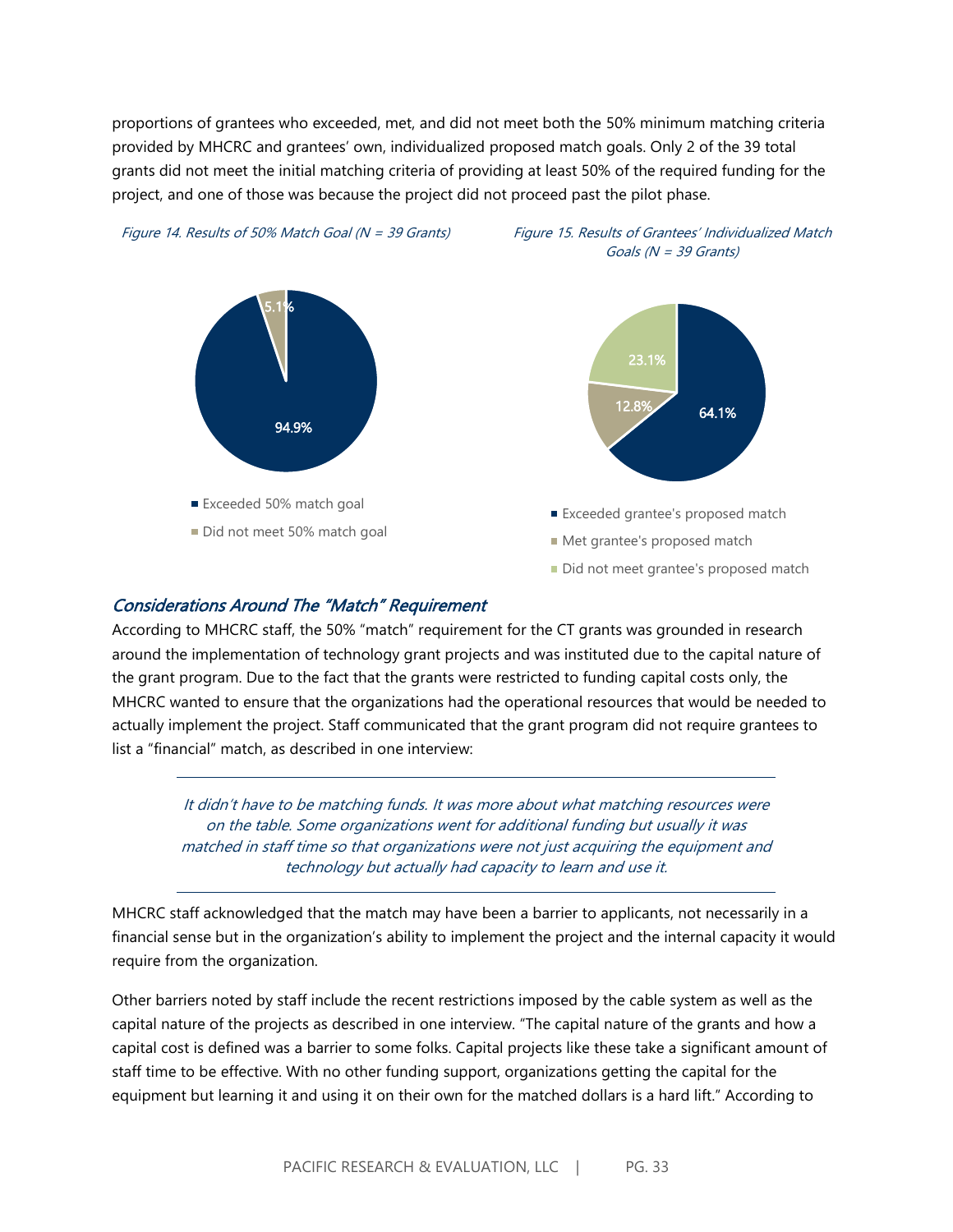proportions of grantees who exceeded, met, and did not meet both the 50% minimum matching criteria provided by MHCRC and grantees' own, individualized proposed match goals. Only 2 of the 39 total grants did not meet the initial matching criteria of providing at least 50% of the required funding for the project, and one of those was because the project did not proceed past the pilot phase.

*Figure 14. Results of 50% Match Goal (N = 39 Grants)*

- Exceeded 50% match goal: 94.9%
- Did not meet 50% match goal: 5.1%

*Figure 15. Results of Grantees' Individualized Match Goals (N = 39 Grants)*

- Exceeded grantee's proposed match: 64.1%
- Met grantee's proposed match: 12.8%
- Did not meet grantee's proposed match: 23.1%

## *Considerations Around The "Match" Requirement*

According to MHCRC staff, the 50% "match" requirement for the CT grants was grounded in research around the implementation of technology grant projects and was instituted due to the capital nature of the grant program. Due to the fact that the grants were restricted to funding capital costs only, the MHCRC wanted to ensure that the organizations had the operational resources that would be needed to actually implement the project. Staff communicated that the grant program did not require grantees to list a "financial" match, as described in one interview:

> *It didn't have to be matching funds. It was more about what matching resources were on the table. Some organizations went for additional funding but usually it was matched in staff time so that organizations were not just acquiring the equipment and technology but actually had capacity to learn and use it.*

MHCRC staff acknowledged that the match may have been a barrier to applicants, not necessarily in a financial sense but in the organization's ability to implement the project and the internal capacity it would require from the organization.

Other barriers noted by staff include the recent restrictions imposed by the cable system as well as the capital nature of the projects as described in one interview. "The capital nature of the grants and how a capital cost is defined was a barrier to some folks. Capital projects like these take a significant amount of staff time to be effective. With no other funding support, organizations getting the capital for the equipment but learning it and using it on their own for the matched dollars is a hard lift." According to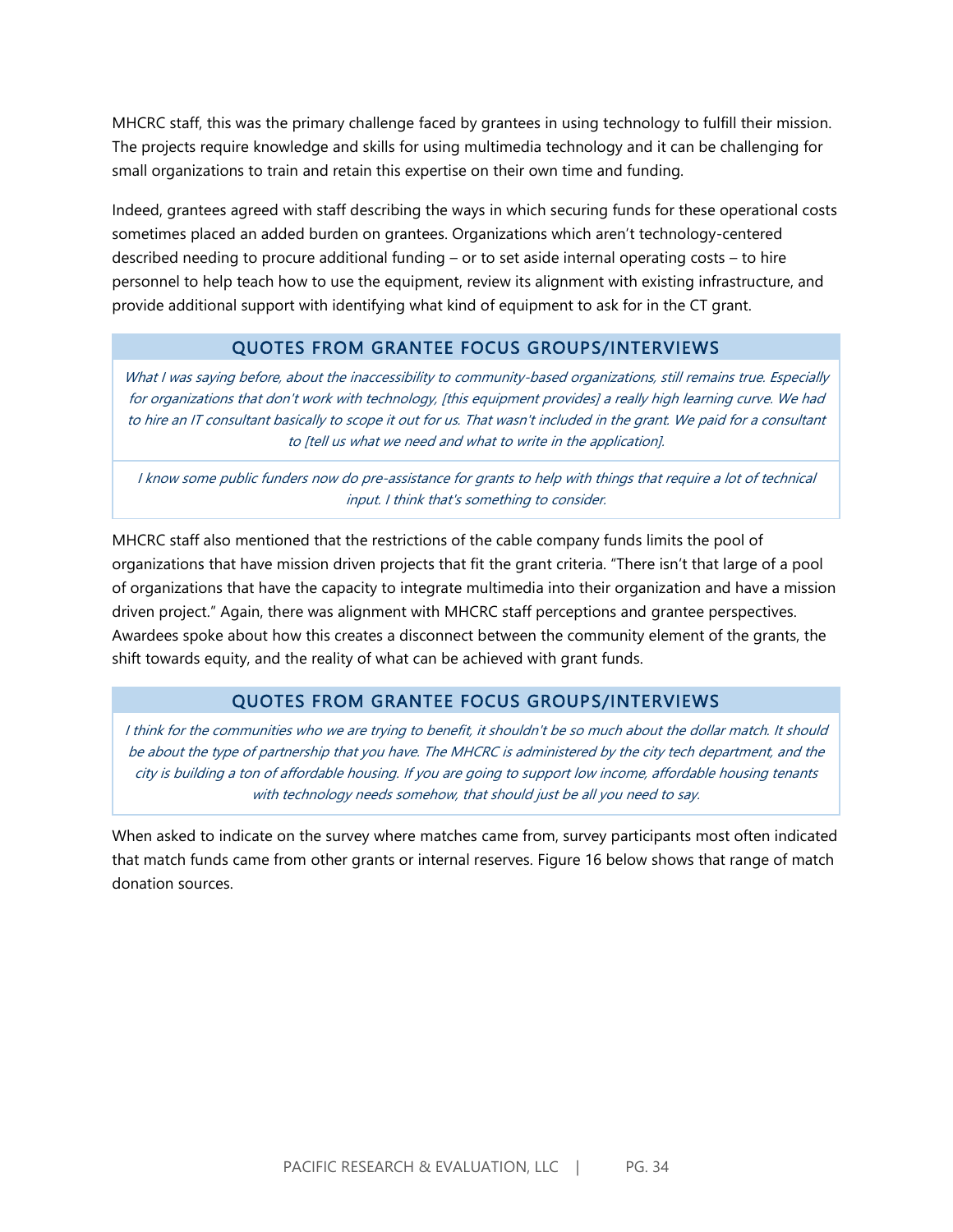MHCRC staff, this was the primary challenge faced by grantees in using technology to fulfill their mission. The projects require knowledge and skills for using multimedia technology and it can be challenging for small organizations to train and retain this expertise on their own time and funding.

Indeed, grantees agreed with staff describing the ways in which securing funds for these operational costs sometimes placed an added burden on grantees. Organizations which aren't technology-centered described needing to procure additional funding – or to set aside internal operating costs – to hire personnel to help teach how to use the equipment, review its alignment with existing infrastructure, and provide additional support with identifying what kind of equipment to ask for in the CT grant.

### QUOTES FROM GRANTEE FOCUS GROUPS/INTERVIEWS

*What I was saying before, about the inaccessibility to community-based organizations, still remains true. Especially for organizations that don't work with technology, [this equipment provides] a really high learning curve. We had to hire an IT consultant basically to scope it out for us. That wasn't included in the grant. We paid for a consultant to [tell us what we need and what to write in the application].*

*I know some public funders now do pre-assistance for grants to help with things that require a lot of technical input. I think that's something to consider.*

MHCRC staff also mentioned that the restrictions of the cable company funds limits the pool of organizations that have mission driven projects that fit the grant criteria. "There isn't that large of a pool of organizations that have the capacity to integrate multimedia into their organization and have a mission driven project." Again, there was alignment with MHCRC staff perceptions and grantee perspectives. Awardees spoke about how this creates a disconnect between the community element of the grants, the shift towards equity, and the reality of what can be achieved with grant funds.

### QUOTES FROM GRANTEE FOCUS GROUPS/INTERVIEWS

*I think for the communities who we are trying to benefit, it shouldn't be so much about the dollar match. It should be about the type of partnership that you have. The MHCRC is administered by the city tech department, and the city is building a ton of affordable housing. If you are going to support low income, affordable housing tenants with technology needs somehow, that should just be all you need to say.*

When asked to indicate on the survey where matches came from, survey participants most often indicated that match funds came from other grants or internal reserves. Figure 16 below shows that range of match donation sources.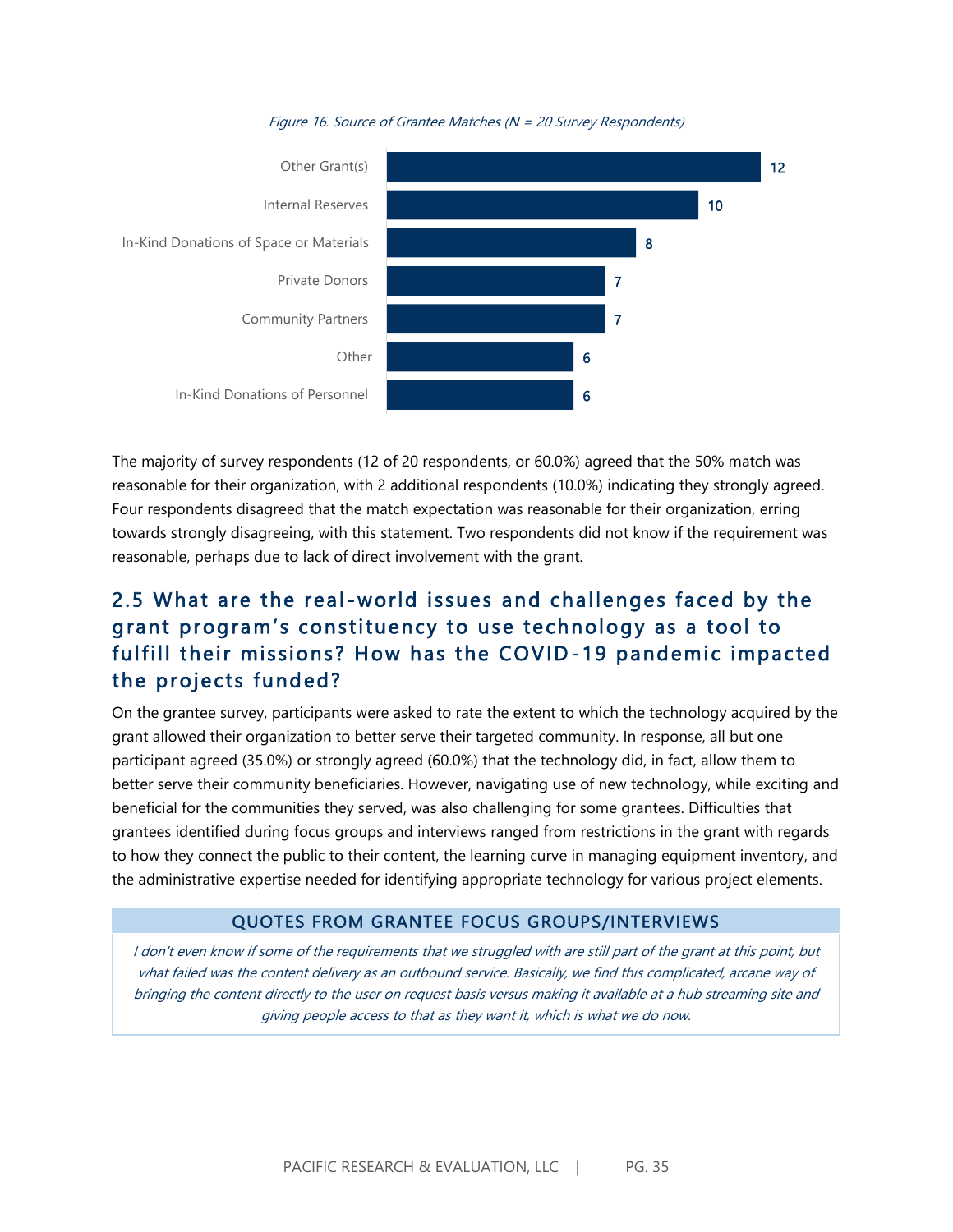*Figure 16. Source of Grantee Matches (N = 20 Survey Respondents)*

| Source | Count |
|---|---|
| Other Grant(s) | 12 |
| Internal Reserves | 10 |
| In-Kind Donations of Space or Materials | 8 |
| Private Donors | 7 |
| Community Partners | 7 |
| Other | 6 |
| In-Kind Donations of Personnel | 6 |

The majority of survey respondents (12 of 20 respondents, or 60.0%) agreed that the 50% match was reasonable for their organization, with 2 additional respondents (10.0%) indicating they strongly agreed. Four respondents disagreed that the match expectation was reasonable for their organization, erring towards strongly disagreeing, with this statement. Two respondents did not know if the requirement was reasonable, perhaps due to lack of direct involvement with the grant.

## 2.5 What are the real-world issues and challenges faced by the grant program's constituency to use technology as a tool to fulfill their missions? How has the COVID-19 pandemic impacted the projects funded?

On the grantee survey, participants were asked to rate the extent to which the technology acquired by the grant allowed their organization to better serve their targeted community. In response, all but one participant agreed (35.0%) or strongly agreed (60.0%) that the technology did, in fact, allow them to better serve their community beneficiaries. However, navigating use of new technology, while exciting and beneficial for the communities they served, was also challenging for some grantees. Difficulties that grantees identified during focus groups and interviews ranged from restrictions in the grant with regards to how they connect the public to their content, the learning curve in managing equipment inventory, and the administrative expertise needed for identifying appropriate technology for various project elements.

**QUOTES FROM GRANTEE FOCUS GROUPS/INTERVIEWS**

*I don't even know if some of the requirements that we struggled with are still part of the grant at this point, but what failed was the content delivery as an outbound service. Basically, we find this complicated, arcane way of bringing the content directly to the user on request basis versus making it available at a hub streaming site and giving people access to that as they want it, which is what we do now.*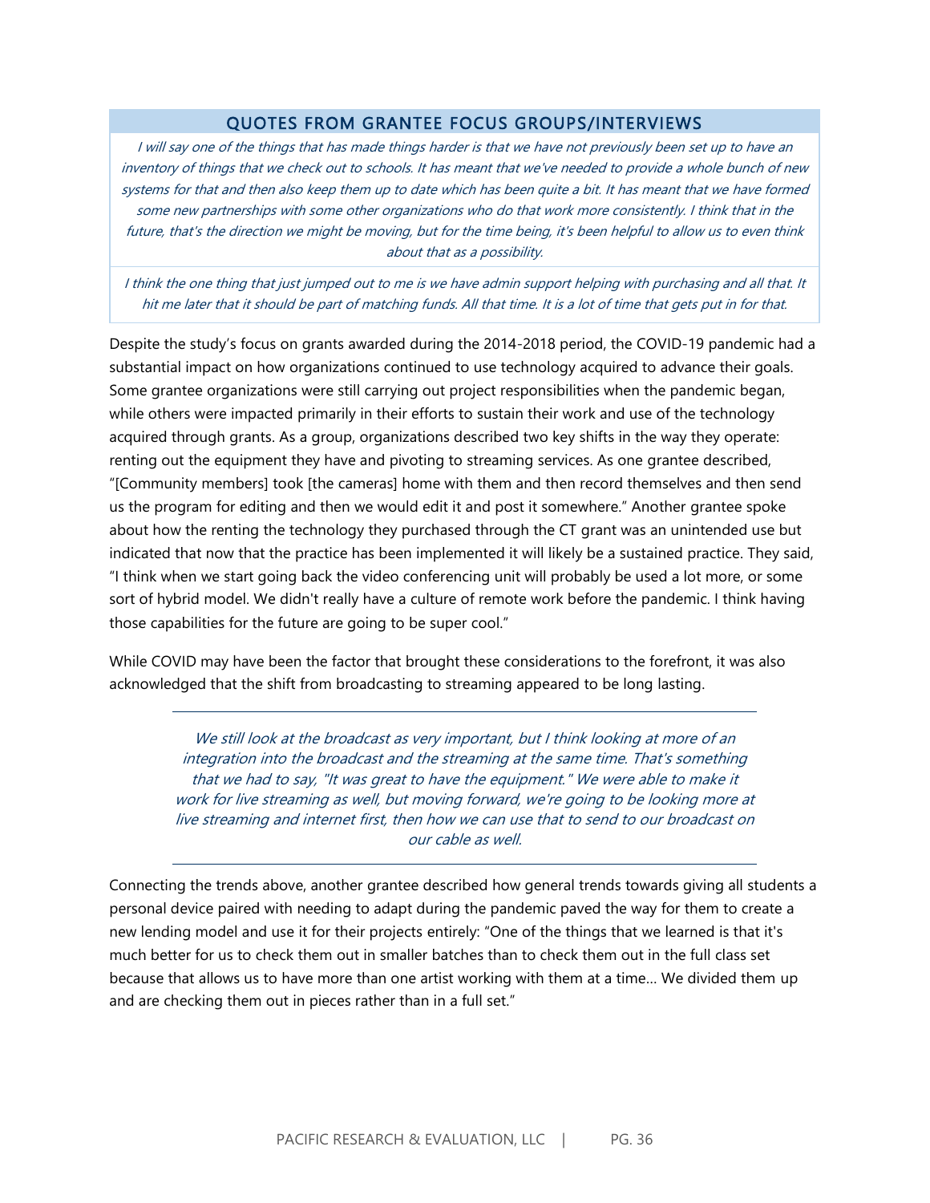### QUOTES FROM GRANTEE FOCUS GROUPS/INTERVIEWS

*I will say one of the things that has made things harder is that we have not previously been set up to have an inventory of things that we check out to schools. It has meant that we've needed to provide a whole bunch of new systems for that and then also keep them up to date which has been quite a bit. It has meant that we have formed some new partnerships with some other organizations who do that work more consistently. I think that in the future, that's the direction we might be moving, but for the time being, it's been helpful to allow us to even think about that as a possibility.*

*I think the one thing that just jumped out to me is we have admin support helping with purchasing and all that. It hit me later that it should be part of matching funds. All that time. It is a lot of time that gets put in for that.*

Despite the study's focus on grants awarded during the 2014-2018 period, the COVID-19 pandemic had a substantial impact on how organizations continued to use technology acquired to advance their goals. Some grantee organizations were still carrying out project responsibilities when the pandemic began, while others were impacted primarily in their efforts to sustain their work and use of the technology acquired through grants. As a group, organizations described two key shifts in the way they operate: renting out the equipment they have and pivoting to streaming services. As one grantee described, "[Community members] took [the cameras] home with them and then record themselves and then send us the program for editing and then we would edit it and post it somewhere." Another grantee spoke about how the renting the technology they purchased through the CT grant was an unintended use but indicated that now that the practice has been implemented it will likely be a sustained practice. They said, "I think when we start going back the video conferencing unit will probably be used a lot more, or some sort of hybrid model. We didn't really have a culture of remote work before the pandemic. I think having those capabilities for the future are going to be super cool."

While COVID may have been the factor that brought these considerations to the forefront, it was also acknowledged that the shift from broadcasting to streaming appeared to be long lasting.

> *We still look at the broadcast as very important, but I think looking at more of an integration into the broadcast and the streaming at the same time. That's something that we had to say, "It was great to have the equipment." We were able to make it work for live streaming as well, but moving forward, we're going to be looking more at live streaming and internet first, then how we can use that to send to our broadcast on our cable as well.*

Connecting the trends above, another grantee described how general trends towards giving all students a personal device paired with needing to adapt during the pandemic paved the way for them to create a new lending model and use it for their projects entirely: "One of the things that we learned is that it's much better for us to check them out in smaller batches than to check them out in the full class set because that allows us to have more than one artist working with them at a time… We divided them up and are checking them out in pieces rather than in a full set."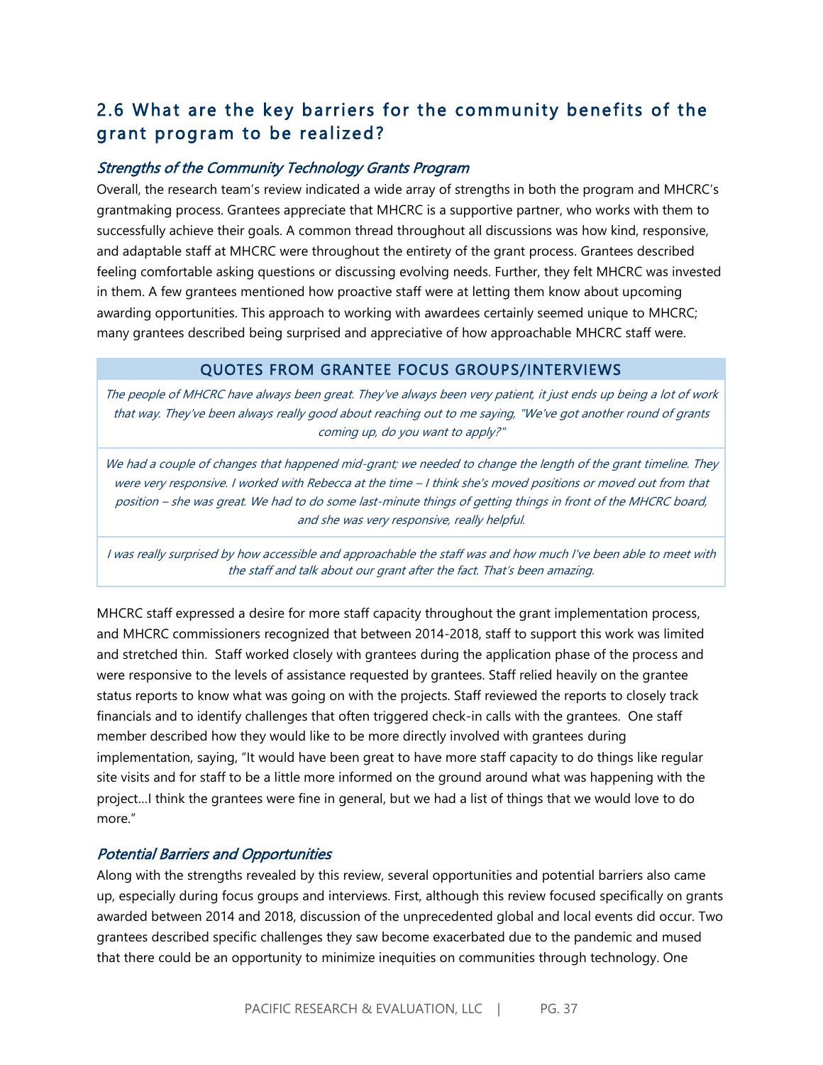## 2.6 What are the key barriers for the community benefits of the grant program to be realized?

### *Strengths of the Community Technology Grants Program*

Overall, the research team's review indicated a wide array of strengths in both the program and MHCRC's grantmaking process. Grantees appreciate that MHCRC is a supportive partner, who works with them to successfully achieve their goals. A common thread throughout all discussions was how kind, responsive, and adaptable staff at MHCRC were throughout the entirety of the grant process. Grantees described feeling comfortable asking questions or discussing evolving needs. Further, they felt MHCRC was invested in them. A few grantees mentioned how proactive staff were at letting them know about upcoming awarding opportunities. This approach to working with awardees certainly seemed unique to MHCRC; many grantees described being surprised and appreciative of how approachable MHCRC staff were.

| QUOTES FROM GRANTEE FOCUS GROUPS/INTERVIEWS |
|---|
| *The people of MHCRC have always been great. They've always been very patient, it just ends up being a lot of work that way. They've been always really good about reaching out to me saying, "We've got another round of grants coming up, do you want to apply?"* |
| *We had a couple of changes that happened mid-grant; we needed to change the length of the grant timeline. They were very responsive. I worked with Rebecca at the time – I think she's moved positions or moved out from that position – she was great. We had to do some last-minute things of getting things in front of the MHCRC board, and she was very responsive, really helpful.* |
| *I was really surprised by how accessible and approachable the staff was and how much I've been able to meet with the staff and talk about our grant after the fact. That's been amazing.* |

MHCRC staff expressed a desire for more staff capacity throughout the grant implementation process, and MHCRC commissioners recognized that between 2014-2018, staff to support this work was limited and stretched thin. Staff worked closely with grantees during the application phase of the process and were responsive to the levels of assistance requested by grantees. Staff relied heavily on the grantee status reports to know what was going on with the projects. Staff reviewed the reports to closely track financials and to identify challenges that often triggered check-in calls with the grantees. One staff member described how they would like to be more directly involved with grantees during implementation, saying, "It would have been great to have more staff capacity to do things like regular site visits and for staff to be a little more informed on the ground around what was happening with the project…I think the grantees were fine in general, but we had a list of things that we would love to do more."

### *Potential Barriers and Opportunities*

Along with the strengths revealed by this review, several opportunities and potential barriers also came up, especially during focus groups and interviews. First, although this review focused specifically on grants awarded between 2014 and 2018, discussion of the unprecedented global and local events did occur. Two grantees described specific challenges they saw become exacerbated due to the pandemic and mused that there could be an opportunity to minimize inequities on communities through technology. One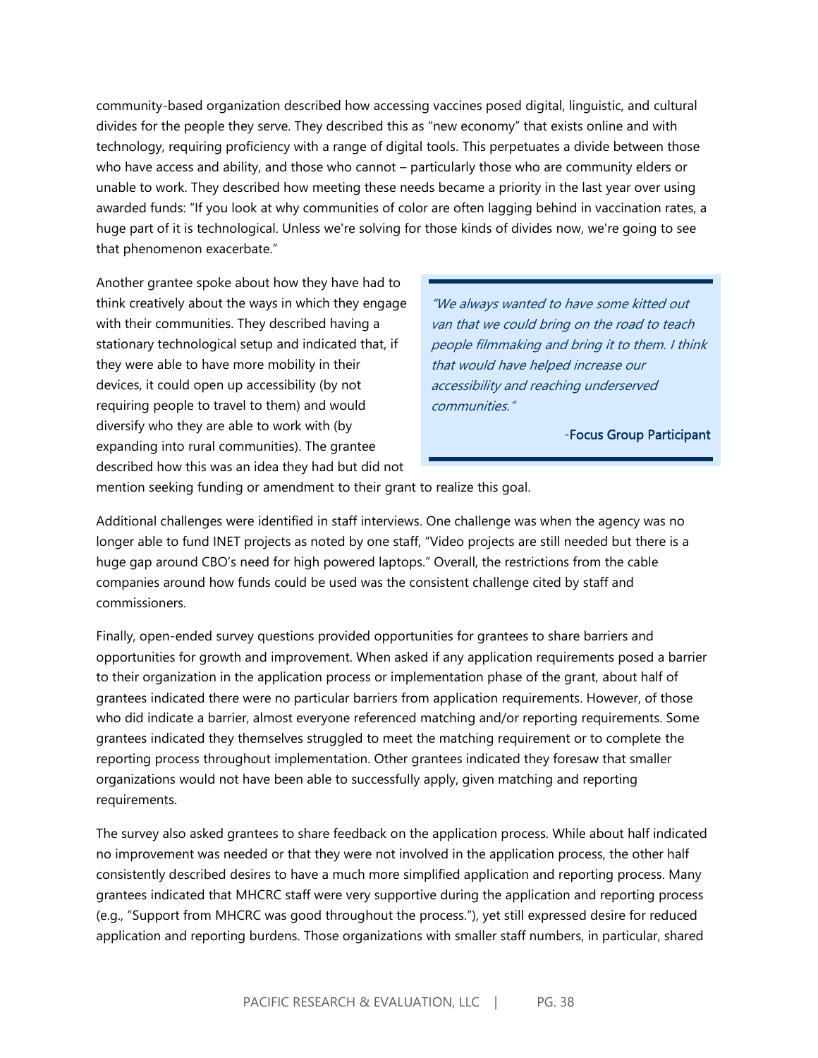community-based organization described how accessing vaccines posed digital, linguistic, and cultural divides for the people they serve. They described this as "new economy" that exists online and with technology, requiring proficiency with a range of digital tools. This perpetuates a divide between those who have access and ability, and those who cannot – particularly those who are community elders or unable to work. They described how meeting these needs became a priority in the last year over using awarded funds: "If you look at why communities of color are often lagging behind in vaccination rates, a huge part of it is technological. Unless we're solving for those kinds of divides now, we're going to see that phenomenon exacerbate."

Another grantee spoke about how they have had to think creatively about the ways in which they engage with their communities. They described having a stationary technological setup and indicated that, if they were able to have more mobility in their devices, it could open up accessibility (by not requiring people to travel to them) and would diversify who they are able to work with (by expanding into rural communities). The grantee described how this was an idea they had but did not mention seeking funding or amendment to their grant to realize this goal.

> *"We always wanted to have some kitted out van that we could bring on the road to teach people filmmaking and bring it to them. I think that would have helped increase our accessibility and reaching underserved communities."*
>
> **-Focus Group Participant**

Additional challenges were identified in staff interviews. One challenge was when the agency was no longer able to fund INET projects as noted by one staff, "Video projects are still needed but there is a huge gap around CBO's need for high powered laptops." Overall, the restrictions from the cable companies around how funds could be used was the consistent challenge cited by staff and commissioners.

Finally, open-ended survey questions provided opportunities for grantees to share barriers and opportunities for growth and improvement. When asked if any application requirements posed a barrier to their organization in the application process or implementation phase of the grant, about half of grantees indicated there were no particular barriers from application requirements. However, of those who did indicate a barrier, almost everyone referenced matching and/or reporting requirements. Some grantees indicated they themselves struggled to meet the matching requirement or to complete the reporting process throughout implementation. Other grantees indicated they foresaw that smaller organizations would not have been able to successfully apply, given matching and reporting requirements.

The survey also asked grantees to share feedback on the application process. While about half indicated no improvement was needed or that they were not involved in the application process, the other half consistently described desires to have a much more simplified application and reporting process. Many grantees indicated that MHCRC staff were very supportive during the application and reporting process (e.g., "Support from MHCRC was good throughout the process."), yet still expressed desire for reduced application and reporting burdens. Those organizations with smaller staff numbers, in particular, shared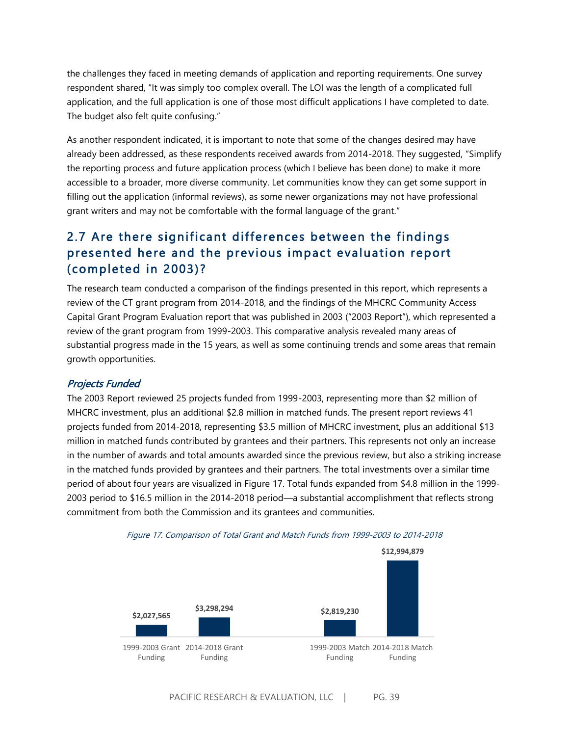the challenges they faced in meeting demands of application and reporting requirements. One survey respondent shared, "It was simply too complex overall. The LOI was the length of a complicated full application, and the full application is one of those most difficult applications I have completed to date. The budget also felt quite confusing."

As another respondent indicated, it is important to note that some of the changes desired may have already been addressed, as these respondents received awards from 2014-2018. They suggested, "Simplify the reporting process and future application process (which I believe has been done) to make it more accessible to a broader, more diverse community. Let communities know they can get some support in filling out the application (informal reviews), as some newer organizations may not have professional grant writers and may not be comfortable with the formal language of the grant."

## 2.7 Are there significant differences between the findings presented here and the previous impact evaluation report (completed in 2003)?

The research team conducted a comparison of the findings presented in this report, which represents a review of the CT grant program from 2014-2018, and the findings of the MHCRC Community Access Capital Grant Program Evaluation report that was published in 2003 ("2003 Report"), which represented a review of the grant program from 1999-2003. This comparative analysis revealed many areas of substantial progress made in the 15 years, as well as some continuing trends and some areas that remain growth opportunities.

### *Projects Funded*

The 2003 Report reviewed 25 projects funded from 1999-2003, representing more than $2 million of MHCRC investment, plus an additional $2.8 million in matched funds. The present report reviews 41 projects funded from 2014-2018, representing $3.5 million of MHCRC investment, plus an additional $13 million in matched funds contributed by grantees and their partners. This represents not only an increase in the number of awards and total amounts awarded since the previous review, but also a striking increase in the matched funds provided by grantees and their partners. The total investments over a similar time period of about four years are visualized in Figure 17. Total funds expanded from $4.8 million in the 1999-2003 period to $16.5 million in the 2014-2018 period—a substantial accomplishment that reflects strong commitment from both the Commission and its grantees and communities.

*Figure 17. Comparison of Total Grant and Match Funds from 1999-2003 to 2014-2018*

| Category | Amount |
|---|---|
| 1999-2003 Grant Funding | $2,027,565 |
| 2014-2018 Grant Funding | $3,298,294 |
| 1999-2003 Match Funding | $2,819,230 |
| 2014-2018 Match Funding | $12,994,879 |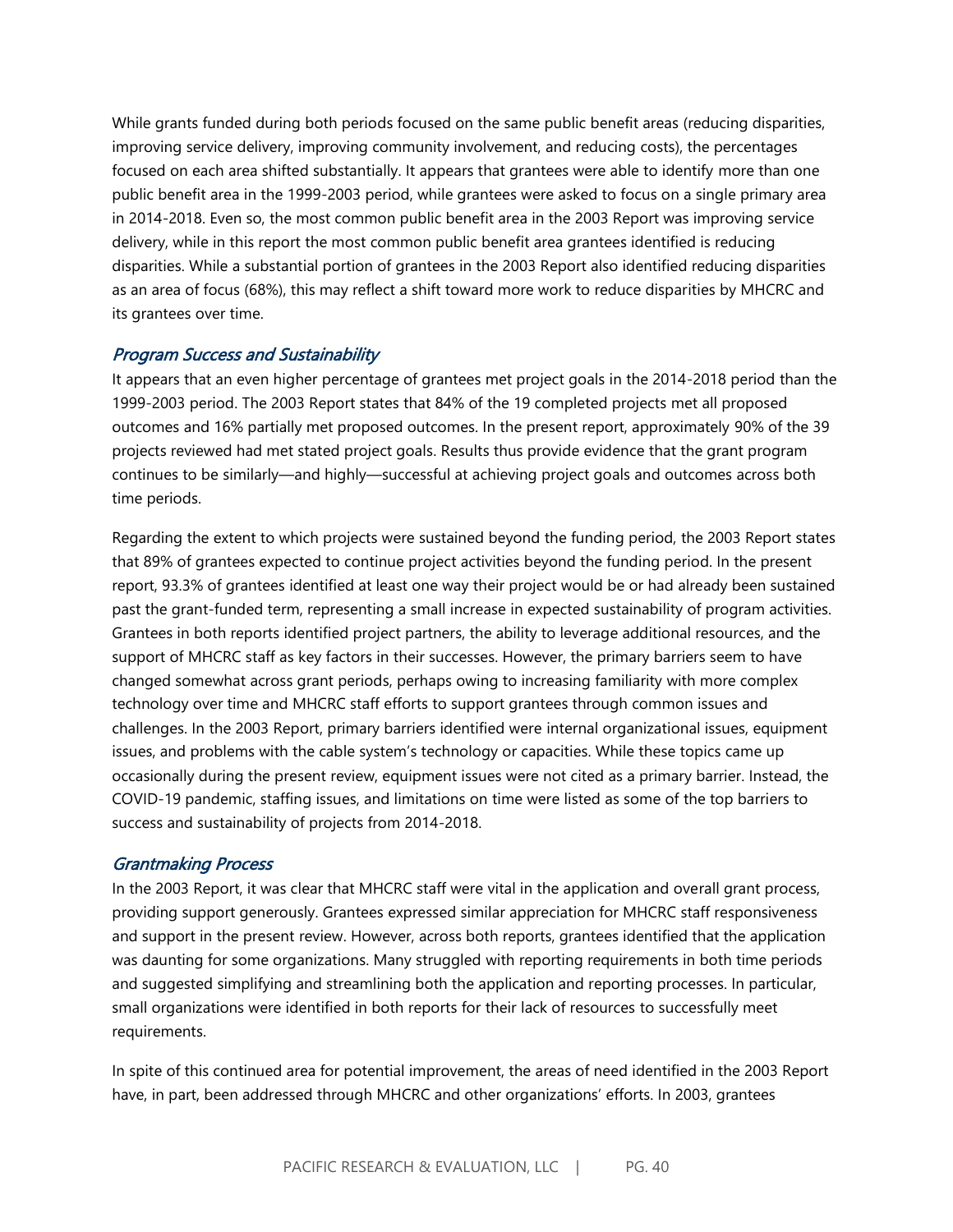While grants funded during both periods focused on the same public benefit areas (reducing disparities, improving service delivery, improving community involvement, and reducing costs), the percentages focused on each area shifted substantially. It appears that grantees were able to identify more than one public benefit area in the 1999-2003 period, while grantees were asked to focus on a single primary area in 2014-2018. Even so, the most common public benefit area in the 2003 Report was improving service delivery, while in this report the most common public benefit area grantees identified is reducing disparities. While a substantial portion of grantees in the 2003 Report also identified reducing disparities as an area of focus (68%), this may reflect a shift toward more work to reduce disparities by MHCRC and its grantees over time.

### *Program Success and Sustainability*

It appears that an even higher percentage of grantees met project goals in the 2014-2018 period than the 1999-2003 period. The 2003 Report states that 84% of the 19 completed projects met all proposed outcomes and 16% partially met proposed outcomes. In the present report, approximately 90% of the 39 projects reviewed had met stated project goals. Results thus provide evidence that the grant program continues to be similarly—and highly—successful at achieving project goals and outcomes across both time periods.

Regarding the extent to which projects were sustained beyond the funding period, the 2003 Report states that 89% of grantees expected to continue project activities beyond the funding period. In the present report, 93.3% of grantees identified at least one way their project would be or had already been sustained past the grant-funded term, representing a small increase in expected sustainability of program activities. Grantees in both reports identified project partners, the ability to leverage additional resources, and the support of MHCRC staff as key factors in their successes. However, the primary barriers seem to have changed somewhat across grant periods, perhaps owing to increasing familiarity with more complex technology over time and MHCRC staff efforts to support grantees through common issues and challenges. In the 2003 Report, primary barriers identified were internal organizational issues, equipment issues, and problems with the cable system's technology or capacities. While these topics came up occasionally during the present review, equipment issues were not cited as a primary barrier. Instead, the COVID-19 pandemic, staffing issues, and limitations on time were listed as some of the top barriers to success and sustainability of projects from 2014-2018.

### *Grantmaking Process*

In the 2003 Report, it was clear that MHCRC staff were vital in the application and overall grant process, providing support generously. Grantees expressed similar appreciation for MHCRC staff responsiveness and support in the present review. However, across both reports, grantees identified that the application was daunting for some organizations. Many struggled with reporting requirements in both time periods and suggested simplifying and streamlining both the application and reporting processes. In particular, small organizations were identified in both reports for their lack of resources to successfully meet requirements.

In spite of this continued area for potential improvement, the areas of need identified in the 2003 Report have, in part, been addressed through MHCRC and other organizations' efforts. In 2003, grantees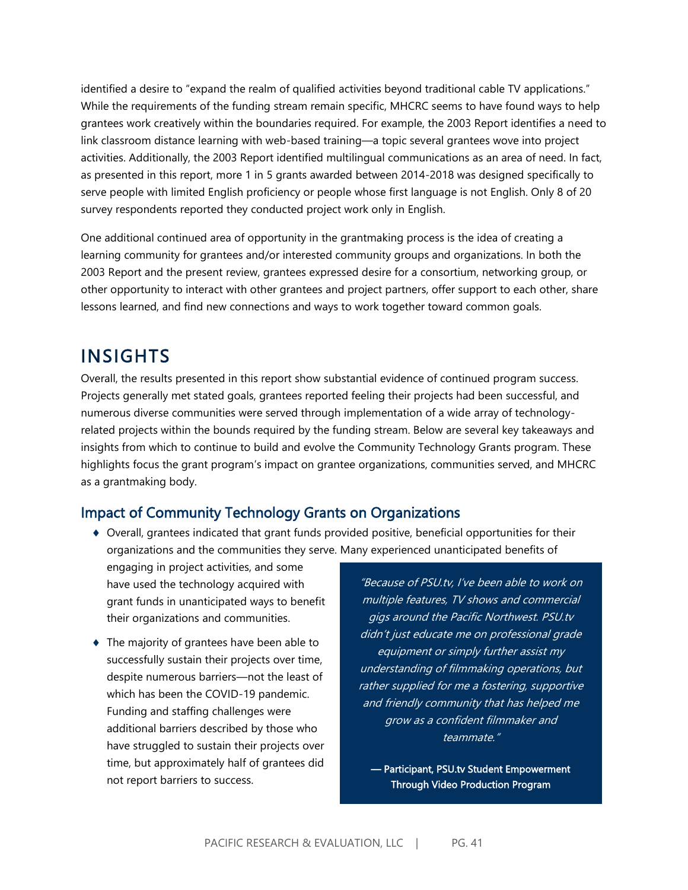identified a desire to "expand the realm of qualified activities beyond traditional cable TV applications." While the requirements of the funding stream remain specific, MHCRC seems to have found ways to help grantees work creatively within the boundaries required. For example, the 2003 Report identifies a need to link classroom distance learning with web-based training—a topic several grantees wove into project activities. Additionally, the 2003 Report identified multilingual communications as an area of need. In fact, as presented in this report, more 1 in 5 grants awarded between 2014-2018 was designed specifically to serve people with limited English proficiency or people whose first language is not English. Only 8 of 20 survey respondents reported they conducted project work only in English.

One additional continued area of opportunity in the grantmaking process is the idea of creating a learning community for grantees and/or interested community groups and organizations. In both the 2003 Report and the present review, grantees expressed desire for a consortium, networking group, or other opportunity to interact with other grantees and project partners, offer support to each other, share lessons learned, and find new connections and ways to work together toward common goals.

# INSIGHTS

Overall, the results presented in this report show substantial evidence of continued program success. Projects generally met stated goals, grantees reported feeling their projects had been successful, and numerous diverse communities were served through implementation of a wide array of technology-related projects within the bounds required by the funding stream. Below are several key takeaways and insights from which to continue to build and evolve the Community Technology Grants program. These highlights focus the grant program's impact on grantee organizations, communities served, and MHCRC as a grantmaking body.

## Impact of Community Technology Grants on Organizations

- Overall, grantees indicated that grant funds provided positive, beneficial opportunities for their organizations and the communities they serve. Many experienced unanticipated benefits of engaging in project activities, and some have used the technology acquired with grant funds in unanticipated ways to benefit their organizations and communities.
- The majority of grantees have been able to successfully sustain their projects over time, despite numerous barriers—not the least of which has been the COVID-19 pandemic. Funding and staffing challenges were additional barriers described by those who have struggled to sustain their projects over time, but approximately half of grantees did not report barriers to success.

> *"Because of PSU.tv, I've been able to work on multiple features, TV shows and commercial gigs around the Pacific Northwest. PSU.tv didn't just educate me on professional grade equipment or simply further assist my understanding of filmmaking operations, but rather supplied for me a fostering, supportive and friendly community that has helped me grow as a confident filmmaker and teammate."*
>
> **— Participant, PSU.tv Student Empowerment Through Video Production Program**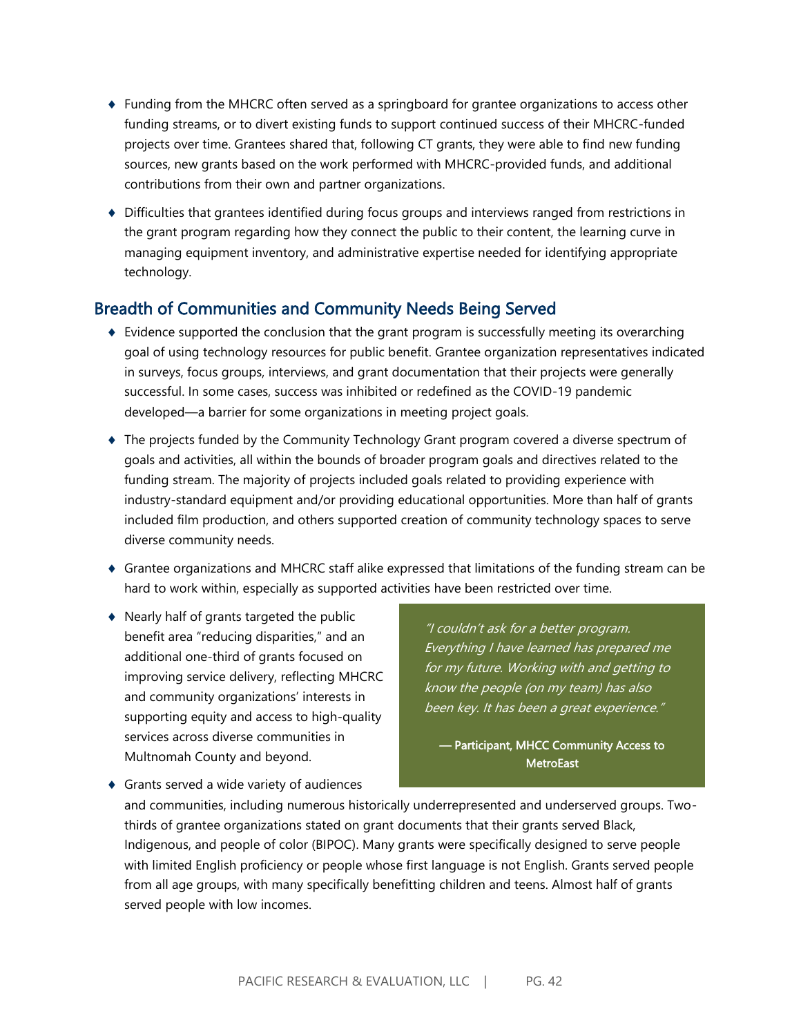- Funding from the MHCRC often served as a springboard for grantee organizations to access other funding streams, or to divert existing funds to support continued success of their MHCRC-funded projects over time. Grantees shared that, following CT grants, they were able to find new funding sources, new grants based on the work performed with MHCRC-provided funds, and additional contributions from their own and partner organizations.
- Difficulties that grantees identified during focus groups and interviews ranged from restrictions in the grant program regarding how they connect the public to their content, the learning curve in managing equipment inventory, and administrative expertise needed for identifying appropriate technology.

## Breadth of Communities and Community Needs Being Served

- Evidence supported the conclusion that the grant program is successfully meeting its overarching goal of using technology resources for public benefit. Grantee organization representatives indicated in surveys, focus groups, interviews, and grant documentation that their projects were generally successful. In some cases, success was inhibited or redefined as the COVID-19 pandemic developed—a barrier for some organizations in meeting project goals.
- The projects funded by the Community Technology Grant program covered a diverse spectrum of goals and activities, all within the bounds of broader program goals and directives related to the funding stream. The majority of projects included goals related to providing experience with industry-standard equipment and/or providing educational opportunities. More than half of grants included film production, and others supported creation of community technology spaces to serve diverse community needs.
- Grantee organizations and MHCRC staff alike expressed that limitations of the funding stream can be hard to work within, especially as supported activities have been restricted over time.
- Nearly half of grants targeted the public benefit area "reducing disparities," and an additional one-third of grants focused on improving service delivery, reflecting MHCRC and community organizations' interests in supporting equity and access to high-quality services across diverse communities in Multnomah County and beyond.
- Grants served a wide variety of audiences and communities, including numerous historically underrepresented and underserved groups. Two-thirds of grantee organizations stated on grant documents that their grants served Black, Indigenous, and people of color (BIPOC). Many grants were specifically designed to serve people with limited English proficiency or people whose first language is not English. Grants served people from all age groups, with many specifically benefitting children and teens. Almost half of grants served people with low incomes.

> *"I couldn't ask for a better program. Everything I have learned has prepared me for my future. Working with and getting to know the people (on my team) has also been key. It has been a great experience."*
>
> **— Participant, MHCC Community Access to MetroEast**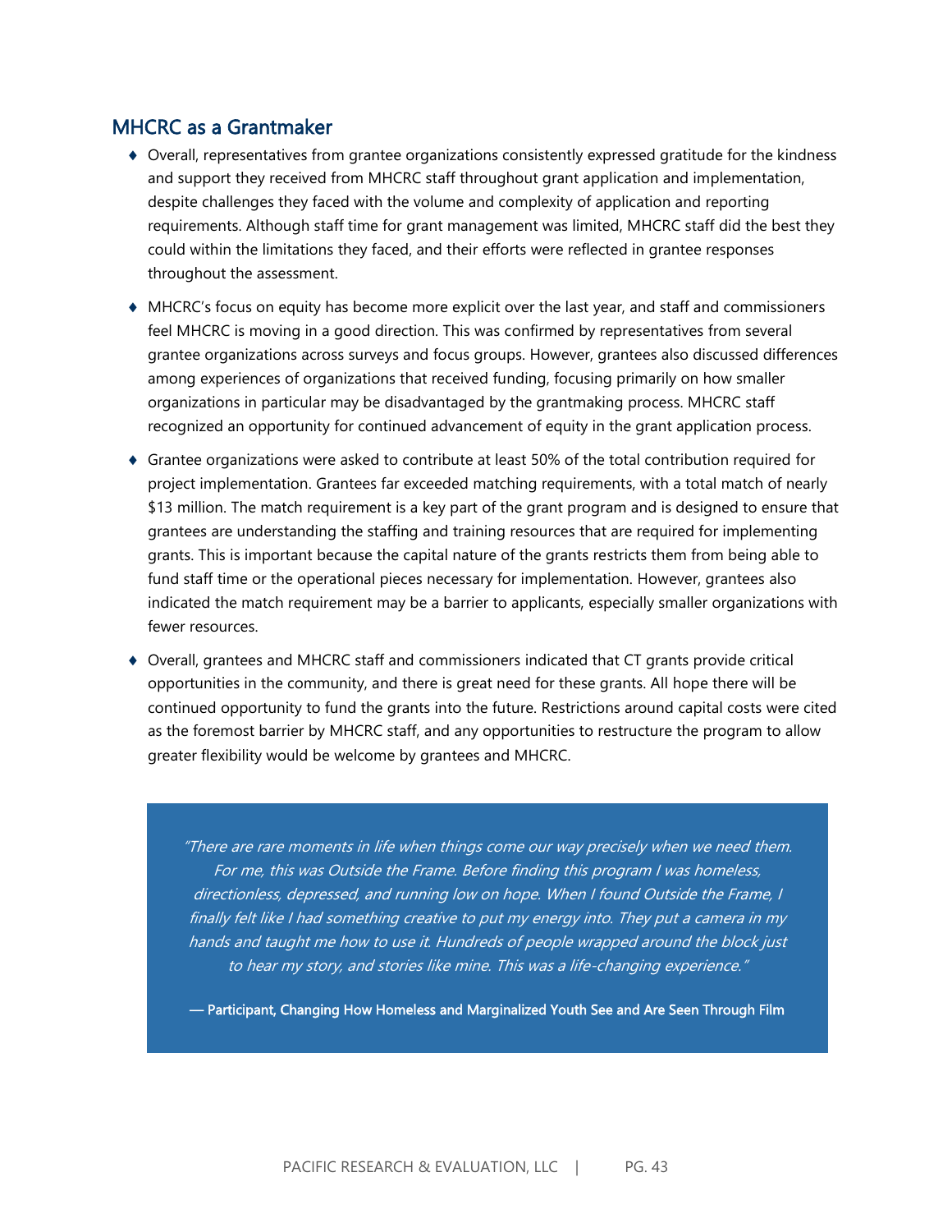## MHCRC as a Grantmaker

- Overall, representatives from grantee organizations consistently expressed gratitude for the kindness and support they received from MHCRC staff throughout grant application and implementation, despite challenges they faced with the volume and complexity of application and reporting requirements. Although staff time for grant management was limited, MHCRC staff did the best they could within the limitations they faced, and their efforts were reflected in grantee responses throughout the assessment.
- MHCRC's focus on equity has become more explicit over the last year, and staff and commissioners feel MHCRC is moving in a good direction. This was confirmed by representatives from several grantee organizations across surveys and focus groups. However, grantees also discussed differences among experiences of organizations that received funding, focusing primarily on how smaller organizations in particular may be disadvantaged by the grantmaking process. MHCRC staff recognized an opportunity for continued advancement of equity in the grant application process.
- Grantee organizations were asked to contribute at least 50% of the total contribution required for project implementation. Grantees far exceeded matching requirements, with a total match of nearly $13 million. The match requirement is a key part of the grant program and is designed to ensure that grantees are understanding the staffing and training resources that are required for implementing grants. This is important because the capital nature of the grants restricts them from being able to fund staff time or the operational pieces necessary for implementation. However, grantees also indicated the match requirement may be a barrier to applicants, especially smaller organizations with fewer resources.
- Overall, grantees and MHCRC staff and commissioners indicated that CT grants provide critical opportunities in the community, and there is great need for these grants. All hope there will be continued opportunity to fund the grants into the future. Restrictions around capital costs were cited as the foremost barrier by MHCRC staff, and any opportunities to restructure the program to allow greater flexibility would be welcome by grantees and MHCRC.

> *"There are rare moments in life when things come our way precisely when we need them. For me, this was Outside the Frame. Before finding this program I was homeless, directionless, depressed, and running low on hope. When I found Outside the Frame, I finally felt like I had something creative to put my energy into. They put a camera in my hands and taught me how to use it. Hundreds of people wrapped around the block just to hear my story, and stories like mine. This was a life-changing experience."*
>
> **— Participant, Changing How Homeless and Marginalized Youth See and Are Seen Through Film**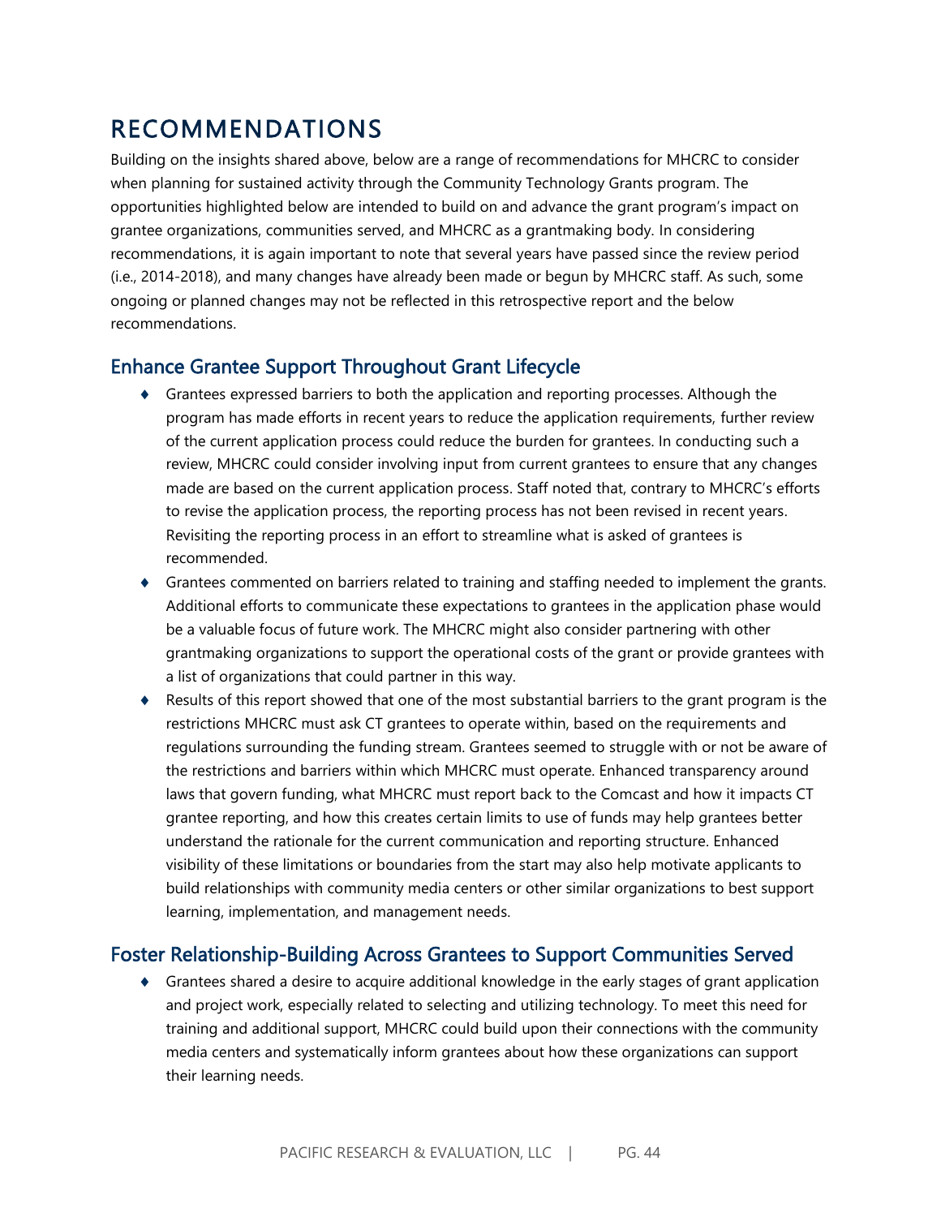# RECOMMENDATIONS

Building on the insights shared above, below are a range of recommendations for MHCRC to consider when planning for sustained activity through the Community Technology Grants program. The opportunities highlighted below are intended to build on and advance the grant program's impact on grantee organizations, communities served, and MHCRC as a grantmaking body. In considering recommendations, it is again important to note that several years have passed since the review period (i.e., 2014-2018), and many changes have already been made or begun by MHCRC staff. As such, some ongoing or planned changes may not be reflected in this retrospective report and the below recommendations.

## Enhance Grantee Support Throughout Grant Lifecycle

- Grantees expressed barriers to both the application and reporting processes. Although the program has made efforts in recent years to reduce the application requirements, further review of the current application process could reduce the burden for grantees. In conducting such a review, MHCRC could consider involving input from current grantees to ensure that any changes made are based on the current application process. Staff noted that, contrary to MHCRC's efforts to revise the application process, the reporting process has not been revised in recent years. Revisiting the reporting process in an effort to streamline what is asked of grantees is recommended.
- Grantees commented on barriers related to training and staffing needed to implement the grants. Additional efforts to communicate these expectations to grantees in the application phase would be a valuable focus of future work. The MHCRC might also consider partnering with other grantmaking organizations to support the operational costs of the grant or provide grantees with a list of organizations that could partner in this way.
- Results of this report showed that one of the most substantial barriers to the grant program is the restrictions MHCRC must ask CT grantees to operate within, based on the requirements and regulations surrounding the funding stream. Grantees seemed to struggle with or not be aware of the restrictions and barriers within which MHCRC must operate. Enhanced transparency around laws that govern funding, what MHCRC must report back to the Comcast and how it impacts CT grantee reporting, and how this creates certain limits to use of funds may help grantees better understand the rationale for the current communication and reporting structure. Enhanced visibility of these limitations or boundaries from the start may also help motivate applicants to build relationships with community media centers or other similar organizations to best support learning, implementation, and management needs.

## Foster Relationship-Building Across Grantees to Support Communities Served

- Grantees shared a desire to acquire additional knowledge in the early stages of grant application and project work, especially related to selecting and utilizing technology. To meet this need for training and additional support, MHCRC could build upon their connections with the community media centers and systematically inform grantees about how these organizations can support their learning needs.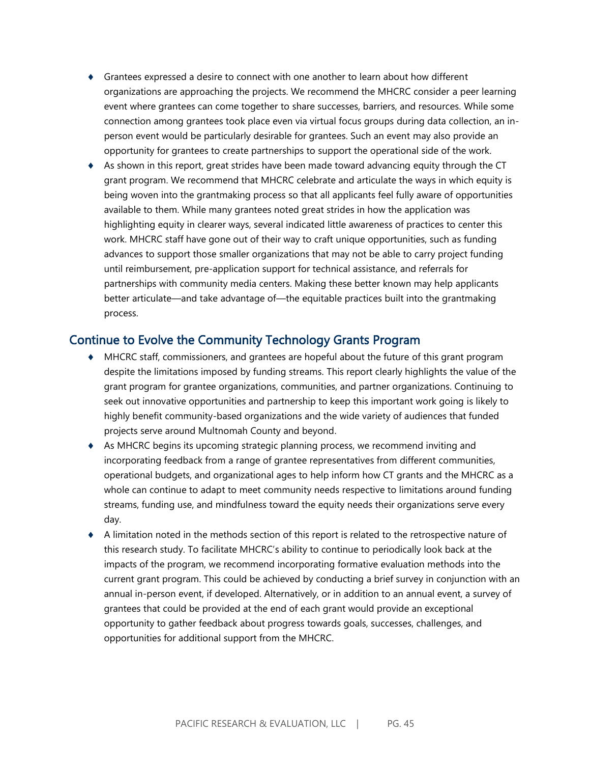- Grantees expressed a desire to connect with one another to learn about how different organizations are approaching the projects. We recommend the MHCRC consider a peer learning event where grantees can come together to share successes, barriers, and resources. While some connection among grantees took place even via virtual focus groups during data collection, an in-person event would be particularly desirable for grantees. Such an event may also provide an opportunity for grantees to create partnerships to support the operational side of the work.
- As shown in this report, great strides have been made toward advancing equity through the CT grant program. We recommend that MHCRC celebrate and articulate the ways in which equity is being woven into the grantmaking process so that all applicants feel fully aware of opportunities available to them. While many grantees noted great strides in how the application was highlighting equity in clearer ways, several indicated little awareness of practices to center this work. MHCRC staff have gone out of their way to craft unique opportunities, such as funding advances to support those smaller organizations that may not be able to carry project funding until reimbursement, pre-application support for technical assistance, and referrals for partnerships with community media centers. Making these better known may help applicants better articulate—and take advantage of—the equitable practices built into the grantmaking process.

## Continue to Evolve the Community Technology Grants Program

- MHCRC staff, commissioners, and grantees are hopeful about the future of this grant program despite the limitations imposed by funding streams. This report clearly highlights the value of the grant program for grantee organizations, communities, and partner organizations. Continuing to seek out innovative opportunities and partnership to keep this important work going is likely to highly benefit community-based organizations and the wide variety of audiences that funded projects serve around Multnomah County and beyond.
- As MHCRC begins its upcoming strategic planning process, we recommend inviting and incorporating feedback from a range of grantee representatives from different communities, operational budgets, and organizational ages to help inform how CT grants and the MHCRC as a whole can continue to adapt to meet community needs respective to limitations around funding streams, funding use, and mindfulness toward the equity needs their organizations serve every day.
- A limitation noted in the methods section of this report is related to the retrospective nature of this research study. To facilitate MHCRC's ability to continue to periodically look back at the impacts of the program, we recommend incorporating formative evaluation methods into the current grant program. This could be achieved by conducting a brief survey in conjunction with an annual in-person event, if developed. Alternatively, or in addition to an annual event, a survey of grantees that could be provided at the end of each grant would provide an exceptional opportunity to gather feedback about progress towards goals, successes, challenges, and opportunities for additional support from the MHCRC.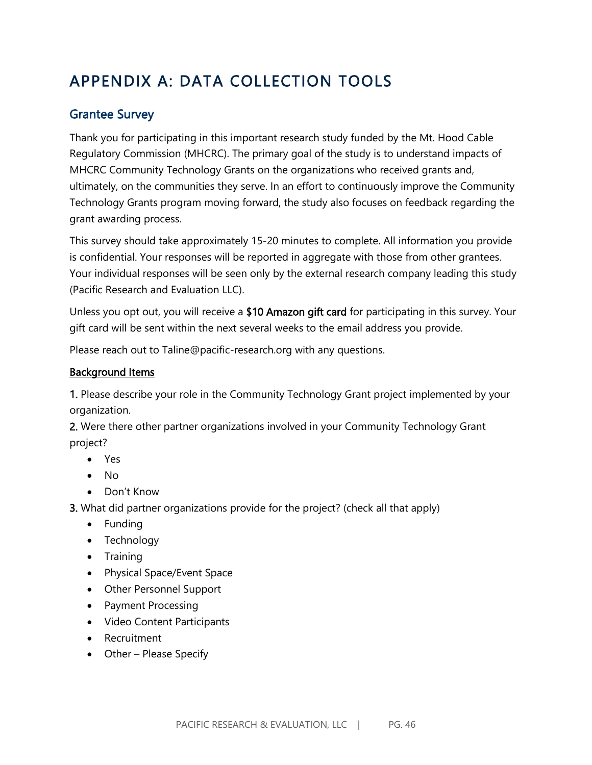# APPENDIX A: DATA COLLECTION TOOLS

## Grantee Survey

Thank you for participating in this important research study funded by the Mt. Hood Cable Regulatory Commission (MHCRC). The primary goal of the study is to understand impacts of MHCRC Community Technology Grants on the organizations who received grants and, ultimately, on the communities they serve. In an effort to continuously improve the Community Technology Grants program moving forward, the study also focuses on feedback regarding the grant awarding process.

This survey should take approximately 15-20 minutes to complete. All information you provide is confidential. Your responses will be reported in aggregate with those from other grantees. Your individual responses will be seen only by the external research company leading this study (Pacific Research and Evaluation LLC).

Unless you opt out, you will receive a **$10 Amazon gift card** for participating in this survey. Your gift card will be sent within the next several weeks to the email address you provide.

Please reach out to Taline@pacific-research.org with any questions.

<u>Background Items</u>

**1.** Please describe your role in the Community Technology Grant project implemented by your organization.

**2.** Were there other partner organizations involved in your Community Technology Grant project?

- Yes
- No
- Don't Know

**3.** What did partner organizations provide for the project? (check all that apply)

- Funding
- Technology
- Training
- Physical Space/Event Space
- Other Personnel Support
- Payment Processing
- Video Content Participants
- Recruitment
- Other – Please Specify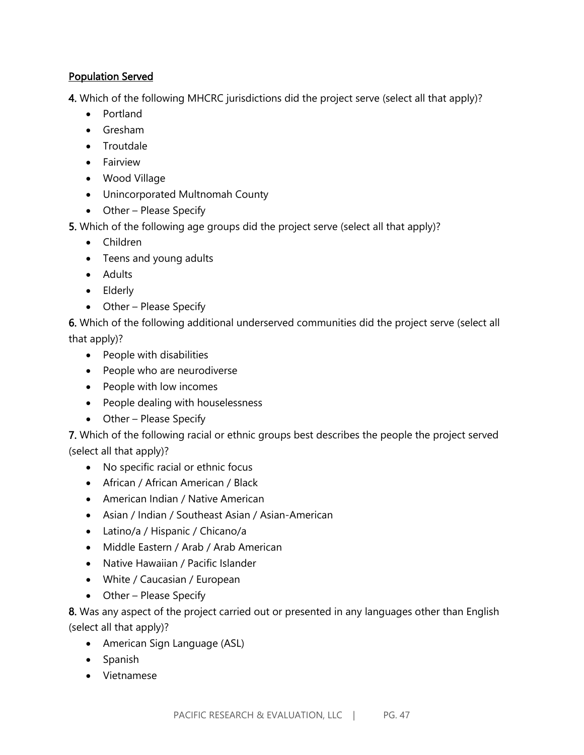<u>Population Served</u>

**4.** Which of the following MHCRC jurisdictions did the project serve (select all that apply)?

- Portland
- Gresham
- Troutdale
- Fairview
- Wood Village
- Unincorporated Multnomah County
- Other – Please Specify

**5.** Which of the following age groups did the project serve (select all that apply)?

- Children
- Teens and young adults
- Adults
- Elderly
- Other – Please Specify

**6.** Which of the following additional underserved communities did the project serve (select all that apply)?

- People with disabilities
- People who are neurodiverse
- People with low incomes
- People dealing with houselessness
- Other – Please Specify

**7.** Which of the following racial or ethnic groups best describes the people the project served (select all that apply)?

- No specific racial or ethnic focus
- African / African American / Black
- American Indian / Native American
- Asian / Indian / Southeast Asian / Asian-American
- Latino/a / Hispanic / Chicano/a
- Middle Eastern / Arab / Arab American
- Native Hawaiian / Pacific Islander
- White / Caucasian / European
- Other – Please Specify

**8.** Was any aspect of the project carried out or presented in any languages other than English (select all that apply)?

- American Sign Language (ASL)
- Spanish
- Vietnamese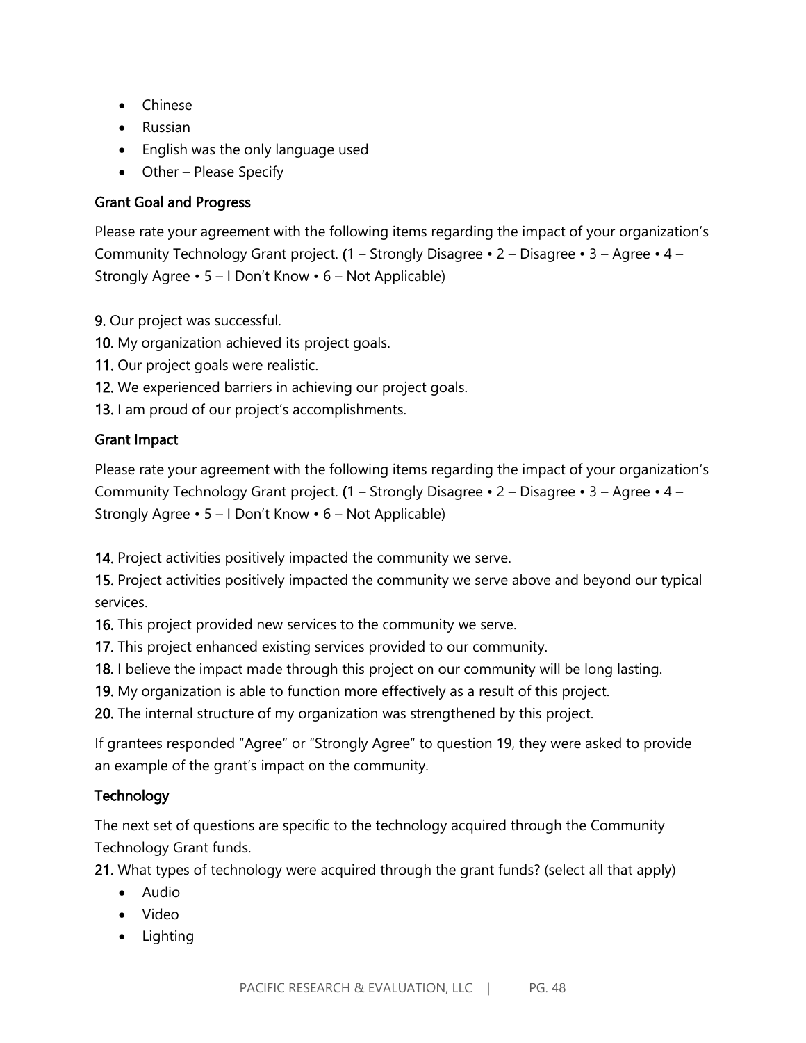- Chinese
- Russian
- English was the only language used
- Other – Please Specify

## Grant Goal and Progress

Please rate your agreement with the following items regarding the impact of your organization's Community Technology Grant project. (1 – Strongly Disagree • 2 – Disagree • 3 – Agree • 4 – Strongly Agree • 5 – I Don't Know • 6 – Not Applicable)

**9.** Our project was successful.
**10.** My organization achieved its project goals.
**11.** Our project goals were realistic.
**12.** We experienced barriers in achieving our project goals.
**13.** I am proud of our project's accomplishments.

## Grant Impact

Please rate your agreement with the following items regarding the impact of your organization's Community Technology Grant project. (1 – Strongly Disagree • 2 – Disagree • 3 – Agree • 4 – Strongly Agree • 5 – I Don't Know • 6 – Not Applicable)

**14.** Project activities positively impacted the community we serve.
**15.** Project activities positively impacted the community we serve above and beyond our typical services.
**16.** This project provided new services to the community we serve.
**17.** This project enhanced existing services provided to our community.
**18.** I believe the impact made through this project on our community will be long lasting.
**19.** My organization is able to function more effectively as a result of this project.
**20.** The internal structure of my organization was strengthened by this project.

If grantees responded "Agree" or "Strongly Agree" to question 19, they were asked to provide an example of the grant's impact on the community.

## Technology

The next set of questions are specific to the technology acquired through the Community Technology Grant funds.

**21.** What types of technology were acquired through the grant funds? (select all that apply)

- Audio
- Video
- Lighting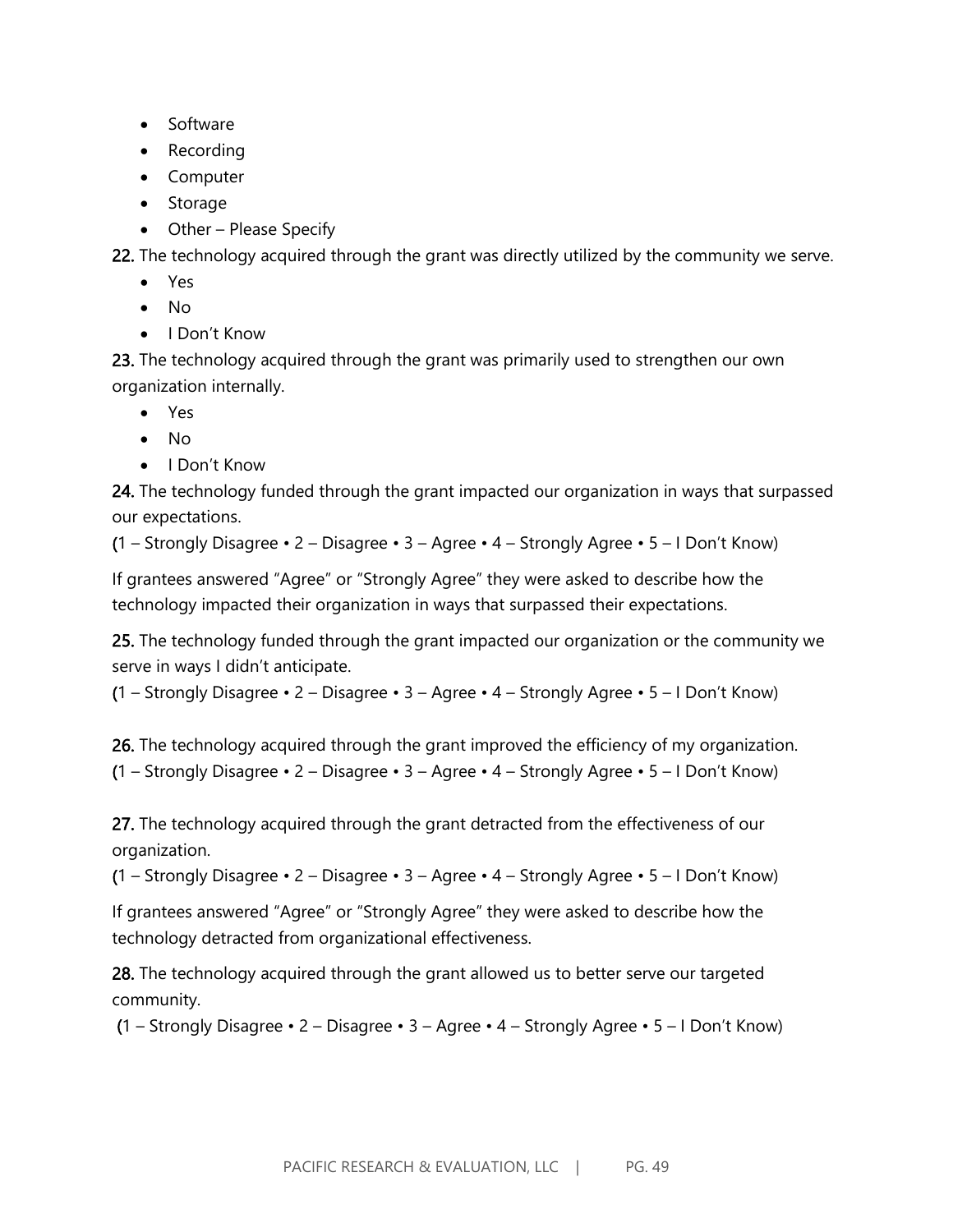- Software
- Recording
- Computer
- Storage
- Other – Please Specify

**22.** The technology acquired through the grant was directly utilized by the community we serve.

- Yes
- No
- I Don't Know

**23.** The technology acquired through the grant was primarily used to strengthen our own organization internally.

- Yes
- No
- I Don't Know

**24.** The technology funded through the grant impacted our organization in ways that surpassed our expectations.

(1 – Strongly Disagree • 2 – Disagree • 3 – Agree • 4 – Strongly Agree • 5 – I Don't Know)

If grantees answered "Agree" or "Strongly Agree" they were asked to describe how the technology impacted their organization in ways that surpassed their expectations.

**25.** The technology funded through the grant impacted our organization or the community we serve in ways I didn't anticipate.

(1 – Strongly Disagree • 2 – Disagree • 3 – Agree • 4 – Strongly Agree • 5 – I Don't Know)

**26.** The technology acquired through the grant improved the efficiency of my organization.

(1 – Strongly Disagree • 2 – Disagree • 3 – Agree • 4 – Strongly Agree • 5 – I Don't Know)

**27.** The technology acquired through the grant detracted from the effectiveness of our organization.

(1 – Strongly Disagree • 2 – Disagree • 3 – Agree • 4 – Strongly Agree • 5 – I Don't Know)

If grantees answered "Agree" or "Strongly Agree" they were asked to describe how the technology detracted from organizational effectiveness.

**28.** The technology acquired through the grant allowed us to better serve our targeted community.

(1 – Strongly Disagree • 2 – Disagree • 3 – Agree • 4 – Strongly Agree • 5 – I Don't Know)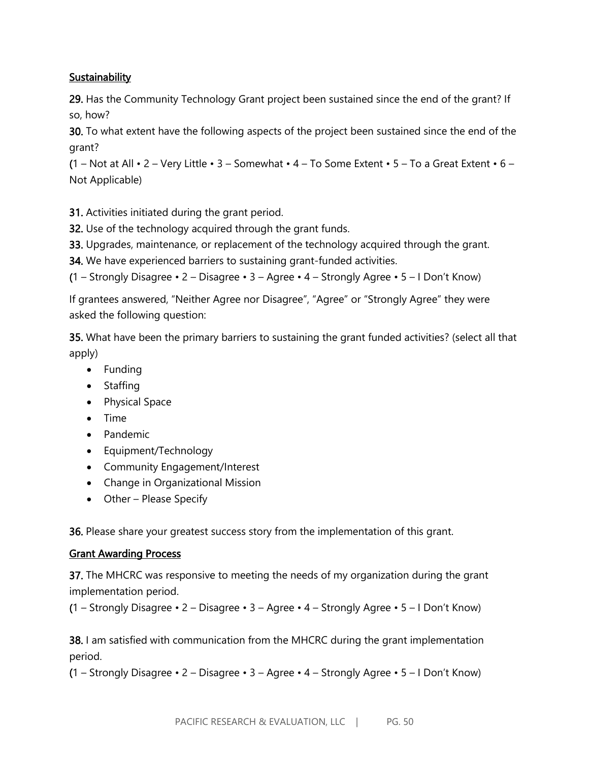<u>Sustainability</u>

**29.** Has the Community Technology Grant project been sustained since the end of the grant? If so, how?

**30.** To what extent have the following aspects of the project been sustained since the end of the grant?

(1 – Not at All • 2 – Very Little • 3 – Somewhat • 4 – To Some Extent • 5 – To a Great Extent • 6 – Not Applicable)

**31.** Activities initiated during the grant period.

**32.** Use of the technology acquired through the grant funds.

**33.** Upgrades, maintenance, or replacement of the technology acquired through the grant.

**34.** We have experienced barriers to sustaining grant-funded activities.

(1 – Strongly Disagree • 2 – Disagree • 3 – Agree • 4 – Strongly Agree • 5 – I Don't Know)

If grantees answered, "Neither Agree nor Disagree", "Agree" or "Strongly Agree" they were asked the following question:

**35.** What have been the primary barriers to sustaining the grant funded activities? (select all that apply)

- Funding
- Staffing
- Physical Space
- Time
- Pandemic
- Equipment/Technology
- Community Engagement/Interest
- Change in Organizational Mission
- Other – Please Specify

**36.** Please share your greatest success story from the implementation of this grant.

<u>Grant Awarding Process</u>

**37.** The MHCRC was responsive to meeting the needs of my organization during the grant implementation period.

(1 – Strongly Disagree • 2 – Disagree • 3 – Agree • 4 – Strongly Agree • 5 – I Don't Know)

**38.** I am satisfied with communication from the MHCRC during the grant implementation period.

(1 – Strongly Disagree • 2 – Disagree • 3 – Agree • 4 – Strongly Agree • 5 – I Don't Know)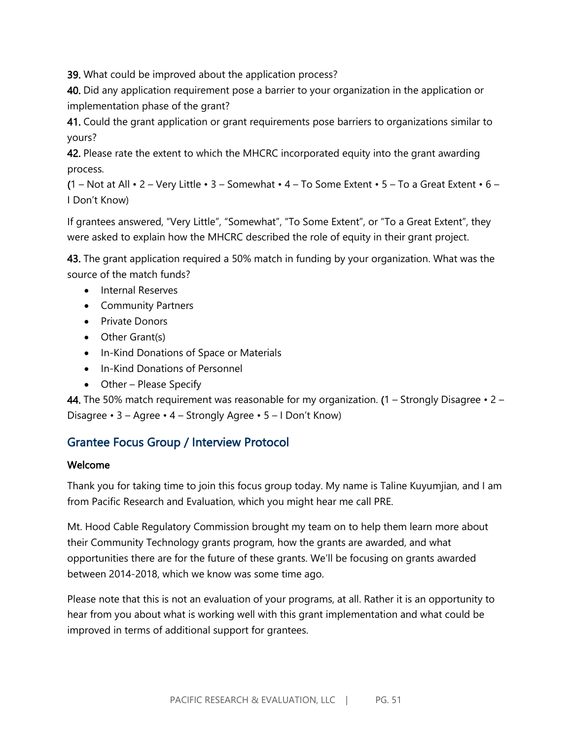**39.** What could be improved about the application process?

**40.** Did any application requirement pose a barrier to your organization in the application or implementation phase of the grant?

**41.** Could the grant application or grant requirements pose barriers to organizations similar to yours?

**42.** Please rate the extent to which the MHCRC incorporated equity into the grant awarding process.
(1 – Not at All • 2 – Very Little • 3 – Somewhat • 4 – To Some Extent • 5 – To a Great Extent • 6 – I Don't Know)

If grantees answered, "Very Little", "Somewhat", "To Some Extent", or "To a Great Extent", they were asked to explain how the MHCRC described the role of equity in their grant project.

**43.** The grant application required a 50% match in funding by your organization. What was the source of the match funds?

- Internal Reserves
- Community Partners
- Private Donors
- Other Grant(s)
- In-Kind Donations of Space or Materials
- In-Kind Donations of Personnel
- Other – Please Specify

**44.** The 50% match requirement was reasonable for my organization. (1 – Strongly Disagree • 2 – Disagree • 3 – Agree • 4 – Strongly Agree • 5 – I Don't Know)

## Grantee Focus Group / Interview Protocol

### Welcome

Thank you for taking time to join this focus group today. My name is Taline Kuyumjian, and I am from Pacific Research and Evaluation, which you might hear me call PRE.

Mt. Hood Cable Regulatory Commission brought my team on to help them learn more about their Community Technology grants program, how the grants are awarded, and what opportunities there are for the future of these grants. We'll be focusing on grants awarded between 2014-2018, which we know was some time ago.

Please note that this is not an evaluation of your programs, at all. Rather it is an opportunity to hear from you about what is working well with this grant implementation and what could be improved in terms of additional support for grantees.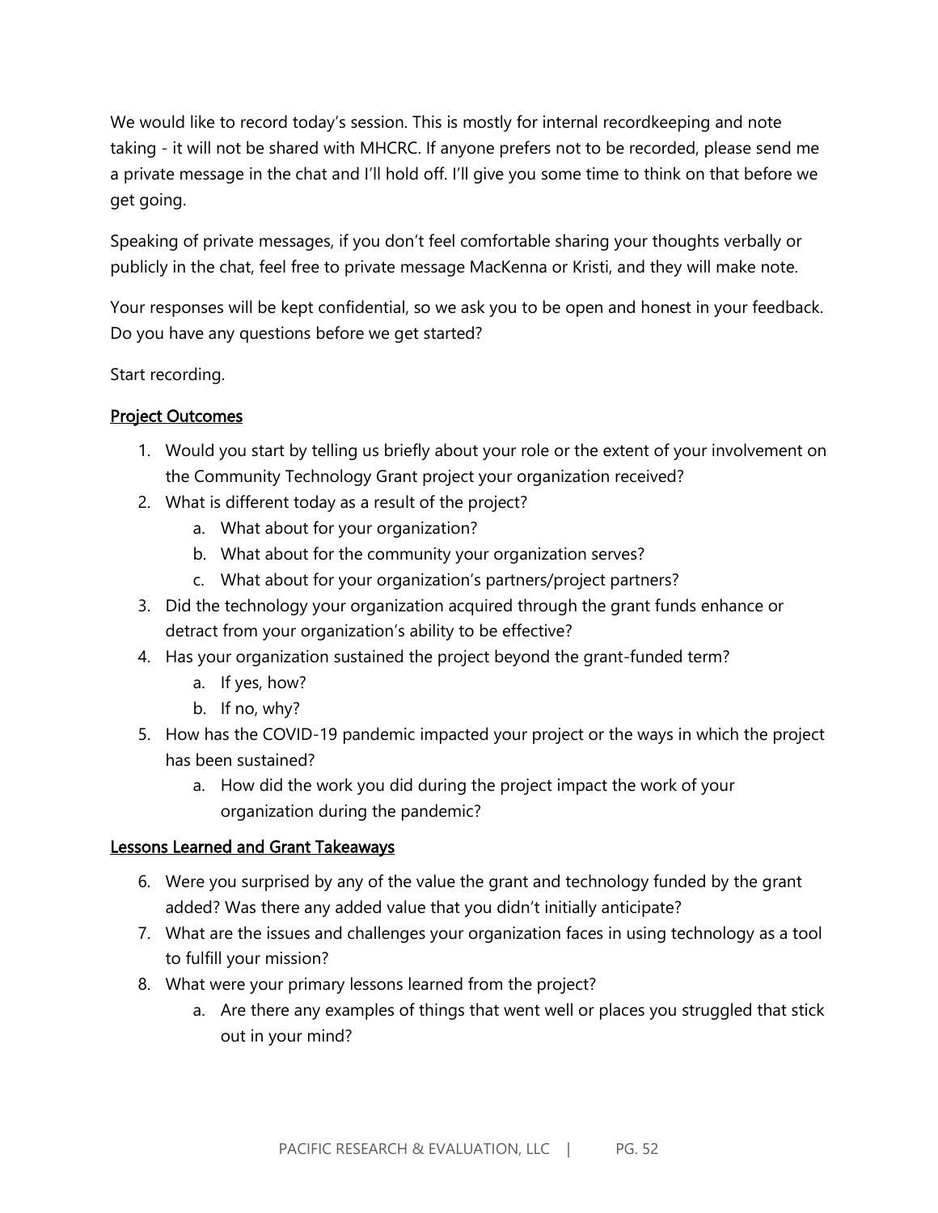We would like to record today's session. This is mostly for internal recordkeeping and note taking - it will not be shared with MHCRC. If anyone prefers not to be recorded, please send me a private message in the chat and I'll hold off. I'll give you some time to think on that before we get going.

Speaking of private messages, if you don't feel comfortable sharing your thoughts verbally or publicly in the chat, feel free to private message MacKenna or Kristi, and they will make note.

Your responses will be kept confidential, so we ask you to be open and honest in your feedback. Do you have any questions before we get started?

Start recording.

### Project Outcomes

1. Would you start by telling us briefly about your role or the extent of your involvement on the Community Technology Grant project your organization received?
2. What is different today as a result of the project?
   a. What about for your organization?
   b. What about for the community your organization serves?
   c. What about for your organization's partners/project partners?
3. Did the technology your organization acquired through the grant funds enhance or detract from your organization's ability to be effective?
4. Has your organization sustained the project beyond the grant-funded term?
   a. If yes, how?
   b. If no, why?
5. How has the COVID-19 pandemic impacted your project or the ways in which the project has been sustained?
   a. How did the work you did during the project impact the work of your organization during the pandemic?

### Lessons Learned and Grant Takeaways

6. Were you surprised by any of the value the grant and technology funded by the grant added? Was there any added value that you didn't initially anticipate?
7. What are the issues and challenges your organization faces in using technology as a tool to fulfill your mission?
8. What were your primary lessons learned from the project?
   a. Are there any examples of things that went well or places you struggled that stick out in your mind?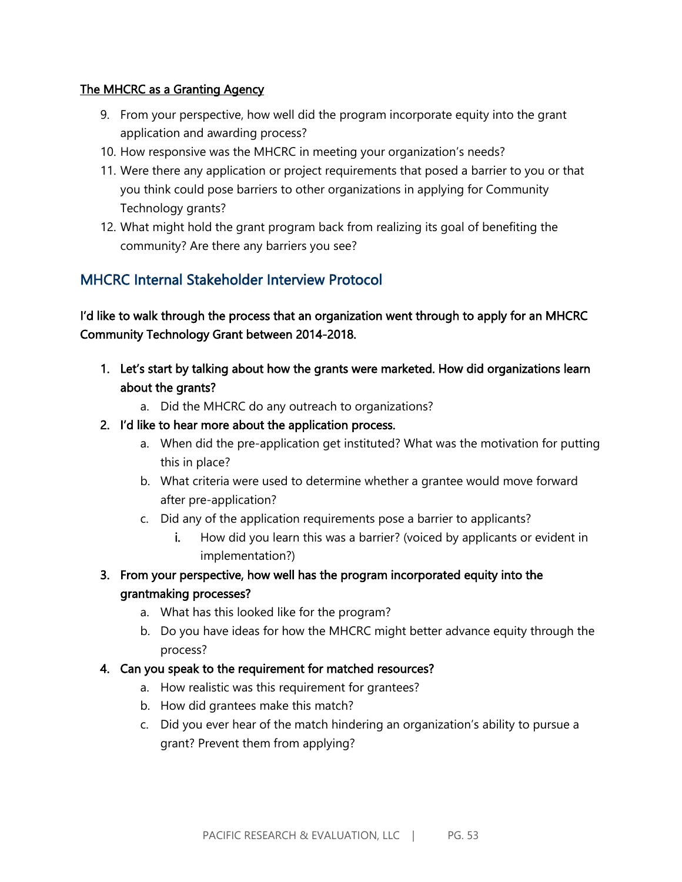<u>**The MHCRC as a Granting Agency**</u>

9. From your perspective, how well did the program incorporate equity into the grant application and awarding process?
10. How responsive was the MHCRC in meeting your organization's needs?
11. Were there any application or project requirements that posed a barrier to you or that you think could pose barriers to other organizations in applying for Community Technology grants?
12. What might hold the grant program back from realizing its goal of benefiting the community? Are there any barriers you see?

## MHCRC Internal Stakeholder Interview Protocol

**I'd like to walk through the process that an organization went through to apply for an MHCRC Community Technology Grant between 2014-2018.**

1. **Let's start by talking about how the grants were marketed. How did organizations learn about the grants?**
   a. Did the MHCRC do any outreach to organizations?
2. **I'd like to hear more about the application process.**
   a. When did the pre-application get instituted? What was the motivation for putting this in place?
   b. What criteria were used to determine whether a grantee would move forward after pre-application?
   c. Did any of the application requirements pose a barrier to applicants?
      i. How did you learn this was a barrier? (voiced by applicants or evident in implementation?)
3. **From your perspective, how well has the program incorporated equity into the grantmaking processes?**
   a. What has this looked like for the program?
   b. Do you have ideas for how the MHCRC might better advance equity through the process?
4. **Can you speak to the requirement for matched resources?**
   a. How realistic was this requirement for grantees?
   b. How did grantees make this match?
   c. Did you ever hear of the match hindering an organization's ability to pursue a grant? Prevent them from applying?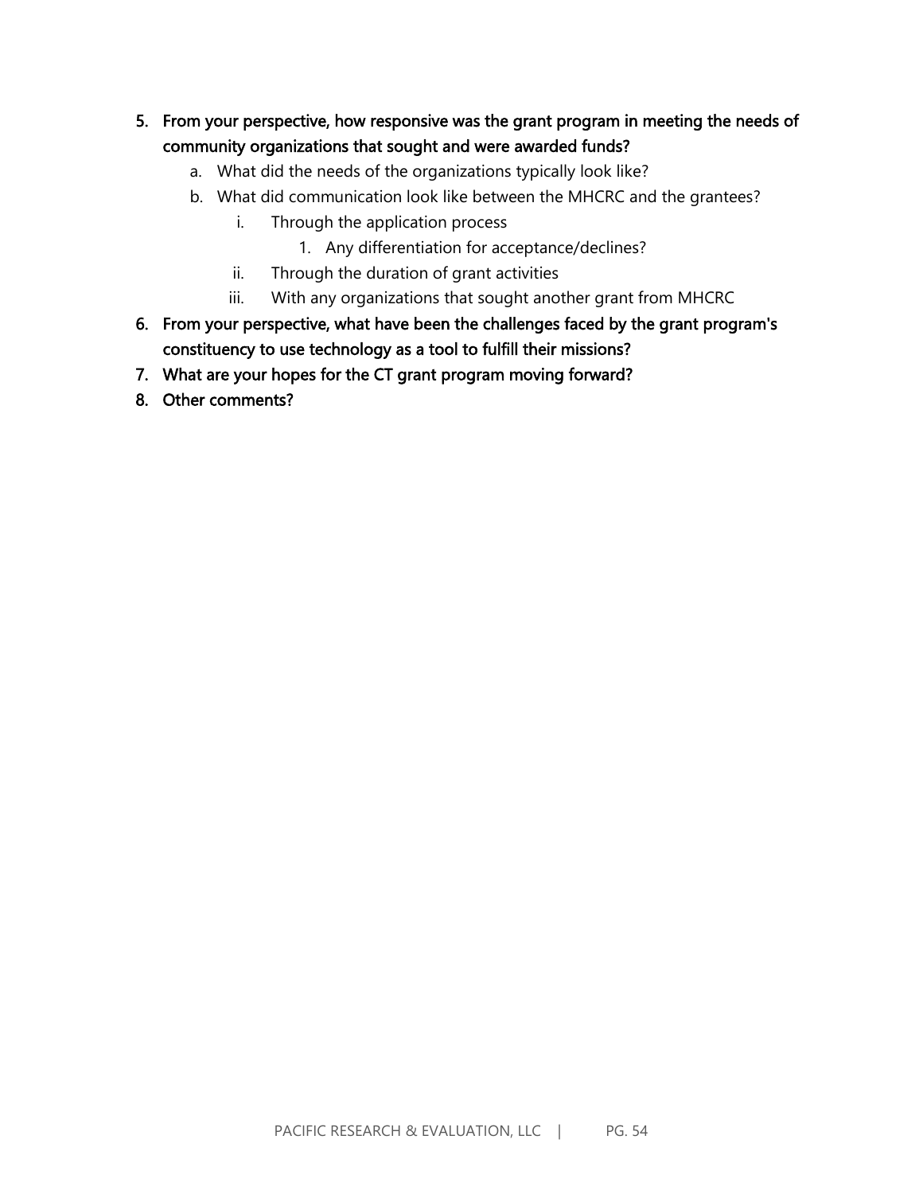5. **From your perspective, how responsive was the grant program in meeting the needs of community organizations that sought and were awarded funds?**
    a. What did the needs of the organizations typically look like?
    b. What did communication look like between the MHCRC and the grantees?
        i. Through the application process
            1. Any differentiation for acceptance/declines?
        ii. Through the duration of grant activities
        iii. With any organizations that sought another grant from MHCRC
6. **From your perspective, what have been the challenges faced by the grant program's constituency to use technology as a tool to fulfill their missions?**
7. **What are your hopes for the CT grant program moving forward?**
8. **Other comments?**